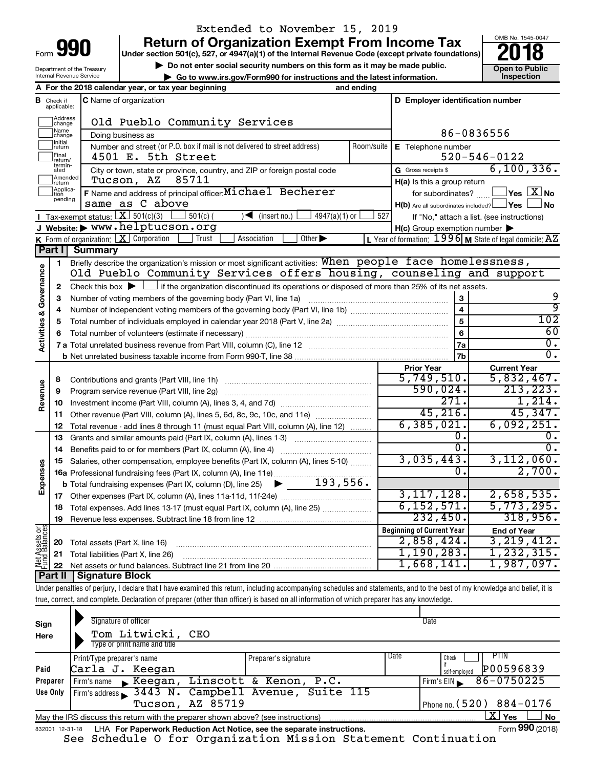Extended to November 15, 2019

Form **990**

# Return of Organization Exempt From Income Tax

Under section 501(c), 527, or 4947(a)(1) of the Internal Revenue Code (except private foundations)

▶ Do not enter social security numbers on this form as it may be made public.

▶ Go to www.irs.gov/Form990 for instructions and the latest information.

Department of the Treasury
Internal Revenue Service

OMB No. 1545-0047

**2018**

**Open to Public Inspection**

**A** For the 2018 calendar year, or tax year beginning and ending

**B** Check if applicable: Address change, Name change, Initial return, Final return/terminated, Amended return, Application pending

**C** Name of organization: Old Pueblo Community Services

Doing business as

Number and street (or P.O. box if mail is not delivered to street address) Room/suite: 4501 E. 5th Street

City or town, state or province, country, and ZIP or foreign postal code: Tucson, AZ 85711

**D** Employer identification number: 86-0836556

**E** Telephone number: 520-546-0122

**G** Gross receipts $ 6,100,336.

**F** Name and address of principal officer: Michael Becherer same as C above

**H(a)** Is this a group return for subordinates? ☐ Yes ☒ No

**H(b)** Are all subordinates included? ☐ Yes ☐ No — If "No," attach a list. (see instructions)

**H(c)** Group exemption number ▶

**I** Tax-exempt status: ☒ 501(c)(3) ☐ 501(c) ( ) ◀ (insert no.) ☐ 4947(a)(1) or ☐ 527

**J** Website: ▶ www.helptucson.org

**K** Form of organization: ☒ Corporation ☐ Trust ☐ Association ☐ Other ▶

**L** Year of formation: 1996 **M** State of legal domicile: AZ

## Part I Summary

**Activities & Governance**

1 Briefly describe the organization's mission or most significant activities: When people face homelessness, Old Pueblo Community Services offers housing, counseling and support

2 Check this box ▶ ☐ if the organization discontinued its operations or disposed of more than 25% of its net assets.

| | | | |
|---|---|---|---|
| 3 | Number of voting members of the governing body (Part VI, line 1a) | 3 | 9 |
| 4 | Number of independent voting members of the governing body (Part VI, line 1b) | 4 | 9 |
| 5 | Total number of individuals employed in calendar year 2018 (Part V, line 2a) | 5 | 102 |
| 6 | Total number of volunteers (estimate if necessary) | 6 | 60 |
| 7a | Total unrelated business revenue from Part VIII, column (C), line 12 | 7a | 0. |
| b | Net unrelated business taxable income from Form 990-T, line 38 | 7b | 0. |

| | | | Prior Year | Current Year |
|---|---|---|---|---|
| **Revenue** | 8 | Contributions and grants (Part VIII, line 1h) | 5,749,510. | 5,832,467. |
| | 9 | Program service revenue (Part VIII, line 2g) | 590,024. | 213,223. |
| | 10 | Investment income (Part VIII, column (A), lines 3, 4, and 7d) | 271. | 1,214. |
| | 11 | Other revenue (Part VIII, column (A), lines 5, 6d, 8c, 9c, 10c, and 11e) | 45,216. | 45,347. |
| | 12 | Total revenue - add lines 8 through 11 (must equal Part VIII, column (A), line 12) | 6,385,021. | 6,092,251. |
| **Expenses** | 13 | Grants and similar amounts paid (Part IX, column (A), lines 1-3) | 0. | 0. |
| | 14 | Benefits paid to or for members (Part IX, column (A), line 4) | 0. | 0. |
| | 15 | Salaries, other compensation, employee benefits (Part IX, column (A), lines 5-10) | 3,035,443. | 3,112,060. |
| | 16a | Professional fundraising fees (Part IX, column (A), line 11e) | 0. | 2,700. |
| | b | Total fundraising expenses (Part IX, column (D), line 25) ▶ 193,556. | | |
| | 17 | Other expenses (Part IX, column (A), lines 11a-11d, 11f-24e) | 3,117,128. | 2,658,535. |
| | 18 | Total expenses. Add lines 13-17 (must equal Part IX, column (A), line 25) | 6,152,571. | 5,773,295. |
| | 19 | Revenue less expenses. Subtract line 18 from line 12 | 232,450. | 318,956. |
| | | | **Beginning of Current Year** | **End of Year** |
| **Net Assets or Fund Balances** | 20 | Total assets (Part X, line 16) | 2,858,424. | 3,219,412. |
| | 21 | Total liabilities (Part X, line 26) | 1,190,283. | 1,232,315. |
| | 22 | Net assets or fund balances. Subtract line 21 from line 20 | 1,668,141. | 1,987,097. |

## Part II Signature Block

Under penalties of perjury, I declare that I have examined this return, including accompanying schedules and statements, and to the best of my knowledge and belief, it is true, correct, and complete. Declaration of preparer (other than officer) is based on all information of which preparer has any knowledge.

**Sign Here**

Signature of officer — Date

Tom Litwicki, CEO
Type or print name and title

**Paid Preparer Use Only**

| Print/Type preparer's name | Preparer's signature | Date | Check ☐ if self-employed | PTIN |
|---|---|---|---|---|
| Carla J. Keegan | | | | P00596839 |

Firm's name ▶ Keegan, Linscott & Kenon, P.C. — Firm's EIN ▶ 86-0750225

Firm's address ▶ 3443 N. Campbell Avenue, Suite 115, Tucson, AZ 85719 — Phone no. (520) 884-0176

May the IRS discuss this return with the preparer shown above? (see instructions) ☒ Yes ☐ No

832001 12-31-18 LHA For Paperwork Reduction Act Notice, see the separate instructions. Form **990** (2018)

See Schedule O for Organization Mission Statement Continuation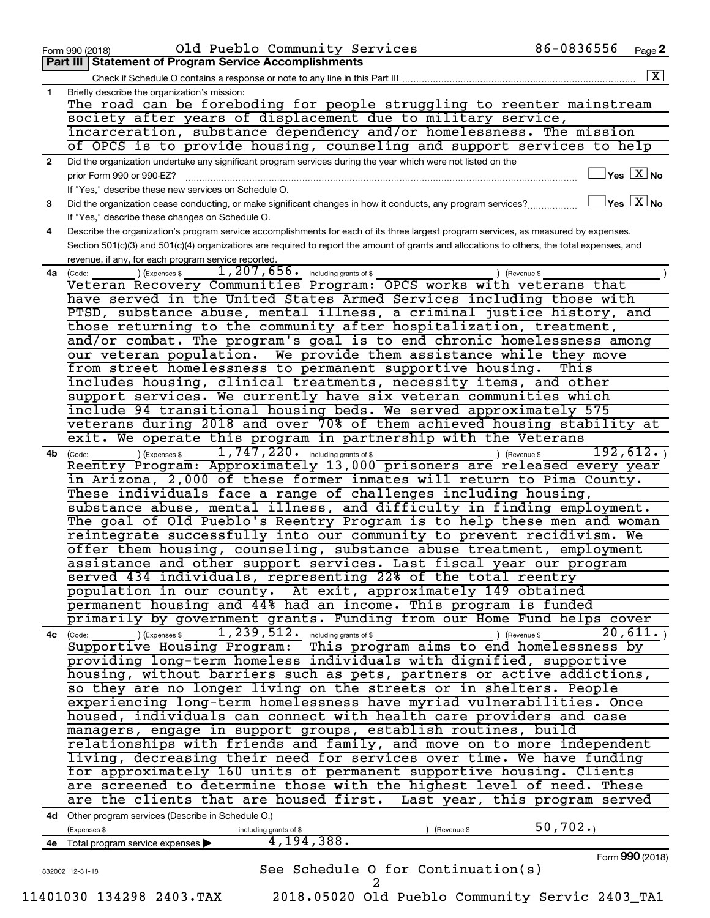Form 990 (2018) Old Pueblo Community Services 86-0836556 Page **2**

**Part III | Statement of Program Service Accomplishments**

Check if Schedule O contains a response or note to any line in this Part III ☒

**1** Briefly describe the organization's mission:

The road can be foreboding for people struggling to reenter mainstream society after years of displacement due to military service, incarceration, substance dependency and/or homelessness. The mission of OPCS is to provide housing, counseling and support services to help

**2** Did the organization undertake any significant program services during the year which were not listed on the prior Form 990 or 990-EZ? ☐ Yes ☒ No

If "Yes," describe these new services on Schedule O.

**3** Did the organization cease conducting, or make significant changes in how it conducts, any program services? ☐ Yes ☒ No

If "Yes," describe these changes on Schedule O.

**4** Describe the organization's program service accomplishments for each of its three largest program services, as measured by expenses. Section 501(c)(3) and 501(c)(4) organizations are required to report the amount of grants and allocations to others, the total expenses, and revenue, if any, for each program service reported.

**4a** (Code: ) (Expenses $ 1,207,656. including grants of $ ) (Revenue $ )

Veteran Recovery Communities Program: OPCS works with veterans that have served in the United States Armed Services including those with PTSD, substance abuse, mental illness, a criminal justice history, and those returning to the community after hospitalization, treatment, and/or combat. The program's goal is to end chronic homelessness among our veteran population. We provide them assistance while they move from street homelessness to permanent supportive housing. This includes housing, clinical treatments, necessity items, and other support services. We currently have six veteran communities which include 94 transitional housing beds. We served approximately 575 veterans during 2018 and over 70% of them achieved housing stability at exit. We operate this program in partnership with the Veterans

**4b** (Code: ) (Expenses $ 1,747,220. including grants of $ ) (Revenue $ 192,612.)

Reentry Program: Approximately 13,000 prisoners are released every year in Arizona, 2,000 of these former inmates will return to Pima County. These individuals face a range of challenges including housing, substance abuse, mental illness, and difficulty in finding employment. The goal of Old Pueblo's Reentry Program is to help these men and woman reintegrate successfully into our community to prevent recidivism. We offer them housing, counseling, substance abuse treatment, employment assistance and other support services. Last fiscal year our program served 434 individuals, representing 22% of the total reentry population in our county. At exit, approximately 149 obtained permanent housing and 44% had an income. This program is funded primarily by government grants. Funding from our Home Fund helps cover

**4c** (Code: ) (Expenses $ 1,239,512. including grants of $ ) (Revenue $ 20,611.)

Supportive Housing Program: This program aims to end homelessness by providing long-term homeless individuals with dignified, supportive housing, without barriers such as pets, partners or active addictions, so they are no longer living on the streets or in shelters. People experiencing long-term homelessness have myriad vulnerabilities. Once housed, individuals can connect with health care providers and case managers, engage in support groups, establish routines, build relationships with friends and family, and move on to more independent living, decreasing their need for services over time. We have funding for approximately 160 units of permanent supportive housing. Clients are screened to determine those with the highest level of need. These are the clients that are housed first. Last year, this program served

**4d** Other program services (Describe in Schedule O.)

(Expenses $ including grants of $ ) (Revenue $ 50,702.)

**4e** Total program service expenses ▶ 4,194,388.

Form **990** (2018)

832002 12-31-18

See Schedule O for Continuation(s)

11401030 134298 2403.TAX 2018.05020 Old Pueblo Community Servic 2403_TA1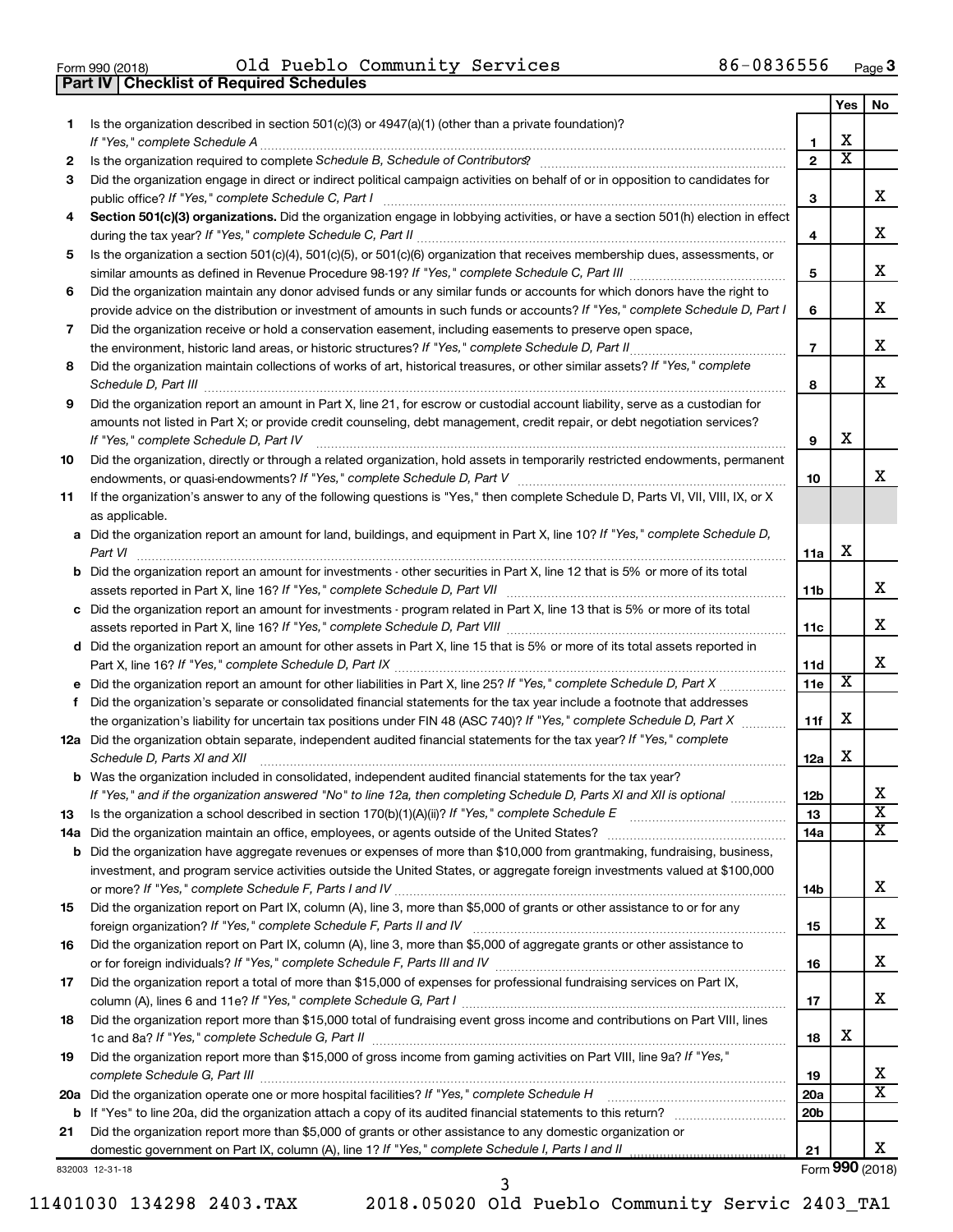Form 990 (2018) Old Pueblo Community Services 86-0836556 Page 3

**Part IV | Checklist of Required Schedules**

| | | Line | Yes | No |
|---|---|---|---|---|
| 1 | Is the organization described in section 501(c)(3) or 4947(a)(1) (other than a private foundation)? *If "Yes," complete Schedule A* | 1 | X | |
| 2 | Is the organization required to complete *Schedule B, Schedule of Contributors*? | 2 | X | |
| 3 | Did the organization engage in direct or indirect political campaign activities on behalf of or in opposition to candidates for public office? *If "Yes," complete Schedule C, Part I* | 3 | | X |
| 4 | **Section 501(c)(3) organizations.** Did the organization engage in lobbying activities, or have a section 501(h) election in effect during the tax year? *If "Yes," complete Schedule C, Part II* | 4 | | X |
| 5 | Is the organization a section 501(c)(4), 501(c)(5), or 501(c)(6) organization that receives membership dues, assessments, or similar amounts as defined in Revenue Procedure 98-19? *If "Yes," complete Schedule C, Part III* | 5 | | X |
| 6 | Did the organization maintain any donor advised funds or any similar funds or accounts for which donors have the right to provide advice on the distribution or investment of amounts in such funds or accounts? *If "Yes," complete Schedule D, Part I* | 6 | | X |
| 7 | Did the organization receive or hold a conservation easement, including easements to preserve open space, the environment, historic land areas, or historic structures? *If "Yes," complete Schedule D, Part II* | 7 | | X |
| 8 | Did the organization maintain collections of works of art, historical treasures, or other similar assets? *If "Yes," complete Schedule D, Part III* | 8 | | X |
| 9 | Did the organization report an amount in Part X, line 21, for escrow or custodial account liability, serve as a custodian for amounts not listed in Part X; or provide credit counseling, debt management, credit repair, or debt negotiation services? *If "Yes," complete Schedule D, Part IV* | 9 | X | |
| 10 | Did the organization, directly or through a related organization, hold assets in temporarily restricted endowments, permanent endowments, or quasi-endowments? *If "Yes," complete Schedule D, Part V* | 10 | | X |
| 11 | If the organization's answer to any of the following questions is "Yes," then complete Schedule D, Parts VI, VII, VIII, IX, or X as applicable. | | | |
| a | Did the organization report an amount for land, buildings, and equipment in Part X, line 10? *If "Yes," complete Schedule D, Part VI* | 11a | X | |
| b | Did the organization report an amount for investments - other securities in Part X, line 12 that is 5% or more of its total assets reported in Part X, line 16? *If "Yes," complete Schedule D, Part VII* | 11b | | X |
| c | Did the organization report an amount for investments - program related in Part X, line 13 that is 5% or more of its total assets reported in Part X, line 16? *If "Yes," complete Schedule D, Part VIII* | 11c | | X |
| d | Did the organization report an amount for other assets in Part X, line 15 that is 5% or more of its total assets reported in Part X, line 16? *If "Yes," complete Schedule D, Part IX* | 11d | | X |
| e | Did the organization report an amount for other liabilities in Part X, line 25? *If "Yes," complete Schedule D, Part X* | 11e | X | |
| f | Did the organization's separate or consolidated financial statements for the tax year include a footnote that addresses the organization's liability for uncertain tax positions under FIN 48 (ASC 740)? *If "Yes," complete Schedule D, Part X* | 11f | X | |
| 12a | Did the organization obtain separate, independent audited financial statements for the tax year? *If "Yes," complete Schedule D, Parts XI and XII* | 12a | X | |
| b | Was the organization included in consolidated, independent audited financial statements for the tax year? *If "Yes," and if the organization answered "No" to line 12a, then completing Schedule D, Parts XI and XII is optional* | 12b | | X |
| 13 | Is the organization a school described in section 170(b)(1)(A)(ii)? *If "Yes," complete Schedule E* | 13 | | X |
| 14a | Did the organization maintain an office, employees, or agents outside of the United States? | 14a | | X |
| b | Did the organization have aggregate revenues or expenses of more than $10,000 from grantmaking, fundraising, business, investment, and program service activities outside the United States, or aggregate foreign investments valued at $100,000 or more? *If "Yes," complete Schedule F, Parts I and IV* | 14b | | X |
| 15 | Did the organization report on Part IX, column (A), line 3, more than $5,000 of grants or other assistance to or for any foreign organization? *If "Yes," complete Schedule F, Parts II and IV* | 15 | | X |
| 16 | Did the organization report on Part IX, column (A), line 3, more than $5,000 of aggregate grants or other assistance to or for foreign individuals? *If "Yes," complete Schedule F, Parts III and IV* | 16 | | X |
| 17 | Did the organization report a total of more than $15,000 of expenses for professional fundraising services on Part IX, column (A), lines 6 and 11e? *If "Yes," complete Schedule G, Part I* | 17 | | X |
| 18 | Did the organization report more than $15,000 total of fundraising event gross income and contributions on Part VIII, lines 1c and 8a? *If "Yes," complete Schedule G, Part II* | 18 | X | |
| 19 | Did the organization report more than $15,000 of gross income from gaming activities on Part VIII, line 9a? *If "Yes," complete Schedule G, Part III* | 19 | | X |
| 20a | Did the organization operate one or more hospital facilities? *If "Yes," complete Schedule H* | 20a | | X |
| b | If "Yes" to line 20a, did the organization attach a copy of its audited financial statements to this return? | 20b | | |
| 21 | Did the organization report more than $5,000 of grants or other assistance to any domestic organization or domestic government on Part IX, column (A), line 1? *If "Yes," complete Schedule I, Parts I and II* | 21 | | X |

832003 12-31-18 Form **990** (2018)

11401030 134298 2403.TAX 2018.05020 Old Pueblo Community Servic 2403_TA1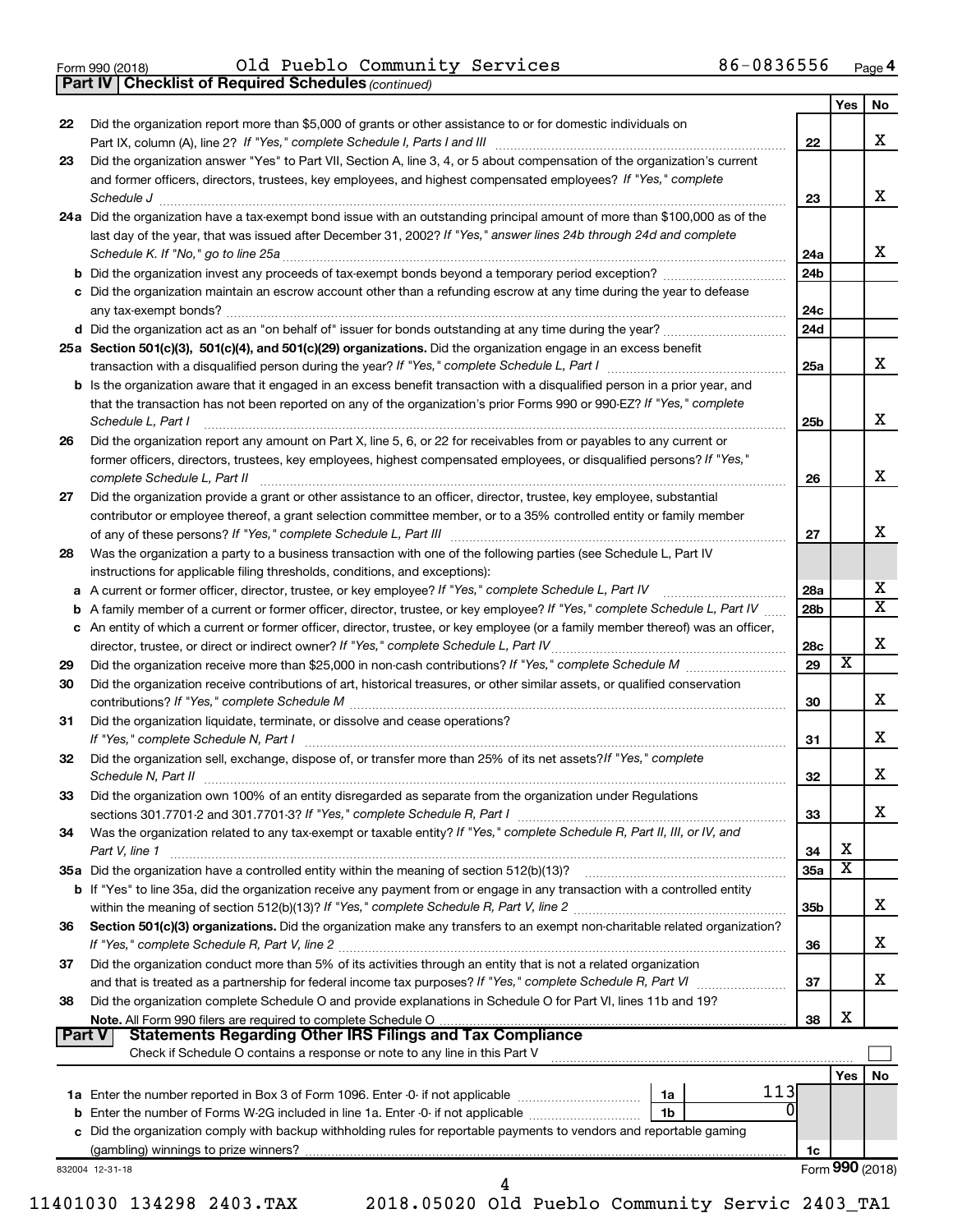Form 990 (2018) Old Pueblo Community Services 86-0836556 Page 4

**Part IV | Checklist of Required Schedules** *(continued)*

| | | | Yes | No |
|---|---|---|---|---|
| 22 | Did the organization report more than $5,000 of grants or other assistance to or for domestic individuals on Part IX, column (A), line 2? *If "Yes," complete Schedule I, Parts I and III* | 22 | | X |
| 23 | Did the organization answer "Yes" to Part VII, Section A, line 3, 4, or 5 about compensation of the organization's current and former officers, directors, trustees, key employees, and highest compensated employees? *If "Yes," complete Schedule J* | 23 | | X |
| 24a | Did the organization have a tax-exempt bond issue with an outstanding principal amount of more than $100,000 as of the last day of the year, that was issued after December 31, 2002? *If "Yes," answer lines 24b through 24d and complete Schedule K. If "No," go to line 25a* | 24a | | X |
| b | Did the organization invest any proceeds of tax-exempt bonds beyond a temporary period exception? | 24b | | |
| c | Did the organization maintain an escrow account other than a refunding escrow at any time during the year to defease any tax-exempt bonds? | 24c | | |
| d | Did the organization act as an "on behalf of" issuer for bonds outstanding at any time during the year? | 24d | | |
| 25a | **Section 501(c)(3), 501(c)(4), and 501(c)(29) organizations.** Did the organization engage in an excess benefit transaction with a disqualified person during the year? *If "Yes," complete Schedule L, Part I* | 25a | | X |
| b | Is the organization aware that it engaged in an excess benefit transaction with a disqualified person in a prior year, and that the transaction has not been reported on any of the organization's prior Forms 990 or 990-EZ? *If "Yes," complete Schedule L, Part I* | 25b | | X |
| 26 | Did the organization report any amount on Part X, line 5, 6, or 22 for receivables from or payables to any current or former officers, directors, trustees, key employees, highest compensated employees, or disqualified persons? *If "Yes," complete Schedule L, Part II* | 26 | | X |
| 27 | Did the organization provide a grant or other assistance to an officer, director, trustee, key employee, substantial contributor or employee thereof, a grant selection committee member, or to a 35% controlled entity or family member of any of these persons? *If "Yes," complete Schedule L, Part III* | 27 | | X |
| 28 | Was the organization a party to a business transaction with one of the following parties (see Schedule L, Part IV instructions for applicable filing thresholds, conditions, and exceptions): | | | |
| a | A current or former officer, director, trustee, or key employee? *If "Yes," complete Schedule L, Part IV* | 28a | | X |
| b | A family member of a current or former officer, director, trustee, or key employee? *If "Yes," complete Schedule L, Part IV* | 28b | | X |
| c | An entity of which a current or former officer, director, trustee, or key employee (or a family member thereof) was an officer, director, trustee, or direct or indirect owner? *If "Yes," complete Schedule L, Part IV* | 28c | | X |
| 29 | Did the organization receive more than $25,000 in non-cash contributions? *If "Yes," complete Schedule M* | 29 | X | |
| 30 | Did the organization receive contributions of art, historical treasures, or other similar assets, or qualified conservation contributions? *If "Yes," complete Schedule M* | 30 | | X |
| 31 | Did the organization liquidate, terminate, or dissolve and cease operations? *If "Yes," complete Schedule N, Part I* | 31 | | X |
| 32 | Did the organization sell, exchange, dispose of, or transfer more than 25% of its net assets? *If "Yes," complete Schedule N, Part II* | 32 | | X |
| 33 | Did the organization own 100% of an entity disregarded as separate from the organization under Regulations sections 301.7701-2 and 301.7701-3? *If "Yes," complete Schedule R, Part I* | 33 | | X |
| 34 | Was the organization related to any tax-exempt or taxable entity? *If "Yes," complete Schedule R, Part II, III, or IV, and Part V, line 1* | 34 | X | |
| 35a | Did the organization have a controlled entity within the meaning of section 512(b)(13)? | 35a | X | |
| b | If "Yes" to line 35a, did the organization receive any payment from or engage in any transaction with a controlled entity within the meaning of section 512(b)(13)? *If "Yes," complete Schedule R, Part V, line 2* | 35b | | X |
| 36 | **Section 501(c)(3) organizations.** Did the organization make any transfers to an exempt non-charitable related organization? *If "Yes," complete Schedule R, Part V, line 2* | 36 | | X |
| 37 | Did the organization conduct more than 5% of its activities through an entity that is not a related organization and that is treated as a partnership for federal income tax purposes? *If "Yes," complete Schedule R, Part VI* | 37 | | X |
| 38 | Did the organization complete Schedule O and provide explanations in Schedule O for Part VI, lines 11b and 19? **Note.** All Form 990 filers are required to complete Schedule O | 38 | X | |

**Part V | Statements Regarding Other IRS Filings and Tax Compliance**

Check if Schedule O contains a response or note to any line in this Part V ☐

| | | | | | Yes | No |
|---|---|---|---|---|---|---|
| 1a | Enter the number reported in Box 3 of Form 1096. Enter -0- if not applicable | 1a | 113 | | | |
| b | Enter the number of Forms W-2G included in line 1a. Enter -0- if not applicable | 1b | 0 | | | |
| c | Did the organization comply with backup withholding rules for reportable payments to vendors and reportable gaming (gambling) winnings to prize winners? | | | 1c | | |

832004 12-31-18 Form **990** (2018)

11401030 134298 2403.TAX 2018.05020 Old Pueblo Community Servic 2403_TA1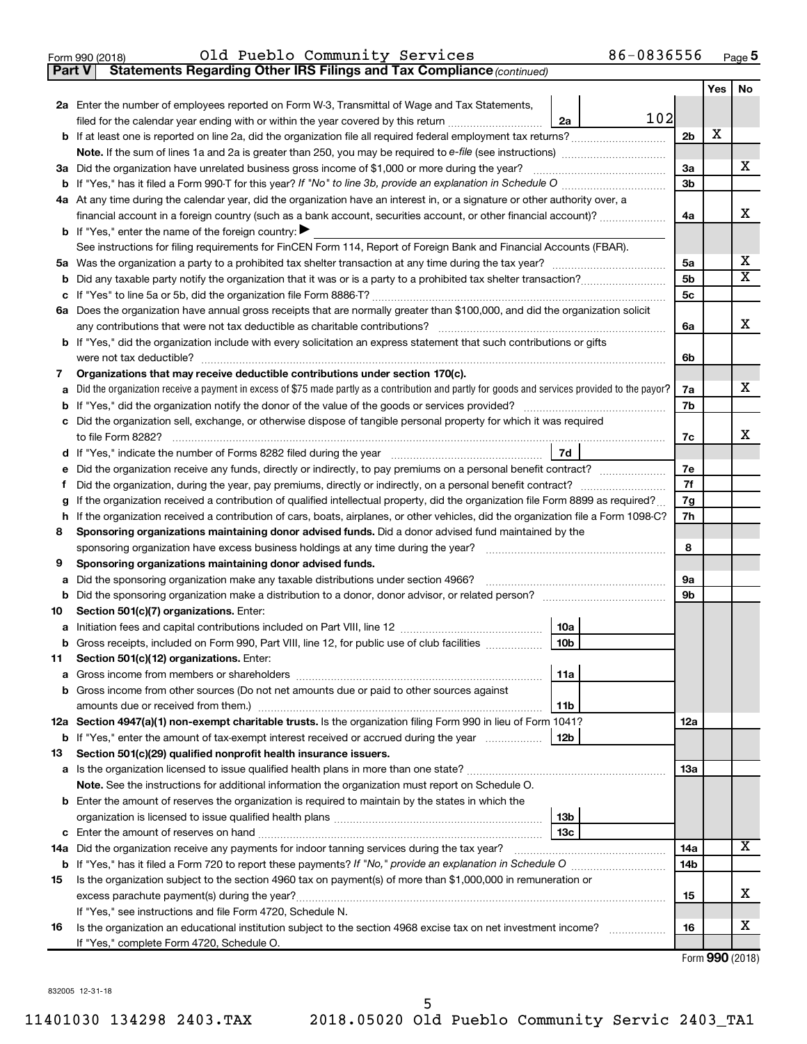Form 990 (2018) Old Pueblo Community Services 86-0836556 Page 5

**Part V — Statements Regarding Other IRS Filings and Tax Compliance** *(continued)*

| | | | | Yes | No |
|---|---|---|---|---|---|
| **2a** | Enter the number of employees reported on Form W-3, Transmittal of Wage and Tax Statements, filed for the calendar year ending with or within the year covered by this return | 2a: 102 | | | |
| **b** | If at least one is reported on line 2a, did the organization file all required federal employment tax returns? | | 2b | X | |
| | **Note.** If the sum of lines 1a and 2a is greater than 250, you may be required to *e-file* (see instructions) | | | | |
| **3a** | Did the organization have unrelated business gross income of $1,000 or more during the year? | | 3a | | X |
| **b** | If "Yes," has it filed a Form 990-T for this year? *If "No" to line 3b, provide an explanation in Schedule O* | | 3b | | |
| **4a** | At any time during the calendar year, did the organization have an interest in, or a signature or other authority over, a financial account in a foreign country (such as a bank account, securities account, or other financial account)? | | 4a | | X |
| **b** | If "Yes," enter the name of the foreign country: ▶ | | | | |
| | See instructions for filing requirements for FinCEN Form 114, Report of Foreign Bank and Financial Accounts (FBAR). | | | | |
| **5a** | Was the organization a party to a prohibited tax shelter transaction at any time during the tax year? | | 5a | | X |
| **b** | Did any taxable party notify the organization that it was or is a party to a prohibited tax shelter transaction? | | 5b | | X |
| **c** | If "Yes" to line 5a or 5b, did the organization file Form 8886-T? | | 5c | | |
| **6a** | Does the organization have annual gross receipts that are normally greater than $100,000, and did the organization solicit any contributions that were not tax deductible as charitable contributions? | | 6a | | X |
| **b** | If "Yes," did the organization include with every solicitation an express statement that such contributions or gifts were not tax deductible? | | 6b | | |
| **7** | **Organizations that may receive deductible contributions under section 170(c).** | | | | |
| **a** | Did the organization receive a payment in excess of $75 made partly as a contribution and partly for goods and services provided to the payor? | | 7a | | X |
| **b** | If "Yes," did the organization notify the donor of the value of the goods or services provided? | | 7b | | |
| **c** | Did the organization sell, exchange, or otherwise dispose of tangible personal property for which it was required to file Form 8282? | | 7c | | X |
| **d** | If "Yes," indicate the number of Forms 8282 filed during the year | 7d | | | |
| **e** | Did the organization receive any funds, directly or indirectly, to pay premiums on a personal benefit contract? | | 7e | | |
| **f** | Did the organization, during the year, pay premiums, directly or indirectly, on a personal benefit contract? | | 7f | | |
| **g** | If the organization received a contribution of qualified intellectual property, did the organization file Form 8899 as required? | | 7g | | |
| **h** | If the organization received a contribution of cars, boats, airplanes, or other vehicles, did the organization file a Form 1098-C? | | 7h | | |
| **8** | **Sponsoring organizations maintaining donor advised funds.** Did a donor advised fund maintained by the sponsoring organization have excess business holdings at any time during the year? | | 8 | | |
| **9** | **Sponsoring organizations maintaining donor advised funds.** | | | | |
| **a** | Did the sponsoring organization make any taxable distributions under section 4966? | | 9a | | |
| **b** | Did the sponsoring organization make a distribution to a donor, donor advisor, or related person? | | 9b | | |
| **10** | **Section 501(c)(7) organizations.** Enter: | | | | |
| **a** | Initiation fees and capital contributions included on Part VIII, line 12 | 10a | | | |
| **b** | Gross receipts, included on Form 990, Part VIII, line 12, for public use of club facilities | 10b | | | |
| **11** | **Section 501(c)(12) organizations.** Enter: | | | | |
| **a** | Gross income from members or shareholders | 11a | | | |
| **b** | Gross income from other sources (Do not net amounts due or paid to other sources against amounts due or received from them.) | 11b | | | |
| **12a** | **Section 4947(a)(1) non-exempt charitable trusts.** Is the organization filing Form 990 in lieu of Form 1041? | | 12a | | |
| **b** | If "Yes," enter the amount of tax-exempt interest received or accrued during the year | 12b | | | |
| **13** | **Section 501(c)(29) qualified nonprofit health insurance issuers.** | | | | |
| **a** | Is the organization licensed to issue qualified health plans in more than one state? | | 13a | | |
| | **Note.** See the instructions for additional information the organization must report on Schedule O. | | | | |
| **b** | Enter the amount of reserves the organization is required to maintain by the states in which the organization is licensed to issue qualified health plans | 13b | | | |
| **c** | Enter the amount of reserves on hand | 13c | | | |
| **14a** | Did the organization receive any payments for indoor tanning services during the tax year? | | 14a | | X |
| **b** | If "Yes," has it filed a Form 720 to report these payments? *If "No," provide an explanation in Schedule O* | | 14b | | |
| **15** | Is the organization subject to the section 4960 tax on payment(s) of more than $1,000,000 in remuneration or excess parachute payment(s) during the year? | | 15 | | X |
| | If "Yes," see instructions and file Form 4720, Schedule N. | | | | |
| **16** | Is the organization an educational institution subject to the section 4968 excise tax on net investment income? | | 16 | | X |
| | If "Yes," complete Form 4720, Schedule O. | | | | |

Form **990** (2018)

832005 12-31-18

11401030 134298 2403.TAX 2018.05020 Old Pueblo Community Servic 2403_TA1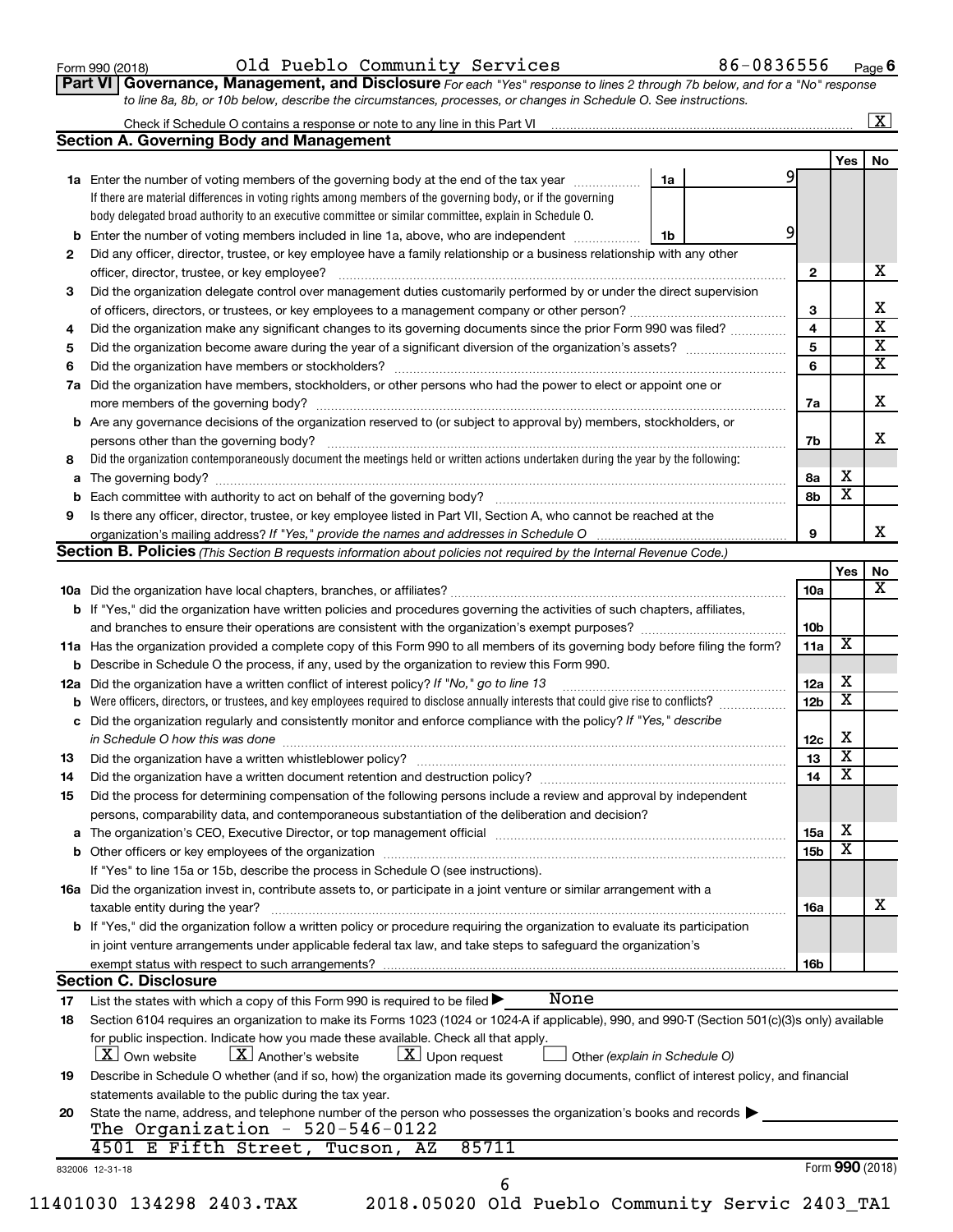Form 990 (2018) Old Pueblo Community Services 86-0836556 Page 6

**Part VI Governance, Management, and Disclosure** *For each "Yes" response to lines 2 through 7b below, and for a "No" response to line 8a, 8b, or 10b below, describe the circumstances, processes, or changes in Schedule O. See instructions.*

Check if Schedule O contains a response or note to any line in this Part VI [X]

## Section A. Governing Body and Management

| | | | Yes | No |
|---|---|---|---|---|
| 1a | Enter the number of voting members of the governing body at the end of the tax year — 1a: 9<br>If there are material differences in voting rights among members of the governing body, or if the governing body delegated broad authority to an executive committee or similar committee, explain in Schedule O. | | | |
| b | Enter the number of voting members included in line 1a, above, who are independent — 1b: 9 | | | |
| 2 | Did any officer, director, trustee, or key employee have a family relationship or a business relationship with any other officer, director, trustee, or key employee? | 2 | | X |
| 3 | Did the organization delegate control over management duties customarily performed by or under the direct supervision of officers, directors, or trustees, or key employees to a management company or other person? | 3 | | X |
| 4 | Did the organization make any significant changes to its governing documents since the prior Form 990 was filed? | 4 | | X |
| 5 | Did the organization become aware during the year of a significant diversion of the organization's assets? | 5 | | X |
| 6 | Did the organization have members or stockholders? | 6 | | X |
| 7a | Did the organization have members, stockholders, or other persons who had the power to elect or appoint one or more members of the governing body? | 7a | | X |
| b | Are any governance decisions of the organization reserved to (or subject to approval by) members, stockholders, or persons other than the governing body? | 7b | | X |
| 8 | Did the organization contemporaneously document the meetings held or written actions undertaken during the year by the following: | | | |
| a | The governing body? | 8a | X | |
| b | Each committee with authority to act on behalf of the governing body? | 8b | X | |
| 9 | Is there any officer, director, trustee, or key employee listed in Part VII, Section A, who cannot be reached at the organization's mailing address? *If "Yes," provide the names and addresses in Schedule O* | 9 | | X |

## Section B. Policies *(This Section B requests information about policies not required by the Internal Revenue Code.)*

| | | | Yes | No |
|---|---|---|---|---|
| 10a | Did the organization have local chapters, branches, or affiliates? | 10a | | X |
| b | If "Yes," did the organization have written policies and procedures governing the activities of such chapters, affiliates, and branches to ensure their operations are consistent with the organization's exempt purposes? | 10b | | |
| 11a | Has the organization provided a complete copy of this Form 990 to all members of its governing body before filing the form? | 11a | X | |
| b | Describe in Schedule O the process, if any, used by the organization to review this Form 990. | | | |
| 12a | Did the organization have a written conflict of interest policy? *If "No," go to line 13* | 12a | X | |
| b | Were officers, directors, or trustees, and key employees required to disclose annually interests that could give rise to conflicts? | 12b | X | |
| c | Did the organization regularly and consistently monitor and enforce compliance with the policy? *If "Yes," describe in Schedule O how this was done* | 12c | X | |
| 13 | Did the organization have a written whistleblower policy? | 13 | X | |
| 14 | Did the organization have a written document retention and destruction policy? | 14 | X | |
| 15 | Did the process for determining compensation of the following persons include a review and approval by independent persons, comparability data, and contemporaneous substantiation of the deliberation and decision? | | | |
| a | The organization's CEO, Executive Director, or top management official | 15a | X | |
| b | Other officers or key employees of the organization | 15b | X | |
| | If "Yes" to line 15a or 15b, describe the process in Schedule O (see instructions). | | | |
| 16a | Did the organization invest in, contribute assets to, or participate in a joint venture or similar arrangement with a taxable entity during the year? | 16a | | X |
| b | If "Yes," did the organization follow a written policy or procedure requiring the organization to evaluate its participation in joint venture arrangements under applicable federal tax law, and take steps to safeguard the organization's exempt status with respect to such arrangements? | 16b | | |

## Section C. Disclosure

17 List the states with which a copy of this Form 990 is required to be filed ▶ None

18 Section 6104 requires an organization to make its Forms 1023 (1024 or 1024-A if applicable), 990, and 990-T (Section 501(c)(3)s only) available for public inspection. Indicate how you made these available. Check all that apply.
[X] Own website [X] Another's website [X] Upon request [ ] Other *(explain in Schedule O)*

19 Describe in Schedule O whether (and if so, how) the organization made its governing documents, conflict of interest policy, and financial statements available to the public during the tax year.

20 State the name, address, and telephone number of the person who possesses the organization's books and records ▶
The Organization - 520-546-0122
4501 E Fifth Street, Tucson, AZ 85711

832006 12-31-18 Form **990** (2018)

11401030 134298 2403.TAX 2018.05020 Old Pueblo Community Servic 2403_TA1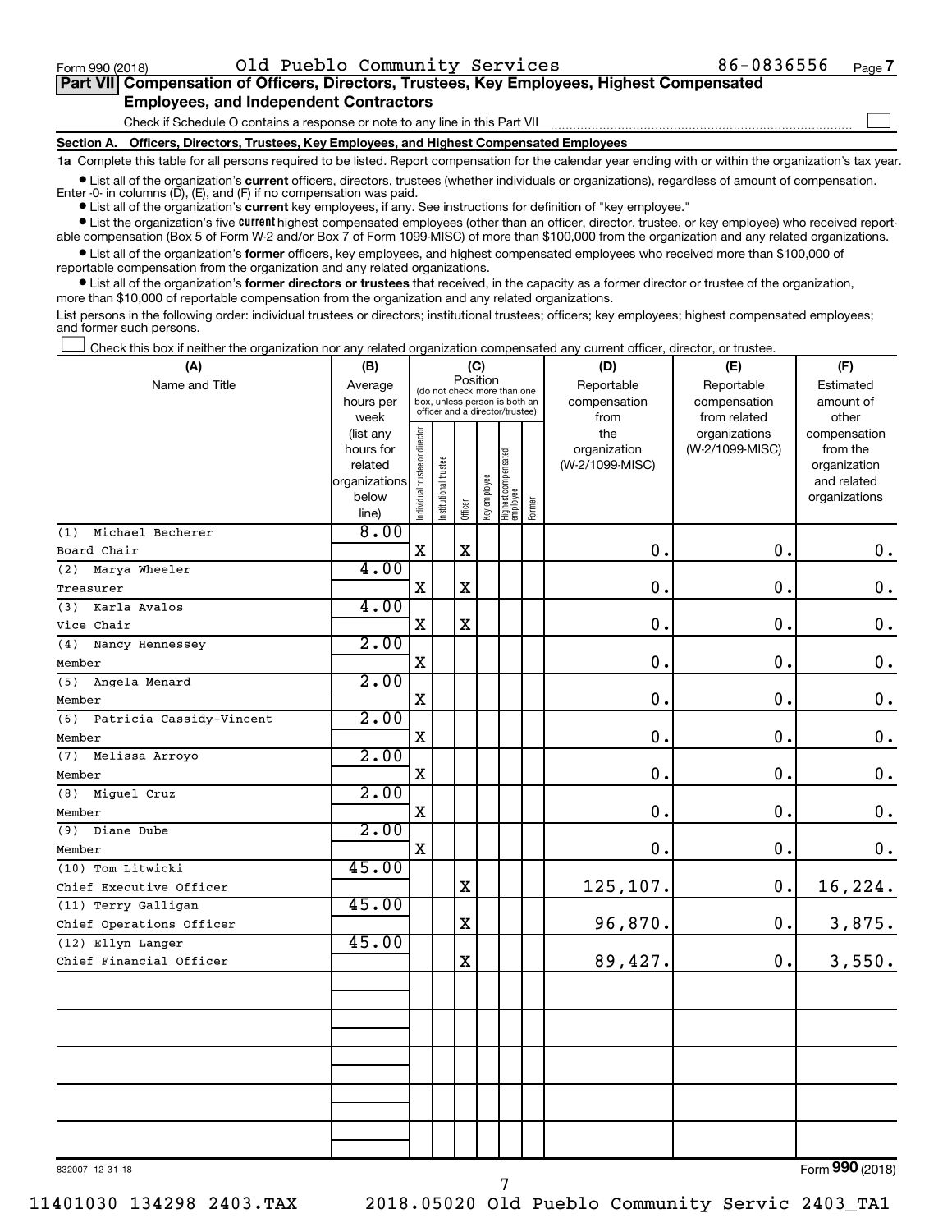Form 990 (2018) Old Pueblo Community Services 86-0836556 Page 7

**Part VII Compensation of Officers, Directors, Trustees, Key Employees, Highest Compensated Employees, and Independent Contractors**

Check if Schedule O contains a response or note to any line in this Part VII ☐

**Section A. Officers, Directors, Trustees, Key Employees, and Highest Compensated Employees**

**1a** Complete this table for all persons required to be listed. Report compensation for the calendar year ending with or within the organization's tax year.

- List all of the organization's **current** officers, directors, trustees (whether individuals or organizations), regardless of amount of compensation. Enter -0- in columns (D), (E), and (F) if no compensation was paid.
- List all of the organization's **current** key employees, if any. See instructions for definition of "key employee."
- List the organization's five **current** highest compensated employees (other than an officer, director, trustee, or key employee) who received reportable compensation (Box 5 of Form W-2 and/or Box 7 of Form 1099-MISC) of more than $100,000 from the organization and any related organizations.
- List all of the organization's **former** officers, key employees, and highest compensated employees who received more than $100,000 of reportable compensation from the organization and any related organizations.
- List all of the organization's **former directors or trustees** that received, in the capacity as a former director or trustee of the organization, more than $10,000 of reportable compensation from the organization and any related organizations.

List persons in the following order: individual trustees or directors; institutional trustees; officers; key employees; highest compensated employees; and former such persons.

☐ Check this box if neither the organization nor any related organization compensated any current officer, director, or trustee.

| (A) Name and Title | (B) Average hours per week (list any hours for related organizations below line) | (C) Position: Individual trustee or director | Institutional trustee | Officer | Key employee | Highest compensated employee | Former | (D) Reportable compensation from the organization (W-2/1099-MISC) | (E) Reportable compensation from related organizations (W-2/1099-MISC) | (F) Estimated amount of other compensation from the organization and related organizations |
|---|---|---|---|---|---|---|---|---|---|---|
| (1) Michael Becherer<br>Board Chair | 8.00 | X | | X | | | | 0. | 0. | 0. |
| (2) Marya Wheeler<br>Treasurer | 4.00 | X | | X | | | | 0. | 0. | 0. |
| (3) Karla Avalos<br>Vice Chair | 4.00 | X | | X | | | | 0. | 0. | 0. |
| (4) Nancy Hennessey<br>Member | 2.00 | X | | | | | | 0. | 0. | 0. |
| (5) Angela Menard<br>Member | 2.00 | X | | | | | | 0. | 0. | 0. |
| (6) Patricia Cassidy-Vincent<br>Member | 2.00 | X | | | | | | 0. | 0. | 0. |
| (7) Melissa Arroyo<br>Member | 2.00 | X | | | | | | 0. | 0. | 0. |
| (8) Miguel Cruz<br>Member | 2.00 | X | | | | | | 0. | 0. | 0. |
| (9) Diane Dube<br>Member | 2.00 | X | | | | | | 0. | 0. | 0. |
| (10) Tom Litwicki<br>Chief Executive Officer | 45.00 | | | X | | | | 125,107. | 0. | 16,224. |
| (11) Terry Galligan<br>Chief Operations Officer | 45.00 | | | X | | | | 96,870. | 0. | 3,875. |
| (12) Ellyn Langer<br>Chief Financial Officer | 45.00 | | | X | | | | 89,427. | 0. | 3,550. |
| | | | | | | | | | | |
| | | | | | | | | | | |
| | | | | | | | | | | |
| | | | | | | | | | | |
| | | | | | | | | | | |

832007 12-31-18

Form **990** (2018)

11401030 134298 2403.TAX 2018.05020 Old Pueblo Community Servic 2403_TA1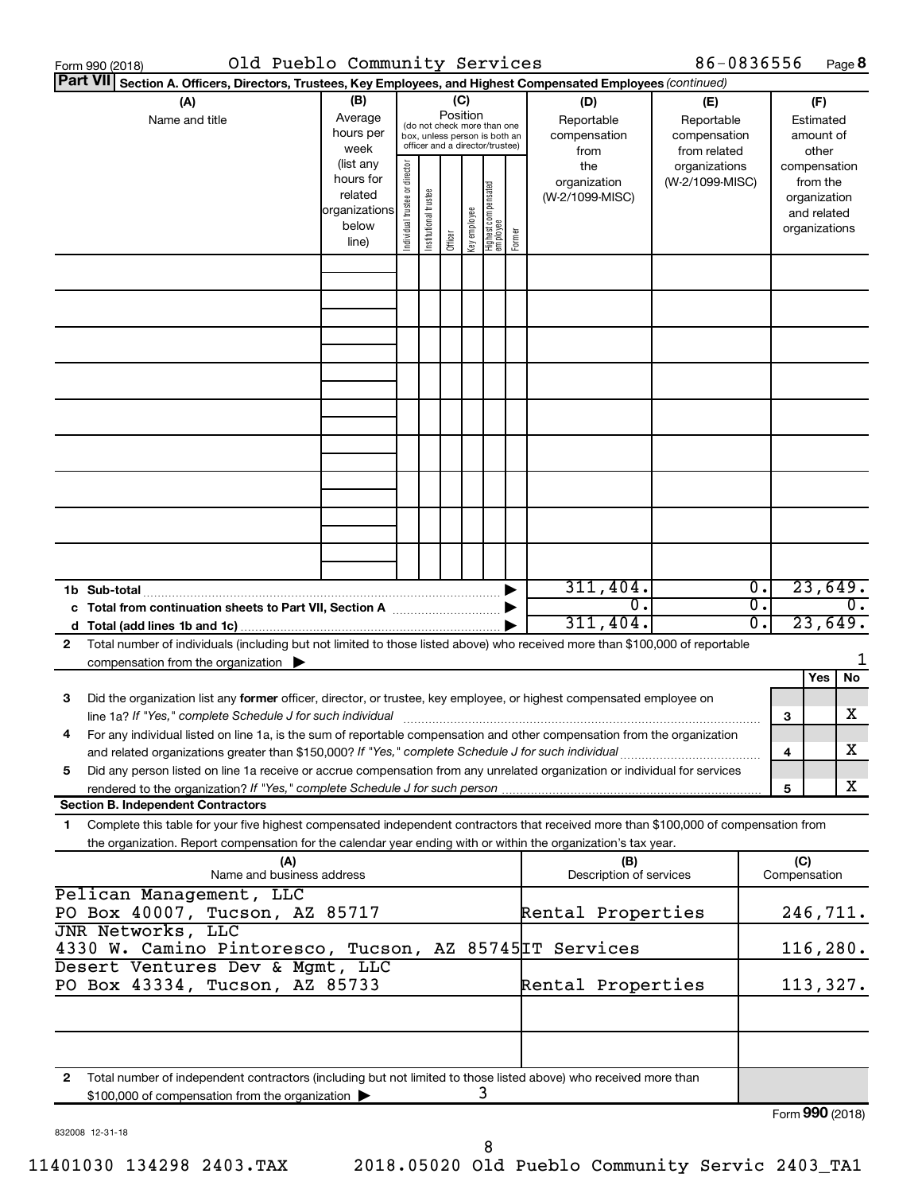Form 990 (2018) Old Pueblo Community Services 86-0836556 Page 8

**Part VII Section A. Officers, Directors, Trustees, Key Employees, and Highest Compensated Employees** *(continued)*

| (A) Name and title | (B) Average hours per week (list any hours for related organizations below line) | (C) Position: Individual trustee or director | Institutional trustee | Officer | Key employee | Highest compensated employee | Former | (D) Reportable compensation from the organization (W-2/1099-MISC) | (E) Reportable compensation from related organizations (W-2/1099-MISC) | (F) Estimated amount of other compensation from the organization and related organizations |
|---|---|---|---|---|---|---|---|---|---|---|
| | | | | | | | | | | |
| | | | | | | | | | | |
| | | | | | | | | | | |
| | | | | | | | | | | |
| | | | | | | | | | | |
| | | | | | | | | | | |
| | | | | | | | | | | |
| | | | | | | | | | | |
| | | | | | | | | | | |
| **1b Sub-total** | | | | | | | | 311,404. | 0. | 23,649. |
| **c Total from continuation sheets to Part VII, Section A** | | | | | | | | 0. | 0. | 0. |
| **d Total (add lines 1b and 1c)** | | | | | | | | 311,404. | 0. | 23,649. |

**2** Total number of individuals (including but not limited to those listed above) who received more than $100,000 of reportable compensation from the organization ▶ 1

| | | Yes | No |
|---|---|---|---|
| **3** Did the organization list any **former** officer, director, or trustee, key employee, or highest compensated employee on line 1a? *If "Yes," complete Schedule J for such individual* | 3 | | X |
| **4** For any individual listed on line 1a, is the sum of reportable compensation and other compensation from the organization and related organizations greater than $150,000? *If "Yes," complete Schedule J for such individual* | 4 | | X |
| **5** Did any person listed on line 1a receive or accrue compensation from any unrelated organization or individual for services rendered to the organization? *If "Yes," complete Schedule J for such person* | 5 | | X |

**Section B. Independent Contractors**

**1** Complete this table for your five highest compensated independent contractors that received more than $100,000 of compensation from the organization. Report compensation for the calendar year ending with or within the organization's tax year.

| (A) Name and business address | (B) Description of services | (C) Compensation |
|---|---|---|
| Pelican Management, LLC<br>PO Box 40007, Tucson, AZ 85717 | Rental Properties | 246,711. |
| JNR Networks, LLC<br>4330 W. Camino Pintoresco, Tucson, AZ 85745 | IT Services | 116,280. |
| Desert Ventures Dev & Mgmt, LLC<br>PO Box 43334, Tucson, AZ 85733 | Rental Properties | 113,327. |
| | | |
| | | |

**2** Total number of independent contractors (including but not limited to those listed above) who received more than $100,000 of compensation from the organization ▶ 3

Form **990** (2018)

832008 12-31-18

11401030 134298 2403.TAX 2018.05020 Old Pueblo Community Servic 2403_TA1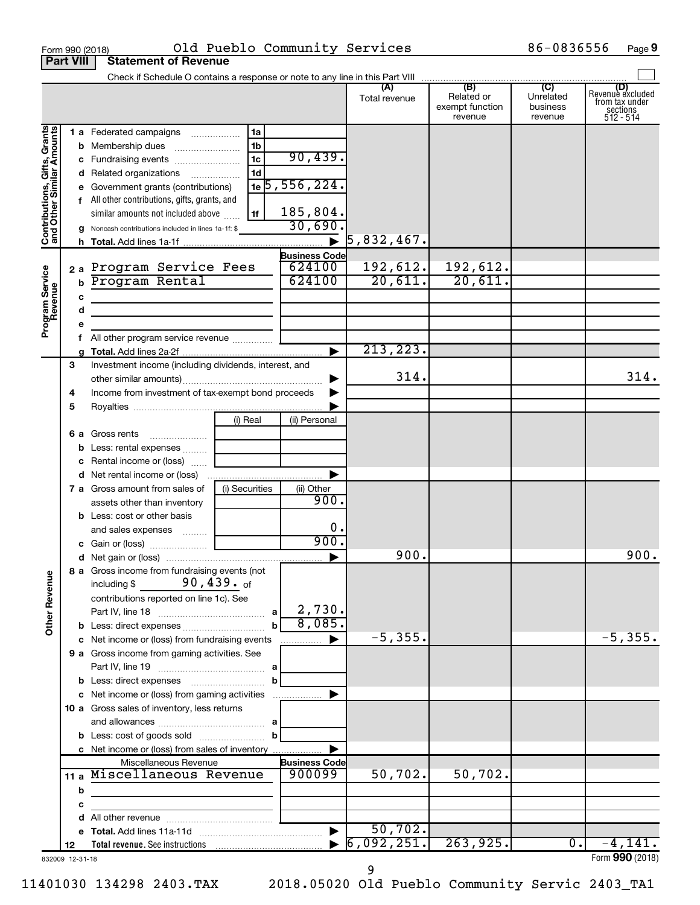Form 990 (2018) Old Pueblo Community Services 86-0836556

## Part VIII Statement of Revenue

Check if Schedule O contains a response or note to any line in this Part VIII ☐

| | | | | (A) Total revenue | (B) Related or exempt function revenue | (C) Unrelated business revenue | (D) Revenue excluded from tax under sections 512 - 514 |
|---|---|---|---|---|---|---|---|
| **Contributions, Gifts, Grants and Other Similar Amounts** | 1 a Federated campaigns | 1a | | | | | |
| | b Membership dues | 1b | | | | | |
| | c Fundraising events | 1c | 90,439. | | | | |
| | d Related organizations | 1d | | | | | |
| | e Government grants (contributions) | 1e | 5,556,224. | | | | |
| | f All other contributions, gifts, grants, and similar amounts not included above | 1f | 185,804. | | | | |
| | g Noncash contributions included in lines 1a-1f: $ | | 30,690. | | | | |
| | h **Total.** Add lines 1a-1f | | ▶ | 5,832,467. | | | |
| **Program Service Revenue** | | | Business Code | | | | |
| | 2 a Program Service Fees | | 624100 | 192,612. | 192,612. | | |
| | b Program Rental | | 624100 | 20,611. | 20,611. | | |
| | c | | | | | | |
| | d | | | | | | |
| | e | | | | | | |
| | f All other program service revenue | | | | | | |
| | g **Total.** Add lines 2a-2f | | ▶ | 213,223. | | | |
| **Other Revenue** | 3 Investment income (including dividends, interest, and other similar amounts) | | ▶ | 314. | | | 314. |
| | 4 Income from investment of tax-exempt bond proceeds | | ▶ | | | | |
| | 5 Royalties | | ▶ | | | | |
| | | (i) Real | (ii) Personal | | | | |
| | 6 a Gross rents | | | | | | |
| | b Less: rental expenses | | | | | | |
| | c Rental income or (loss) | | | | | | |
| | d Net rental income or (loss) | | ▶ | | | | |
| | | (i) Securities | (ii) Other | | | | |
| | 7 a Gross amount from sales of assets other than inventory | | 900. | | | | |
| | b Less: cost or other basis and sales expenses | | 0. | | | | |
| | c Gain or (loss) | | 900. | | | | |
| | d Net gain or (loss) | | ▶ | 900. | | | 900. |
| | 8 a Gross income from fundraising events (not including $ 90,439. of contributions reported on line 1c). See Part IV, line 18 | a | 2,730. | | | | |
| | b Less: direct expenses | b | 8,085. | | | | |
| | c Net income or (loss) from fundraising events | | ▶ | -5,355. | | | -5,355. |
| | 9 a Gross income from gaming activities. See Part IV, line 19 | a | | | | | |
| | b Less: direct expenses | b | | | | | |
| | c Net income or (loss) from gaming activities | | ▶ | | | | |
| | 10 a Gross sales of inventory, less returns and allowances | a | | | | | |
| | b Less: cost of goods sold | b | | | | | |
| | c Net income or (loss) from sales of inventory | | ▶ | | | | |
| | Miscellaneous Revenue | | Business Code | | | | |
| | 11 a Miscellaneous Revenue | | 900099 | 50,702. | 50,702. | | |
| | b | | | | | | |
| | c | | | | | | |
| | d All other revenue | | | | | | |
| | e **Total.** Add lines 11a-11d | | ▶ | 50,702. | | | |
| | 12 **Total revenue.** See instructions | | ▶ | 6,092,251. | 263,925. | 0. | -4,141. |

832009 12-31-18

Form **990** (2018)

11401030 134298 2403.TAX 2018.05020 Old Pueblo Community Servic 2403_TA1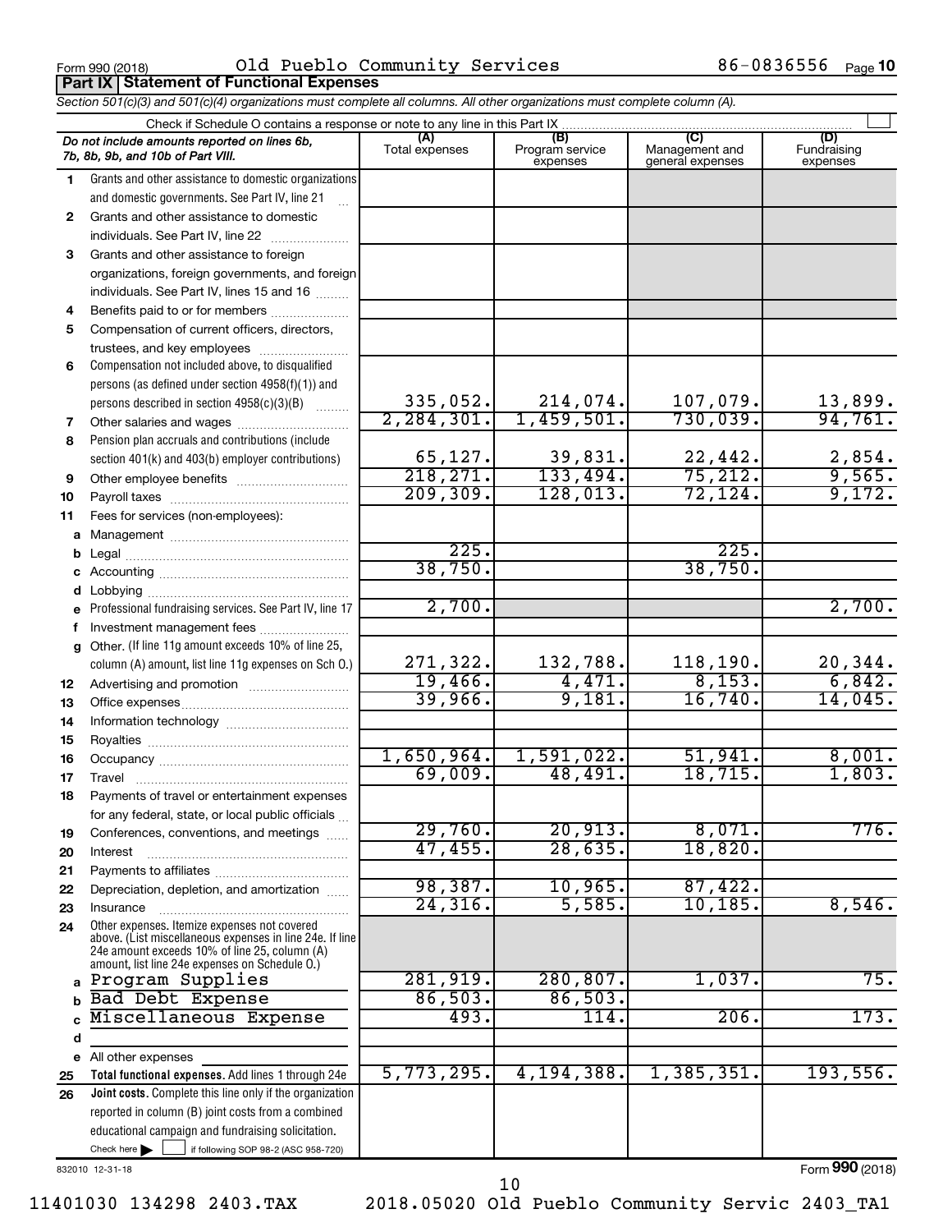Form 990 (2018) Old Pueblo Community Services 86-0836556 Page 10

**Part IX | Statement of Functional Expenses**

*Section 501(c)(3) and 501(c)(4) organizations must complete all columns. All other organizations must complete column (A).*

Check if Schedule O contains a response or note to any line in this Part IX ☐

| *Do not include amounts reported on lines 6b, 7b, 8b, 9b, and 10b of Part VIII.* | (A) Total expenses | (B) Program service expenses | (C) Management and general expenses | (D) Fundraising expenses |
|---|---|---|---|---|
| 1 Grants and other assistance to domestic organizations and domestic governments. See Part IV, line 21 | | | | |
| 2 Grants and other assistance to domestic individuals. See Part IV, line 22 | | | | |
| 3 Grants and other assistance to foreign organizations, foreign governments, and foreign individuals. See Part IV, lines 15 and 16 | | | | |
| 4 Benefits paid to or for members | | | | |
| 5 Compensation of current officers, directors, trustees, and key employees | | | | |
| 6 Compensation not included above, to disqualified persons (as defined under section 4958(f)(1)) and persons described in section 4958(c)(3)(B) | 335,052. | 214,074. | 107,079. | 13,899. |
| 7 Other salaries and wages | 2,284,301. | 1,459,501. | 730,039. | 94,761. |
| 8 Pension plan accruals and contributions (include section 401(k) and 403(b) employer contributions) | 65,127. | 39,831. | 22,442. | 2,854. |
| 9 Other employee benefits | 218,271. | 133,494. | 75,212. | 9,565. |
| 10 Payroll taxes | 209,309. | 128,013. | 72,124. | 9,172. |
| 11 Fees for services (non-employees): | | | | |
| a Management | | | | |
| b Legal | 225. | | 225. | |
| c Accounting | 38,750. | | 38,750. | |
| d Lobbying | | | | |
| e Professional fundraising services. See Part IV, line 17 | 2,700. | | | 2,700. |
| f Investment management fees | | | | |
| g Other. (If line 11g amount exceeds 10% of line 25, column (A) amount, list line 11g expenses on Sch O.) | 271,322. | 132,788. | 118,190. | 20,344. |
| 12 Advertising and promotion | 19,466. | 4,471. | 8,153. | 6,842. |
| 13 Office expenses | 39,966. | 9,181. | 16,740. | 14,045. |
| 14 Information technology | | | | |
| 15 Royalties | | | | |
| 16 Occupancy | 1,650,964. | 1,591,022. | 51,941. | 8,001. |
| 17 Travel | 69,009. | 48,491. | 18,715. | 1,803. |
| 18 Payments of travel or entertainment expenses for any federal, state, or local public officials | | | | |
| 19 Conferences, conventions, and meetings | 29,760. | 20,913. | 8,071. | 776. |
| 20 Interest | 47,455. | 28,635. | 18,820. | |
| 21 Payments to affiliates | | | | |
| 22 Depreciation, depletion, and amortization | 98,387. | 10,965. | 87,422. | |
| 23 Insurance | 24,316. | 5,585. | 10,185. | 8,546. |
| 24 Other expenses. Itemize expenses not covered above. (List miscellaneous expenses in line 24e. If line 24e amount exceeds 10% of line 25, column (A) amount, list line 24e expenses on Schedule O.) | | | | |
| a Program Supplies | 281,919. | 280,807. | 1,037. | 75. |
| b Bad Debt Expense | 86,503. | 86,503. | | |
| c Miscellaneous Expense | 493. | 114. | 206. | 173. |
| d | | | | |
| e All other expenses | | | | |
| 25 **Total functional expenses.** Add lines 1 through 24e | 5,773,295. | 4,194,388. | 1,385,351. | 193,556. |
| 26 **Joint costs.** Complete this line only if the organization reported in column (B) joint costs from a combined educational campaign and fundraising solicitation. Check here ☐ if following SOP 98-2 (ASC 958-720) | | | | |

832010 12-31-18

Form **990** (2018)

11401030 134298 2403.TAX 2018.05020 Old Pueblo Community Servic 2403_TA1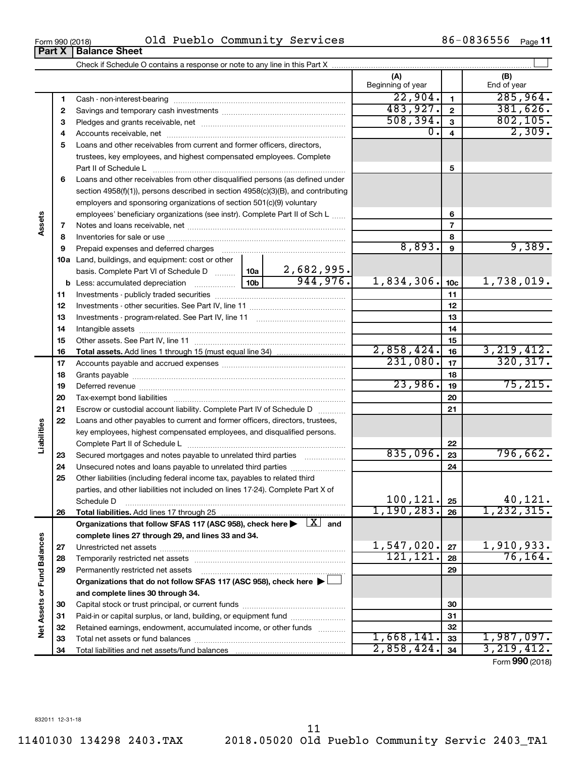Form 990 (2018) Old Pueblo Community Services 86-0836556 Page 11

**Part X | Balance Sheet**

Check if Schedule O contains a response or note to any line in this Part X ☐

| | | | (A) Beginning of year | | (B) End of year |
|---|---|---|---|---|---|
| **Assets** | 1 | Cash - non-interest-bearing | 22,904. | 1 | 285,964. |
| | 2 | Savings and temporary cash investments | 483,927. | 2 | 381,626. |
| | 3 | Pledges and grants receivable, net | 508,394. | 3 | 802,105. |
| | 4 | Accounts receivable, net | 0. | 4 | 2,309. |
| | 5 | Loans and other receivables from current and former officers, directors, trustees, key employees, and highest compensated employees. Complete Part II of Schedule L | | 5 | |
| | 6 | Loans and other receivables from other disqualified persons (as defined under section 4958(f)(1)), persons described in section 4958(c)(3)(B), and contributing employers and sponsoring organizations of section 501(c)(9) voluntary employees' beneficiary organizations (see instr). Complete Part II of Sch L | | 6 | |
| | 7 | Notes and loans receivable, net | | 7 | |
| | 8 | Inventories for sale or use | | 8 | |
| | 9 | Prepaid expenses and deferred charges | 8,893. | 9 | 9,389. |
| | 10a | Land, buildings, and equipment: cost or other basis. Complete Part VI of Schedule D — 10a: 2,682,995. | | | |
| | b | Less: accumulated depreciation — 10b: 944,976. | 1,834,306. | 10c | 1,738,019. |
| | 11 | Investments - publicly traded securities | | 11 | |
| | 12 | Investments - other securities. See Part IV, line 11 | | 12 | |
| | 13 | Investments - program-related. See Part IV, line 11 | | 13 | |
| | 14 | Intangible assets | | 14 | |
| | 15 | Other assets. See Part IV, line 11 | | 15 | |
| | 16 | **Total assets.** Add lines 1 through 15 (must equal line 34) | 2,858,424. | 16 | 3,219,412. |
| **Liabilities** | 17 | Accounts payable and accrued expenses | 231,080. | 17 | 320,317. |
| | 18 | Grants payable | | 18 | |
| | 19 | Deferred revenue | 23,986. | 19 | 75,215. |
| | 20 | Tax-exempt bond liabilities | | 20 | |
| | 21 | Escrow or custodial account liability. Complete Part IV of Schedule D | | 21 | |
| | 22 | Loans and other payables to current and former officers, directors, trustees, key employees, highest compensated employees, and disqualified persons. Complete Part II of Schedule L | | 22 | |
| | 23 | Secured mortgages and notes payable to unrelated third parties | 835,096. | 23 | 796,662. |
| | 24 | Unsecured notes and loans payable to unrelated third parties | | 24 | |
| | 25 | Other liabilities (including federal income tax, payables to related third parties, and other liabilities not included on lines 17-24). Complete Part X of Schedule D | 100,121. | 25 | 40,121. |
| | 26 | **Total liabilities.** Add lines 17 through 25 | 1,190,283. | 26 | 1,232,315. |
| **Net Assets or Fund Balances** | | **Organizations that follow SFAS 117 (ASC 958), check here ▶ ☒ and complete lines 27 through 29, and lines 33 and 34.** | | | |
| | 27 | Unrestricted net assets | 1,547,020. | 27 | 1,910,933. |
| | 28 | Temporarily restricted net assets | 121,121. | 28 | 76,164. |
| | 29 | Permanently restricted net assets | | 29 | |
| | | **Organizations that do not follow SFAS 117 (ASC 958), check here ▶ ☐ and complete lines 30 through 34.** | | | |
| | 30 | Capital stock or trust principal, or current funds | | 30 | |
| | 31 | Paid-in or capital surplus, or land, building, or equipment fund | | 31 | |
| | 32 | Retained earnings, endowment, accumulated income, or other funds | | 32 | |
| | 33 | Total net assets or fund balances | 1,668,141. | 33 | 1,987,097. |
| | 34 | Total liabilities and net assets/fund balances | 2,858,424. | 34 | 3,219,412. |

Form **990** (2018)

832011 12-31-18

11401030 134298 2403.TAX 2018.05020 Old Pueblo Community Servic 2403_TA1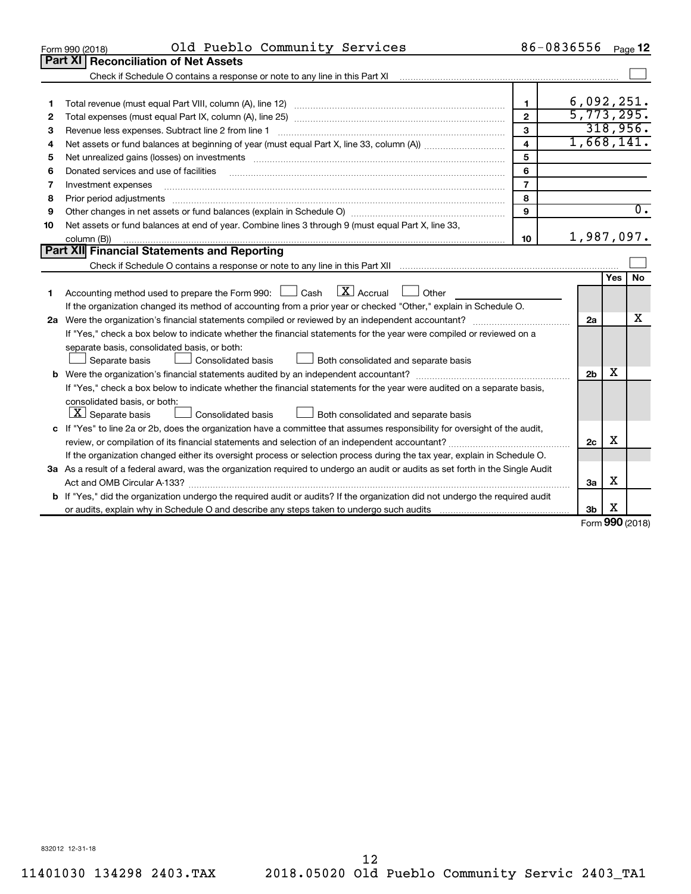Form 990 (2018) Old Pueblo Community Services 86-0836556 Page 12

## Part XI Reconciliation of Net Assets

Check if Schedule O contains a response or note to any line in this Part XI ☐

| | | | |
|---|---|---|---|
| 1 | Total revenue (must equal Part VIII, column (A), line 12) | 1 | 6,092,251. |
| 2 | Total expenses (must equal Part IX, column (A), line 25) | 2 | 5,773,295. |
| 3 | Revenue less expenses. Subtract line 2 from line 1 | 3 | 318,956. |
| 4 | Net assets or fund balances at beginning of year (must equal Part X, line 33, column (A)) | 4 | 1,668,141. |
| 5 | Net unrealized gains (losses) on investments | 5 | |
| 6 | Donated services and use of facilities | 6 | |
| 7 | Investment expenses | 7 | |
| 8 | Prior period adjustments | 8 | |
| 9 | Other changes in net assets or fund balances (explain in Schedule O) | 9 | 0. |
| 10 | Net assets or fund balances at end of year. Combine lines 3 through 9 (must equal Part X, line 33, column (B)) | 10 | 1,987,097. |

## Part XII Financial Statements and Reporting

Check if Schedule O contains a response or note to any line in this Part XII ☐

| | | | Yes | No |
|---|---|---|---|---|
| 1 | Accounting method used to prepare the Form 990: ☐ Cash ☒ Accrual ☐ Other<br>If the organization changed its method of accounting from a prior year or checked "Other," explain in Schedule O. | | | |
| 2a | Were the organization's financial statements compiled or reviewed by an independent accountant?<br>If "Yes," check a box below to indicate whether the financial statements for the year were compiled or reviewed on a separate basis, consolidated basis, or both:<br>☐ Separate basis ☐ Consolidated basis ☐ Both consolidated and separate basis | 2a | | X |
| b | Were the organization's financial statements audited by an independent accountant?<br>If "Yes," check a box below to indicate whether the financial statements for the year were audited on a separate basis, consolidated basis, or both:<br>☒ Separate basis ☐ Consolidated basis ☐ Both consolidated and separate basis | 2b | X | |
| c | If "Yes" to line 2a or 2b, does the organization have a committee that assumes responsibility for oversight of the audit, review, or compilation of its financial statements and selection of an independent accountant?<br>If the organization changed either its oversight process or selection process during the tax year, explain in Schedule O. | 2c | X | |
| 3a | As a result of a federal award, was the organization required to undergo an audit or audits as set forth in the Single Audit Act and OMB Circular A-133? | 3a | X | |
| b | If "Yes," did the organization undergo the required audit or audits? If the organization did not undergo the required audit or audits, explain why in Schedule O and describe any steps taken to undergo such audits | 3b | X | |

Form 990 (2018)

832012 12-31-18

11401030 134298 2403.TAX 2018.05020 Old Pueblo Community Servic 2403_TA1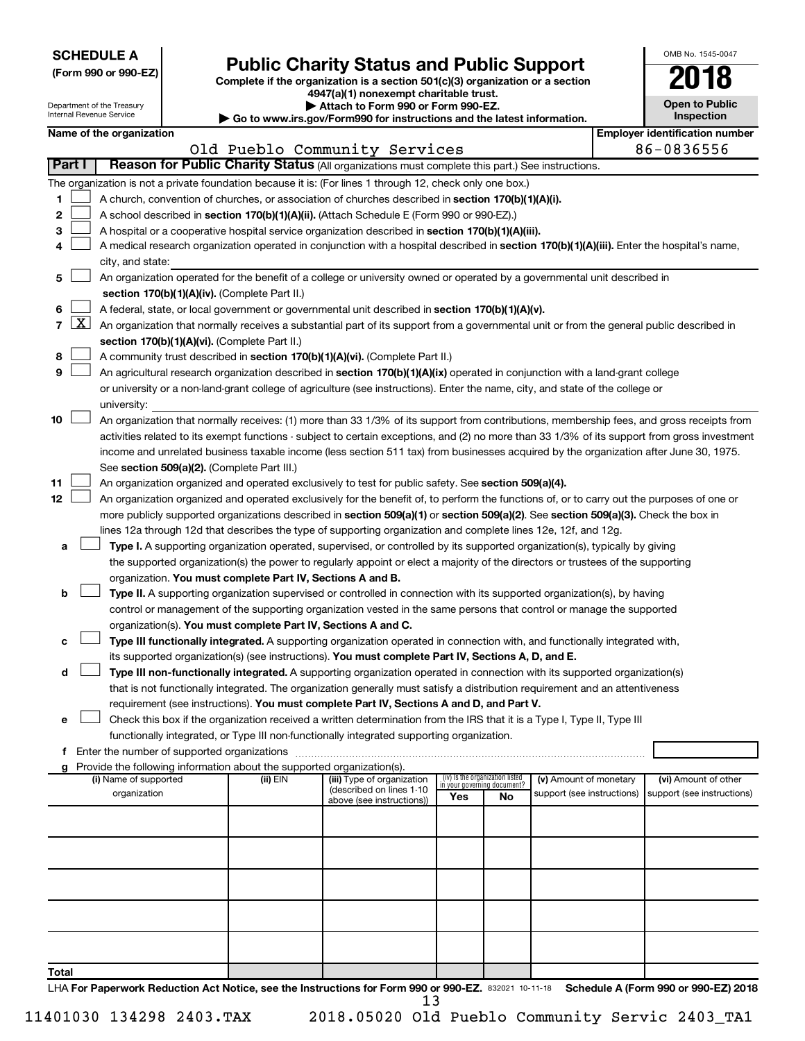**SCHEDULE A**
**(Form 990 or 990-EZ)**

Department of the Treasury
Internal Revenue Service

# Public Charity Status and Public Support

**Complete if the organization is a section 501(c)(3) organization or a section 4947(a)(1) nonexempt charitable trust.**
**▶ Attach to Form 990 or Form 990-EZ.**
**▶ Go to www.irs.gov/Form990 for instructions and the latest information.**

OMB No. 1545-0047

**2018**

**Open to Public Inspection**

**Name of the organization:** Old Pueblo Community Services
**Employer identification number:** 86-0836556

## Part I — Reason for Public Charity Status (All organizations must complete this part.) See instructions.

The organization is not a private foundation because it is: (For lines 1 through 12, check only one box.)

1. ☐ A church, convention of churches, or association of churches described in **section 170(b)(1)(A)(i).**
2. ☐ A school described in **section 170(b)(1)(A)(ii).** (Attach Schedule E (Form 990 or 990-EZ).)
3. ☐ A hospital or a cooperative hospital service organization described in **section 170(b)(1)(A)(iii).**
4. ☐ A medical research organization operated in conjunction with a hospital described in **section 170(b)(1)(A)(iii).** Enter the hospital's name, city, and state:
5. ☐ An organization operated for the benefit of a college or university owned or operated by a governmental unit described in **section 170(b)(1)(A)(iv).** (Complete Part II.)
6. ☐ A federal, state, or local government or governmental unit described in **section 170(b)(1)(A)(v).**
7. ☒ An organization that normally receives a substantial part of its support from a governmental unit or from the general public described in **section 170(b)(1)(A)(vi).** (Complete Part II.)
8. ☐ A community trust described in **section 170(b)(1)(A)(vi).** (Complete Part II.)
9. ☐ An agricultural research organization described in **section 170(b)(1)(A)(ix)** operated in conjunction with a land-grant college or university or a non-land-grant college of agriculture (see instructions). Enter the name, city, and state of the college or university:
10. ☐ An organization that normally receives: (1) more than 33 1/3% of its support from contributions, membership fees, and gross receipts from activities related to its exempt functions - subject to certain exceptions, and (2) no more than 33 1/3% of its support from gross investment income and unrelated business taxable income (less section 511 tax) from businesses acquired by the organization after June 30, 1975. See **section 509(a)(2).** (Complete Part III.)
11. ☐ An organization organized and operated exclusively to test for public safety. See **section 509(a)(4).**
12. ☐ An organization organized and operated exclusively for the benefit of, to perform the functions of, or to carry out the purposes of one or more publicly supported organizations described in **section 509(a)(1)** or **section 509(a)(2)**. See **section 509(a)(3).** Check the box in lines 12a through 12d that describes the type of supporting organization and complete lines 12e, 12f, and 12g.
   - **a** ☐ **Type I.** A supporting organization operated, supervised, or controlled by its supported organization(s), typically by giving the supported organization(s) the power to regularly appoint or elect a majority of the directors or trustees of the supporting organization. **You must complete Part IV, Sections A and B.**
   - **b** ☐ **Type II.** A supporting organization supervised or controlled in connection with its supported organization(s), by having control or management of the supporting organization vested in the same persons that control or manage the supported organization(s). **You must complete Part IV, Sections A and C.**
   - **c** ☐ **Type III functionally integrated.** A supporting organization operated in connection with, and functionally integrated with, its supported organization(s) (see instructions). **You must complete Part IV, Sections A, D, and E.**
   - **d** ☐ **Type III non-functionally integrated.** A supporting organization operated in connection with its supported organization(s) that is not functionally integrated. The organization generally must satisfy a distribution requirement and an attentiveness requirement (see instructions). **You must complete Part IV, Sections A and D, and Part V.**
   - **e** ☐ Check this box if the organization received a written determination from the IRS that it is a Type I, Type II, Type III functionally integrated, or Type III non-functionally integrated supporting organization.
   - **f** Enter the number of supported organizations
   - **g** Provide the following information about the supported organization(s).

| (i) Name of supported organization | (ii) EIN | (iii) Type of organization (described on lines 1-10 above (see instructions)) | (iv) Is the organization listed in your governing document? Yes | No | (v) Amount of monetary support (see instructions) | (vi) Amount of other support (see instructions) |
|---|---|---|---|---|---|---|
| | | | | | | |
| | | | | | | |
| | | | | | | |
| | | | | | | |
| | | | | | | |
| **Total** | | | | | | |

LHA **For Paperwork Reduction Act Notice, see the Instructions for Form 990 or 990-EZ.** 832021 10-11-18 **Schedule A (Form 990 or 990-EZ) 2018**

11401030 134298 2403.TAX 2018.05020 Old Pueblo Community Servic 2403_TA1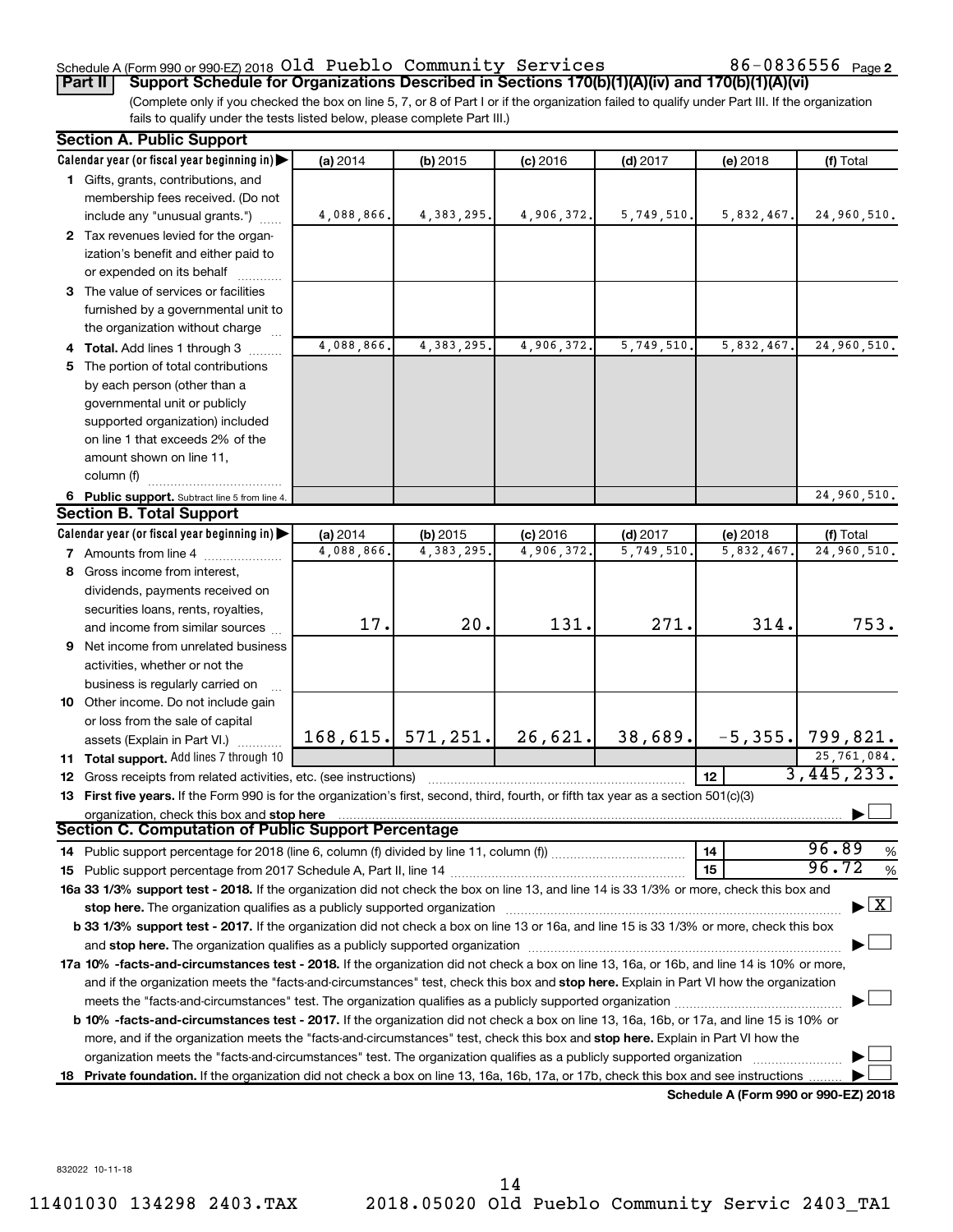Schedule A (Form 990 or 990-EZ) 2018 Old Pueblo Community Services 86-0836556 Page 2

**Part II Support Schedule for Organizations Described in Sections 170(b)(1)(A)(iv) and 170(b)(1)(A)(vi)**

(Complete only if you checked the box on line 5, 7, or 8 of Part I or if the organization failed to qualify under Part III. If the organization fails to qualify under the tests listed below, please complete Part III.)

### Section A. Public Support

| Calendar year (or fiscal year beginning in) | (a) 2014 | (b) 2015 | (c) 2016 | (d) 2017 | (e) 2018 | (f) Total |
|---|---|---|---|---|---|---|
| **1** Gifts, grants, contributions, and membership fees received. (Do not include any "unusual grants.") | 4,088,866. | 4,383,295. | 4,906,372. | 5,749,510. | 5,832,467. | 24,960,510. |
| **2** Tax revenues levied for the organization's benefit and either paid to or expended on its behalf | | | | | | |
| **3** The value of services or facilities furnished by a governmental unit to the organization without charge | | | | | | |
| **4 Total.** Add lines 1 through 3 | 4,088,866. | 4,383,295. | 4,906,372. | 5,749,510. | 5,832,467. | 24,960,510. |
| **5** The portion of total contributions by each person (other than a governmental unit or publicly supported organization) included on line 1 that exceeds 2% of the amount shown on line 11, column (f) | | | | | | |
| **6 Public support.** Subtract line 5 from line 4. | | | | | | 24,960,510. |

### Section B. Total Support

| Calendar year (or fiscal year beginning in) | (a) 2014 | (b) 2015 | (c) 2016 | (d) 2017 | (e) 2018 | (f) Total |
|---|---|---|---|---|---|---|
| **7** Amounts from line 4 | 4,088,866. | 4,383,295. | 4,906,372. | 5,749,510. | 5,832,467. | 24,960,510. |
| **8** Gross income from interest, dividends, payments received on securities loans, rents, royalties, and income from similar sources | 17. | 20. | 131. | 271. | 314. | 753. |
| **9** Net income from unrelated business activities, whether or not the business is regularly carried on | | | | | | |
| **10** Other income. Do not include gain or loss from the sale of capital assets (Explain in Part VI.) | 168,615. | 571,251. | 26,621. | 38,689. | -5,355. | 799,821. |
| **11 Total support.** Add lines 7 through 10 | | | | | | 25,761,084. |

**12** Gross receipts from related activities, etc. (see instructions) — **12** 3,445,233.

**13 First five years.** If the Form 990 is for the organization's first, second, third, fourth, or fifth tax year as a section 501(c)(3) organization, check this box and **stop here** ☐

### Section C. Computation of Public Support Percentage

**14** Public support percentage for 2018 (line 6, column (f) divided by line 11, column (f)) — **14** 96.89 %

**15** Public support percentage from 2017 Schedule A, Part II, line 14 — **15** 96.72 %

**16a 33 1/3% support test - 2018.** If the organization did not check the box on line 13, and line 14 is 33 1/3% or more, check this box and **stop here.** The organization qualifies as a publicly supported organization ☒

**b 33 1/3% support test - 2017.** If the organization did not check a box on line 13 or 16a, and line 15 is 33 1/3% or more, check this box and **stop here.** The organization qualifies as a publicly supported organization ☐

**17a 10% -facts-and-circumstances test - 2018.** If the organization did not check a box on line 13, 16a, or 16b, and line 14 is 10% or more, and if the organization meets the "facts-and-circumstances" test, check this box and **stop here.** Explain in Part VI how the organization meets the "facts-and-circumstances" test. The organization qualifies as a publicly supported organization ☐

**b 10% -facts-and-circumstances test - 2017.** If the organization did not check a box on line 13, 16a, 16b, or 17a, and line 15 is 10% or more, and if the organization meets the "facts-and-circumstances" test, check this box and **stop here.** Explain in Part VI how the organization meets the "facts-and-circumstances" test. The organization qualifies as a publicly supported organization ☐

**18 Private foundation.** If the organization did not check a box on line 13, 16a, 16b, 17a, or 17b, check this box and see instructions ☐

**Schedule A (Form 990 or 990-EZ) 2018**

832022 10-11-18

11401030 134298 2403.TAX 2018.05020 Old Pueblo Community Servic 2403_TA1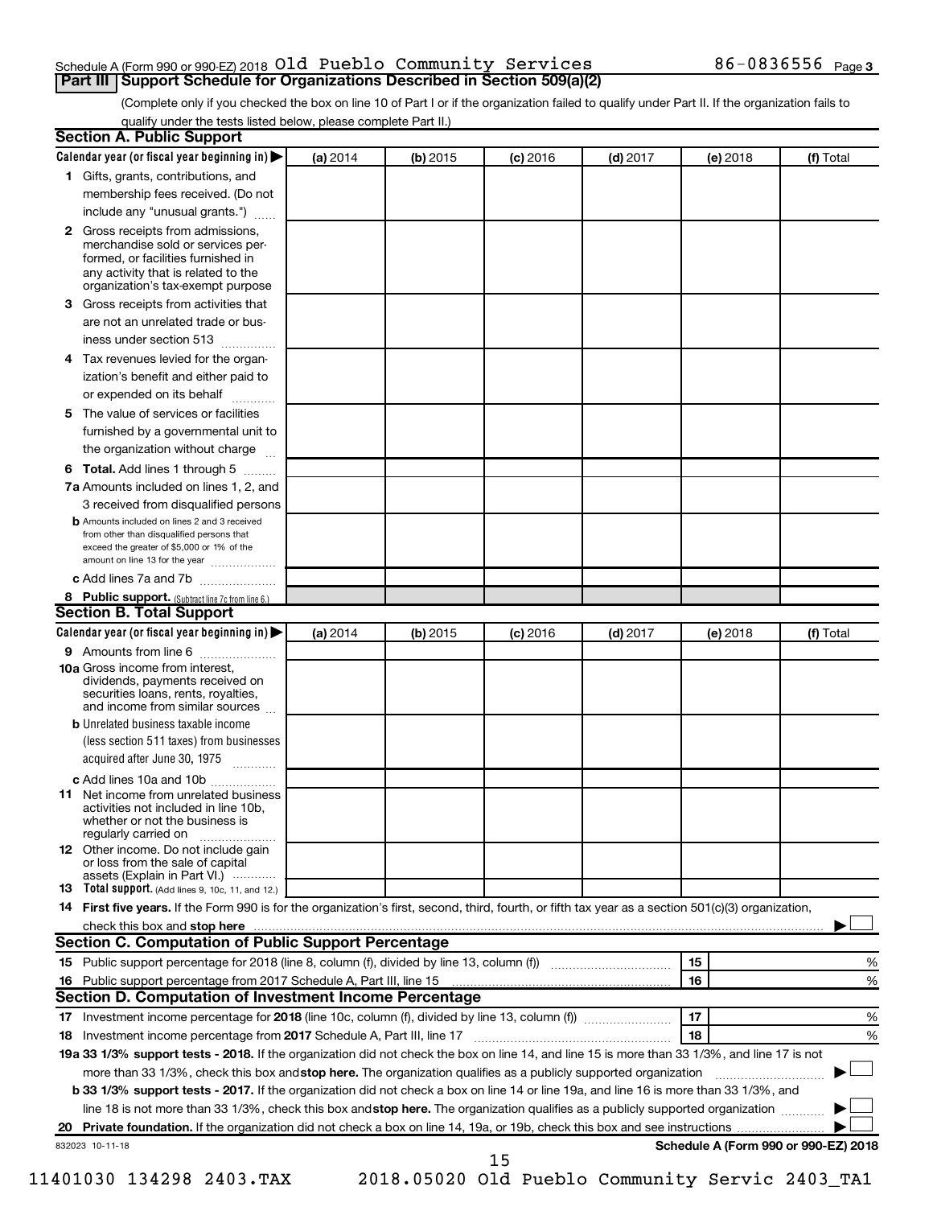Schedule A (Form 990 or 990-EZ) 2018 Old Pueblo Community Services 86-0836556 Page 3

## Part III Support Schedule for Organizations Described in Section 509(a)(2)

(Complete only if you checked the box on line 10 of Part I or if the organization failed to qualify under Part II. If the organization fails to qualify under the tests listed below, please complete Part II.)

### Section A. Public Support

| Calendar year (or fiscal year beginning in) ▶ | (a) 2014 | (b) 2015 | (c) 2016 | (d) 2017 | (e) 2018 | (f) Total |
|---|---|---|---|---|---|---|
| **1** Gifts, grants, contributions, and membership fees received. (Do not include any "unusual grants.") | | | | | | |
| **2** Gross receipts from admissions, merchandise sold or services performed, or facilities furnished in any activity that is related to the organization's tax-exempt purpose | | | | | | |
| **3** Gross receipts from activities that are not an unrelated trade or business under section 513 | | | | | | |
| **4** Tax revenues levied for the organization's benefit and either paid to or expended on its behalf | | | | | | |
| **5** The value of services or facilities furnished by a governmental unit to the organization without charge | | | | | | |
| **6 Total.** Add lines 1 through 5 | | | | | | |
| **7a** Amounts included on lines 1, 2, and 3 received from disqualified persons | | | | | | |
| **b** Amounts included on lines 2 and 3 received from other than disqualified persons that exceed the greater of $5,000 or 1% of the amount on line 13 for the year | | | | | | |
| **c** Add lines 7a and 7b | | | | | | |
| **8 Public support.** (Subtract line 7c from line 6.) | | | | | | |

### Section B. Total Support

| Calendar year (or fiscal year beginning in) ▶ | (a) 2014 | (b) 2015 | (c) 2016 | (d) 2017 | (e) 2018 | (f) Total |
|---|---|---|---|---|---|---|
| **9** Amounts from line 6 | | | | | | |
| **10a** Gross income from interest, dividends, payments received on securities loans, rents, royalties, and income from similar sources | | | | | | |
| **b** Unrelated business taxable income (less section 511 taxes) from businesses acquired after June 30, 1975 | | | | | | |
| **c** Add lines 10a and 10b | | | | | | |
| **11** Net income from unrelated business activities not included in line 10b, whether or not the business is regularly carried on | | | | | | |
| **12** Other income. Do not include gain or loss from the sale of capital assets (Explain in Part VI.) | | | | | | |
| **13 Total support.** (Add lines 9, 10c, 11, and 12.) | | | | | | |

**14 First five years.** If the Form 990 is for the organization's first, second, third, fourth, or fifth tax year as a section 501(c)(3) organization, check this box and **stop here** ▶ ☐

### Section C. Computation of Public Support Percentage

| | | | |
|---|---|---|---|
| **15** Public support percentage for 2018 (line 8, column (f), divided by line 13, column (f)) | 15 | | % |
| **16** Public support percentage from 2017 Schedule A, Part III, line 15 | 16 | | % |

### Section D. Computation of Investment Income Percentage

| | | | |
|---|---|---|---|
| **17** Investment income percentage for **2018** (line 10c, column (f), divided by line 13, column (f)) | 17 | | % |
| **18** Investment income percentage from **2017** Schedule A, Part III, line 17 | 18 | | % |

**19a 33 1/3% support tests - 2018.** If the organization did not check the box on line 14, and line 15 is more than 33 1/3%, and line 17 is not more than 33 1/3%, check this box and **stop here.** The organization qualifies as a publicly supported organization ▶ ☐

**b 33 1/3% support tests - 2017.** If the organization did not check a box on line 14 or line 19a, and line 16 is more than 33 1/3%, and line 18 is not more than 33 1/3%, check this box and **stop here.** The organization qualifies as a publicly supported organization ▶ ☐

**20 Private foundation.** If the organization did not check a box on line 14, 19a, or 19b, check this box and see instructions ▶ ☐

832023 10-11-18 **Schedule A (Form 990 or 990-EZ) 2018**

11401030 134298 2403.TAX 2018.05020 Old Pueblo Community Servic 2403_TA1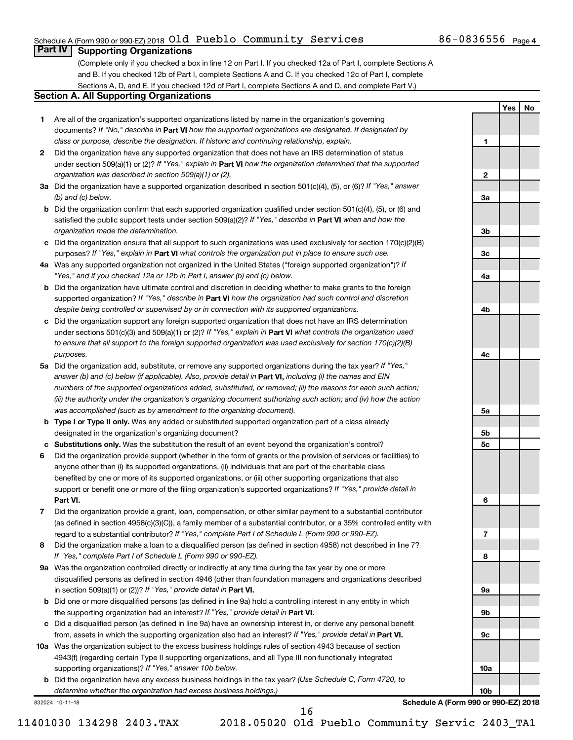Schedule A (Form 990 or 990-EZ) 2018 Old Pueblo Community Services 86-0836556 Page 4

## Part IV Supporting Organizations

(Complete only if you checked a box in line 12 on Part I. If you checked 12a of Part I, complete Sections A and B. If you checked 12b of Part I, complete Sections A and C. If you checked 12c of Part I, complete Sections A, D, and E. If you checked 12d of Part I, complete Sections A and D, and complete Part V.)

### Section A. All Supporting Organizations

| | | | Yes | No |
|---|---|---|---|---|
| 1 | Are all of the organization's supported organizations listed by name in the organization's governing documents? *If "No," describe in* **Part VI** *how the supported organizations are designated. If designated by class or purpose, describe the designation. If historic and continuing relationship, explain.* | 1 | | |
| 2 | Did the organization have any supported organization that does not have an IRS determination of status under section 509(a)(1) or (2)? *If "Yes," explain in* **Part VI** *how the organization determined that the supported organization was described in section 509(a)(1) or (2).* | 2 | | |
| 3a | Did the organization have a supported organization described in section 501(c)(4), (5), or (6)? *If "Yes," answer (b) and (c) below.* | 3a | | |
| b | Did the organization confirm that each supported organization qualified under section 501(c)(4), (5), or (6) and satisfied the public support tests under section 509(a)(2)? *If "Yes," describe in* **Part VI** *when and how the organization made the determination.* | 3b | | |
| c | Did the organization ensure that all support to such organizations was used exclusively for section 170(c)(2)(B) purposes? *If "Yes," explain in* **Part VI** *what controls the organization put in place to ensure such use.* | 3c | | |
| 4a | Was any supported organization not organized in the United States ("foreign supported organization")? *If "Yes," and if you checked 12a or 12b in Part I, answer (b) and (c) below.* | 4a | | |
| b | Did the organization have ultimate control and discretion in deciding whether to make grants to the foreign supported organization? *If "Yes," describe in* **Part VI** *how the organization had such control and discretion despite being controlled or supervised by or in connection with its supported organizations.* | 4b | | |
| c | Did the organization support any foreign supported organization that does not have an IRS determination under sections 501(c)(3) and 509(a)(1) or (2)? *If "Yes," explain in* **Part VI** *what controls the organization used to ensure that all support to the foreign supported organization was used exclusively for section 170(c)(2)(B) purposes.* | 4c | | |
| 5a | Did the organization add, substitute, or remove any supported organizations during the tax year? *If "Yes," answer (b) and (c) below (if applicable). Also, provide detail in* **Part VI,** *including (i) the names and EIN numbers of the supported organizations added, substituted, or removed; (ii) the reasons for each such action; (iii) the authority under the organization's organizing document authorizing such action; and (iv) how the action was accomplished (such as by amendment to the organizing document).* | 5a | | |
| b | **Type I or Type II only.** Was any added or substituted supported organization part of a class already designated in the organization's organizing document? | 5b | | |
| c | **Substitutions only.** Was the substitution the result of an event beyond the organization's control? | 5c | | |
| 6 | Did the organization provide support (whether in the form of grants or the provision of services or facilities) to anyone other than (i) its supported organizations, (ii) individuals that are part of the charitable class benefited by one or more of its supported organizations, or (iii) other supporting organizations that also support or benefit one or more of the filing organization's supported organizations? *If "Yes," provide detail in* **Part VI.** | 6 | | |
| 7 | Did the organization provide a grant, loan, compensation, or other similar payment to a substantial contributor (as defined in section 4958(c)(3)(C)), a family member of a substantial contributor, or a 35% controlled entity with regard to a substantial contributor? *If "Yes," complete Part I of Schedule L (Form 990 or 990-EZ).* | 7 | | |
| 8 | Did the organization make a loan to a disqualified person (as defined in section 4958) not described in line 7? *If "Yes," complete Part I of Schedule L (Form 990 or 990-EZ).* | 8 | | |
| 9a | Was the organization controlled directly or indirectly at any time during the tax year by one or more disqualified persons as defined in section 4946 (other than foundation managers and organizations described in section 509(a)(1) or (2))? *If "Yes," provide detail in* **Part VI.** | 9a | | |
| b | Did one or more disqualified persons (as defined in line 9a) hold a controlling interest in any entity in which the supporting organization had an interest? *If "Yes," provide detail in* **Part VI.** | 9b | | |
| c | Did a disqualified person (as defined in line 9a) have an ownership interest in, or derive any personal benefit from, assets in which the supporting organization also had an interest? *If "Yes," provide detail in* **Part VI.** | 9c | | |
| 10a | Was the organization subject to the excess business holdings rules of section 4943 because of section 4943(f) (regarding certain Type II supporting organizations, and all Type III non-functionally integrated supporting organizations)? *If "Yes," answer 10b below.* | 10a | | |
| b | Did the organization have any excess business holdings in the tax year? *(Use Schedule C, Form 4720, to determine whether the organization had excess business holdings.)* | 10b | | |

832024 10-11-18 **Schedule A (Form 990 or 990-EZ) 2018**

11401030 134298 2403.TAX 2018.05020 Old Pueblo Community Servic 2403_TA1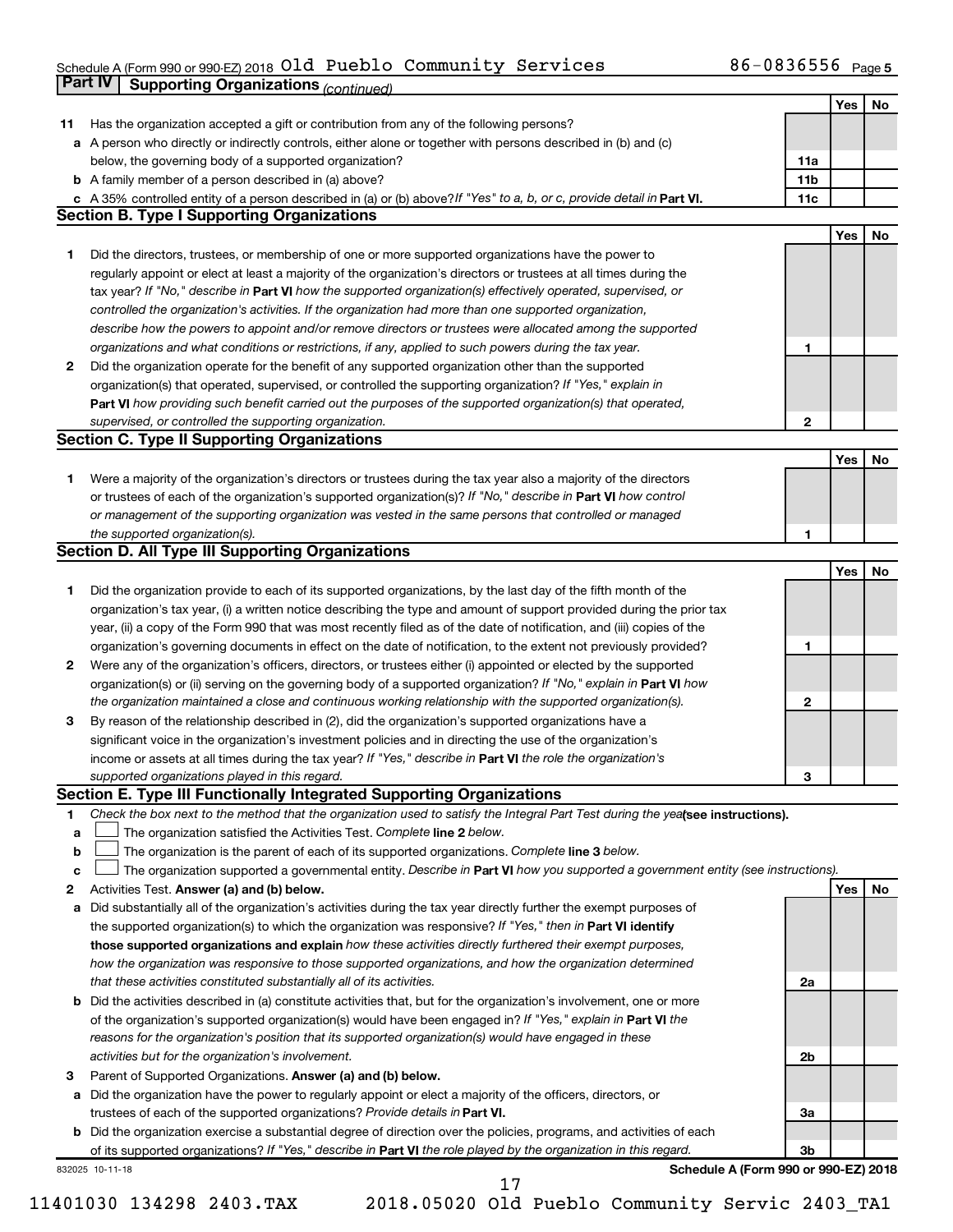Schedule A (Form 990 or 990-EZ) 2018 Old Pueblo Community Services 86-0836556 Page 5

## Part IV Supporting Organizations *(continued)*

| | | | Yes | No |
|---|---|---|---|---|
| **11** | Has the organization accepted a gift or contribution from any of the following persons? | | | |
| **a** | A person who directly or indirectly controls, either alone or together with persons described in (b) and (c) below, the governing body of a supported organization? | **11a** | | |
| **b** | A family member of a person described in (a) above? | **11b** | | |
| **c** | A 35% controlled entity of a person described in (a) or (b) above? *If "Yes" to a, b, or c, provide detail in* **Part VI.** | **11c** | | |

### Section B. Type I Supporting Organizations

| | | | Yes | No |
|---|---|---|---|---|
| **1** | Did the directors, trustees, or membership of one or more supported organizations have the power to regularly appoint or elect at least a majority of the organization's directors or trustees at all times during the tax year? *If "No," describe in* **Part VI** *how the supported organization(s) effectively operated, supervised, or controlled the organization's activities. If the organization had more than one supported organization, describe how the powers to appoint and/or remove directors or trustees were allocated among the supported organizations and what conditions or restrictions, if any, applied to such powers during the tax year.* | **1** | | |
| **2** | Did the organization operate for the benefit of any supported organization other than the supported organization(s) that operated, supervised, or controlled the supporting organization? *If "Yes," explain in* **Part VI** *how providing such benefit carried out the purposes of the supported organization(s) that operated, supervised, or controlled the supporting organization.* | **2** | | |

### Section C. Type II Supporting Organizations

| | | | Yes | No |
|---|---|---|---|---|
| **1** | Were a majority of the organization's directors or trustees during the tax year also a majority of the directors or trustees of each of the organization's supported organization(s)? *If "No," describe in* **Part VI** *how control or management of the supporting organization was vested in the same persons that controlled or managed the supported organization(s).* | **1** | | |

### Section D. All Type III Supporting Organizations

| | | | Yes | No |
|---|---|---|---|---|
| **1** | Did the organization provide to each of its supported organizations, by the last day of the fifth month of the organization's tax year, (i) a written notice describing the type and amount of support provided during the prior tax year, (ii) a copy of the Form 990 that was most recently filed as of the date of notification, and (iii) copies of the organization's governing documents in effect on the date of notification, to the extent not previously provided? | **1** | | |
| **2** | Were any of the organization's officers, directors, or trustees either (i) appointed or elected by the supported organization(s) or (ii) serving on the governing body of a supported organization? *If "No," explain in* **Part VI** *how the organization maintained a close and continuous working relationship with the supported organization(s).* | **2** | | |
| **3** | By reason of the relationship described in (2), did the organization's supported organizations have a significant voice in the organization's investment policies and in directing the use of the organization's income or assets at all times during the tax year? *If "Yes," describe in* **Part VI** *the role the organization's supported organizations played in this regard.* | **3** | | |

### Section E. Type III Functionally Integrated Supporting Organizations

**1** *Check the box next to the method that the organization used to satisfy the Integral Part Test during the year* **(see instructions).**

**a** ☐ The organization satisfied the Activities Test. *Complete* **line 2** *below.*

**b** ☐ The organization is the parent of each of its supported organizations. *Complete* **line 3** *below.*

**c** ☐ The organization supported a governmental entity. *Describe in* **Part VI** *how you supported a government entity (see instructions).*

| | | | Yes | No |
|---|---|---|---|---|
| **2** | Activities Test. **Answer (a) and (b) below.** | | | |
| **a** | Did substantially all of the organization's activities during the tax year directly further the exempt purposes of the supported organization(s) to which the organization was responsive? *If "Yes," then in* **Part VI identify those supported organizations and explain** *how these activities directly furthered their exempt purposes, how the organization was responsive to those supported organizations, and how the organization determined that these activities constituted substantially all of its activities.* | **2a** | | |
| **b** | Did the activities described in (a) constitute activities that, but for the organization's involvement, one or more of the organization's supported organization(s) would have been engaged in? *If "Yes," explain in* **Part VI** *the reasons for the organization's position that its supported organization(s) would have engaged in these activities but for the organization's involvement.* | **2b** | | |
| **3** | Parent of Supported Organizations. **Answer (a) and (b) below.** | | | |
| **a** | Did the organization have the power to regularly appoint or elect a majority of the officers, directors, or trustees of each of the supported organizations? *Provide details in* **Part VI.** | **3a** | | |
| **b** | Did the organization exercise a substantial degree of direction over the policies, programs, and activities of each of its supported organizations? *If "Yes," describe in* **Part VI** *the role played by the organization in this regard.* | **3b** | | |

832025 10-11-18 **Schedule A (Form 990 or 990-EZ) 2018**

11401030 134298 2403.TAX 2018.05020 Old Pueblo Community Servic 2403_TA1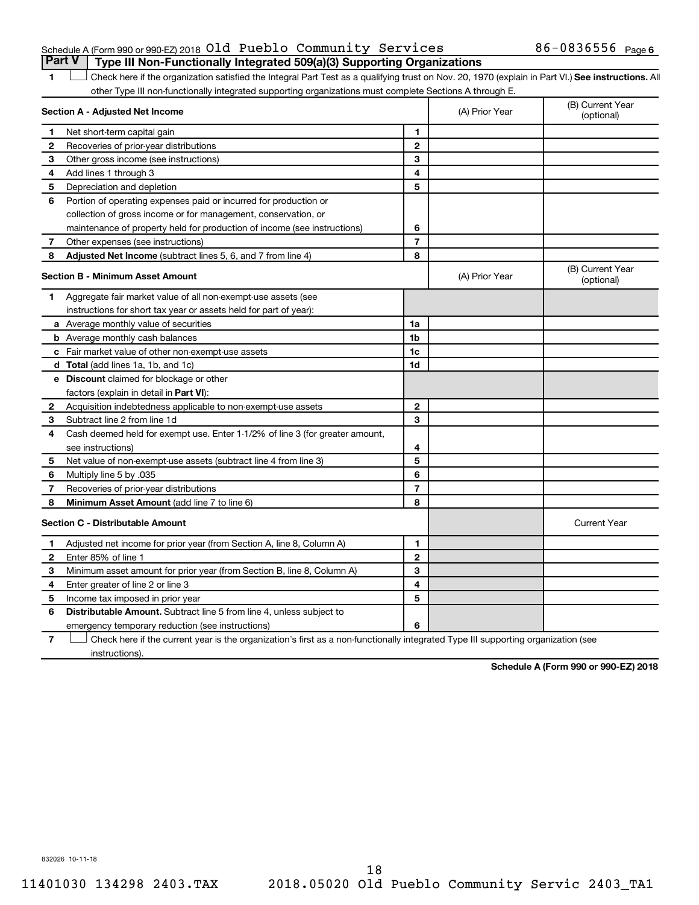Schedule A (Form 990 or 990-EZ) 2018 Old Pueblo Community Services 86-0836556 Page 6

## Part V Type III Non-Functionally Integrated 509(a)(3) Supporting Organizations

1 ☐ Check here if the organization satisfied the Integral Part Test as a qualifying trust on Nov. 20, 1970 (explain in Part VI.) **See instructions.** All other Type III non-functionally integrated supporting organizations must complete Sections A through E.

| **Section A - Adjusted Net Income** | | | (A) Prior Year | (B) Current Year (optional) |
|---|---|---|---|---|
| 1 | Net short-term capital gain | 1 | | |
| 2 | Recoveries of prior-year distributions | 2 | | |
| 3 | Other gross income (see instructions) | 3 | | |
| 4 | Add lines 1 through 3 | 4 | | |
| 5 | Depreciation and depletion | 5 | | |
| 6 | Portion of operating expenses paid or incurred for production or collection of gross income or for management, conservation, or maintenance of property held for production of income (see instructions) | 6 | | |
| 7 | Other expenses (see instructions) | 7 | | |
| 8 | **Adjusted Net Income** (subtract lines 5, 6, and 7 from line 4) | 8 | | |

| **Section B - Minimum Asset Amount** | | | (A) Prior Year | (B) Current Year (optional) |
|---|---|---|---|---|
| 1 | Aggregate fair market value of all non-exempt-use assets (see instructions for short tax year or assets held for part of year): | | | |
| a | Average monthly value of securities | 1a | | |
| b | Average monthly cash balances | 1b | | |
| c | Fair market value of other non-exempt-use assets | 1c | | |
| d | **Total** (add lines 1a, 1b, and 1c) | 1d | | |
| e | **Discount** claimed for blockage or other factors (explain in detail in **Part VI**): | | | |
| 2 | Acquisition indebtedness applicable to non-exempt-use assets | 2 | | |
| 3 | Subtract line 2 from line 1d | 3 | | |
| 4 | Cash deemed held for exempt use. Enter 1-1/2% of line 3 (for greater amount, see instructions) | 4 | | |
| 5 | Net value of non-exempt-use assets (subtract line 4 from line 3) | 5 | | |
| 6 | Multiply line 5 by .035 | 6 | | |
| 7 | Recoveries of prior-year distributions | 7 | | |
| 8 | **Minimum Asset Amount** (add line 7 to line 6) | 8 | | |

| **Section C - Distributable Amount** | | | | Current Year |
|---|---|---|---|---|
| 1 | Adjusted net income for prior year (from Section A, line 8, Column A) | 1 | | |
| 2 | Enter 85% of line 1 | 2 | | |
| 3 | Minimum asset amount for prior year (from Section B, line 8, Column A) | 3 | | |
| 4 | Enter greater of line 2 or line 3 | 4 | | |
| 5 | Income tax imposed in prior year | 5 | | |
| 6 | **Distributable Amount.** Subtract line 5 from line 4, unless subject to emergency temporary reduction (see instructions) | 6 | | |

7 ☐ Check here if the current year is the organization's first as a non-functionally integrated Type III supporting organization (see instructions).

**Schedule A (Form 990 or 990-EZ) 2018**

832026 10-11-18

11401030 134298 2403.TAX 2018.05020 Old Pueblo Community Servic 2403_TA1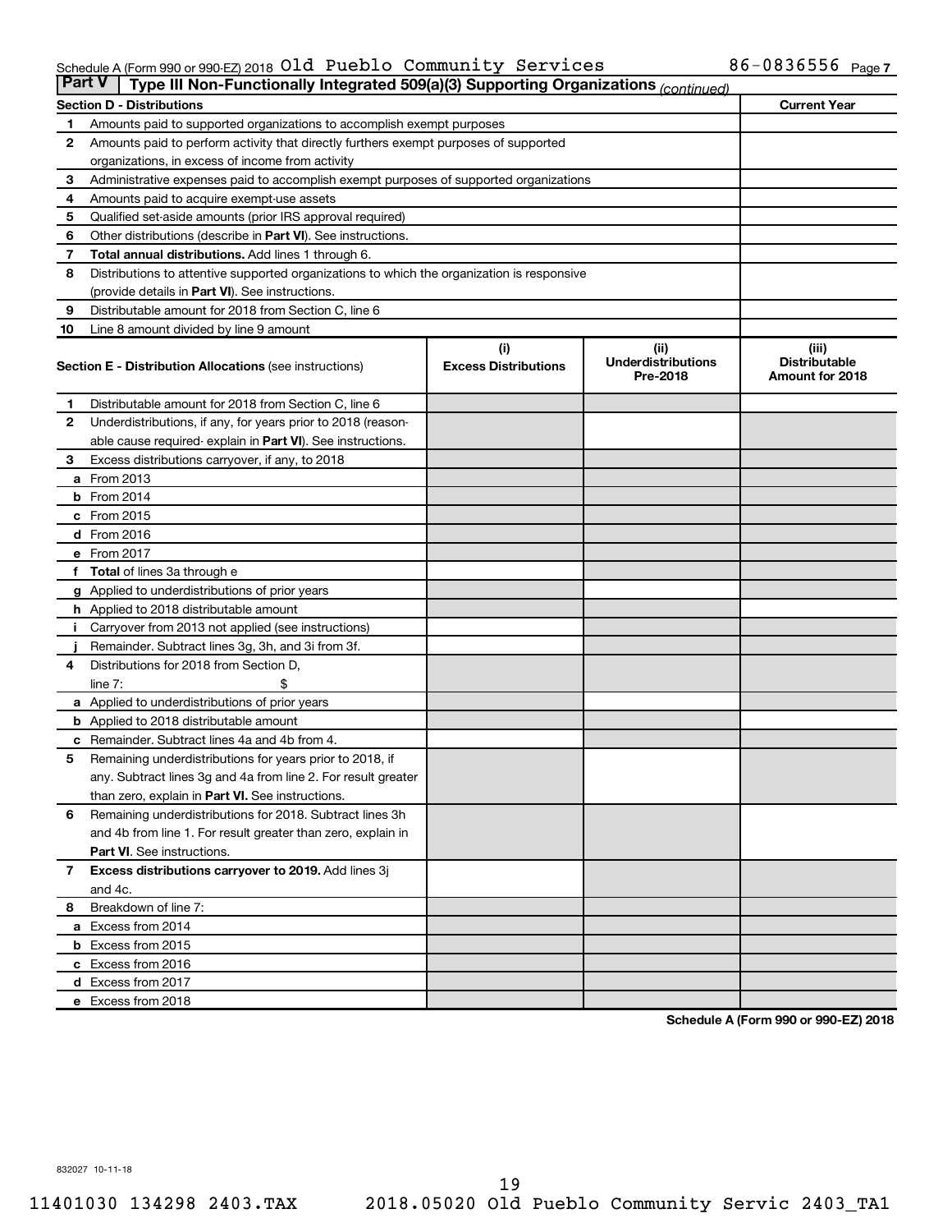Schedule A (Form 990 or 990-EZ) 2018 Old Pueblo Community Services 86-0836556 Page 7

## Part V Type III Non-Functionally Integrated 509(a)(3) Supporting Organizations *(continued)*

| **Section D - Distributions** | | **Current Year** |
|---|---|---|
| 1 | Amounts paid to supported organizations to accomplish exempt purposes | |
| 2 | Amounts paid to perform activity that directly furthers exempt purposes of supported organizations, in excess of income from activity | |
| 3 | Administrative expenses paid to accomplish exempt purposes of supported organizations | |
| 4 | Amounts paid to acquire exempt-use assets | |
| 5 | Qualified set-aside amounts (prior IRS approval required) | |
| 6 | Other distributions (describe in **Part VI**). See instructions. | |
| 7 | **Total annual distributions.** Add lines 1 through 6. | |
| 8 | Distributions to attentive supported organizations to which the organization is responsive (provide details in **Part VI**). See instructions. | |
| 9 | Distributable amount for 2018 from Section C, line 6 | |
| 10 | Line 8 amount divided by line 9 amount | |

| **Section E - Distribution Allocations** (see instructions) | (i) Excess Distributions | (ii) Underdistributions Pre-2018 | (iii) Distributable Amount for 2018 |
|---|---|---|---|
| 1 Distributable amount for 2018 from Section C, line 6 | | | |
| 2 Underdistributions, if any, for years prior to 2018 (reasonable cause required- explain in **Part VI**). See instructions. | | | |
| 3 Excess distributions carryover, if any, to 2018 | | | |
| a From 2013 | | | |
| b From 2014 | | | |
| c From 2015 | | | |
| d From 2016 | | | |
| e From 2017 | | | |
| f **Total** of lines 3a through e | | | |
| g Applied to underdistributions of prior years | | | |
| h Applied to 2018 distributable amount | | | |
| i Carryover from 2013 not applied (see instructions) | | | |
| j Remainder. Subtract lines 3g, 3h, and 3i from 3f. | | | |
| 4 Distributions for 2018 from Section D, line 7: $ | | | |
| a Applied to underdistributions of prior years | | | |
| b Applied to 2018 distributable amount | | | |
| c Remainder. Subtract lines 4a and 4b from 4. | | | |
| 5 Remaining underdistributions for years prior to 2018, if any. Subtract lines 3g and 4a from line 2. For result greater than zero, explain in **Part VI.** See instructions. | | | |
| 6 Remaining underdistributions for 2018. Subtract lines 3h and 4b from line 1. For result greater than zero, explain in **Part VI**. See instructions. | | | |
| 7 **Excess distributions carryover to 2019.** Add lines 3j and 4c. | | | |
| 8 Breakdown of line 7: | | | |
| a Excess from 2014 | | | |
| b Excess from 2015 | | | |
| c Excess from 2016 | | | |
| d Excess from 2017 | | | |
| e Excess from 2018 | | | |

**Schedule A (Form 990 or 990-EZ) 2018**

832027 10-11-18

11401030 134298 2403.TAX 2018.05020 Old Pueblo Community Servic 2403_TA1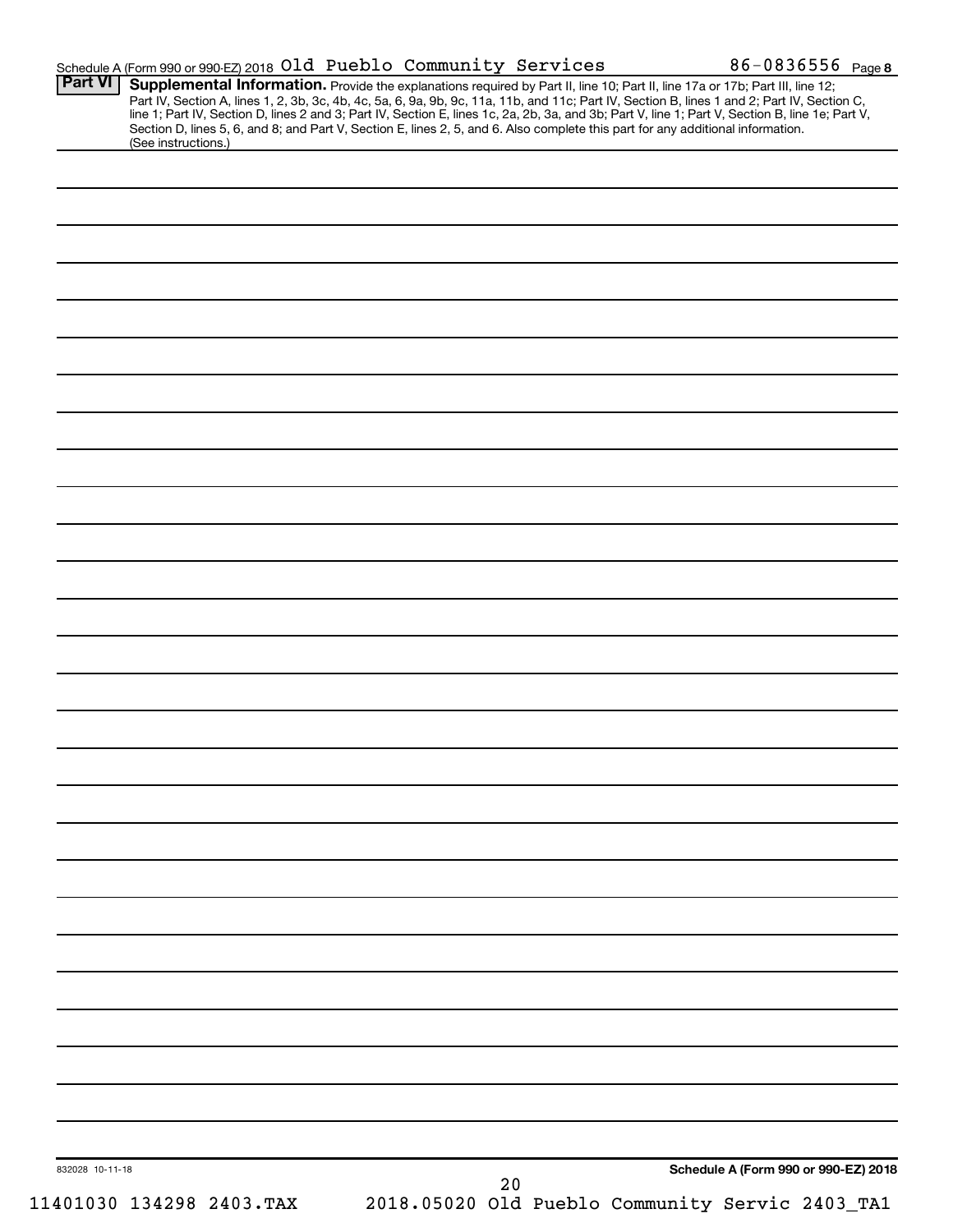Schedule A (Form 990 or 990-EZ) 2018 Old Pueblo Community Services 86-0836556 Page **8**

**Part VI** **Supplemental Information.** Provide the explanations required by Part II, line 10; Part II, line 17a or 17b; Part III, line 12; Part IV, Section A, lines 1, 2, 3b, 3c, 4b, 4c, 5a, 6, 9a, 9b, 9c, 11a, 11b, and 11c; Part IV, Section B, lines 1 and 2; Part IV, Section C, line 1; Part IV, Section D, lines 2 and 3; Part IV, Section E, lines 1c, 2a, 2b, 3a, and 3b; Part V, line 1; Part V, Section B, line 1e; Part V, Section D, lines 5, 6, and 8; and Part V, Section E, lines 2, 5, and 6. Also complete this part for any additional information. (See instructions.)

832028 10-11-18

**Schedule A (Form 990 or 990-EZ) 2018**

11401030 134298 2403.TAX 2018.05020 Old Pueblo Community Servic 2403_TA1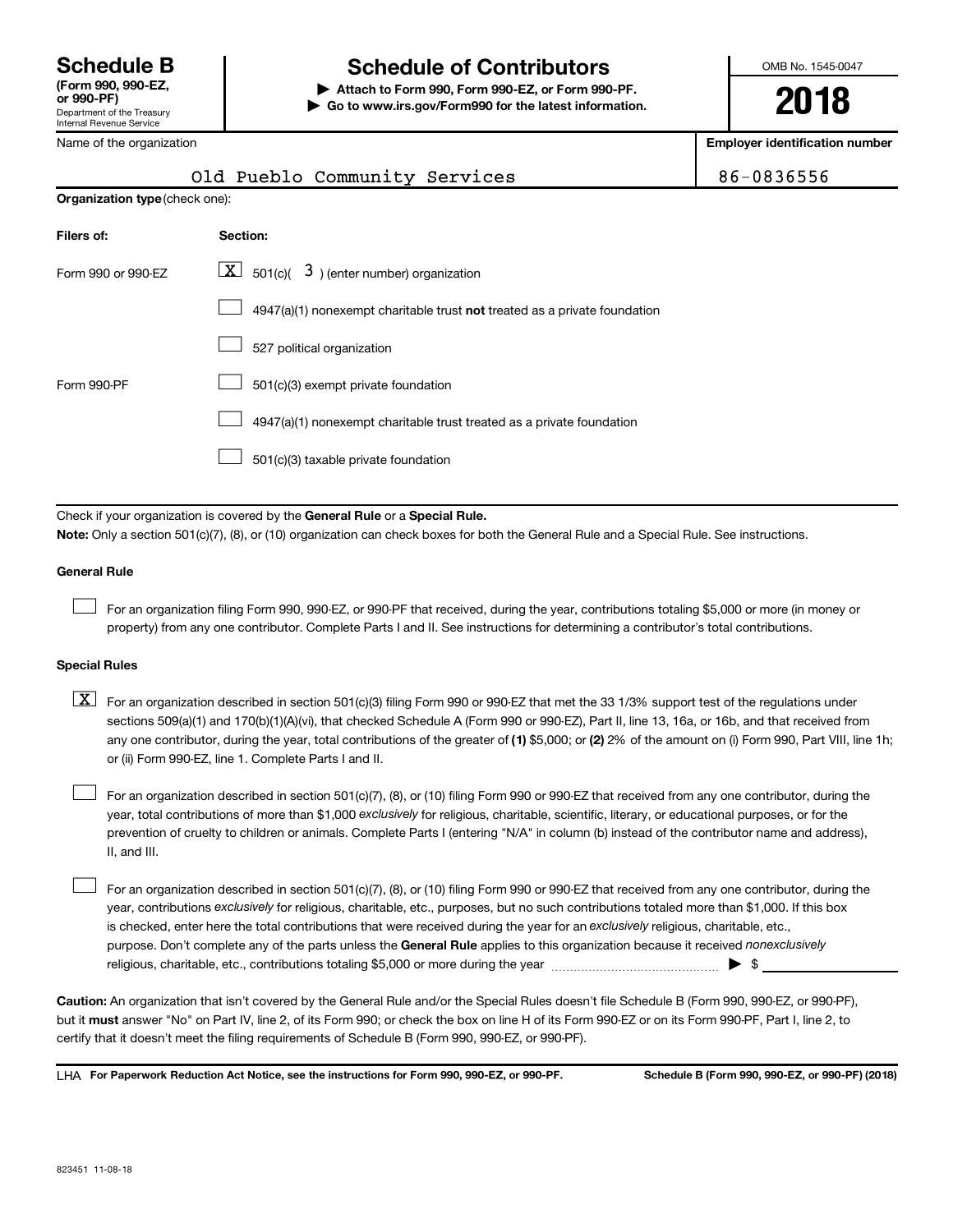# Schedule B

**(Form 990, 990-EZ, or 990-PF)**
Department of the Treasury
Internal Revenue Service

## Schedule of Contributors

**▶ Attach to Form 990, Form 990-EZ, or Form 990-PF.**
**▶ Go to www.irs.gov/Form990 for the latest information.**

OMB No. 1545-0047

**2018**

| Name of the organization | Employer identification number |
|---|---|
| Old Pueblo Community Services | 86-0836556 |

**Organization type** (check one):

| Filers of: | Section: |
|---|---|
| Form 990 or 990-EZ | [X] 501(c)( 3 ) (enter number) organization |
| | [ ] 4947(a)(1) nonexempt charitable trust **not** treated as a private foundation |
| | [ ] 527 political organization |
| Form 990-PF | [ ] 501(c)(3) exempt private foundation |
| | [ ] 4947(a)(1) nonexempt charitable trust treated as a private foundation |
| | [ ] 501(c)(3) taxable private foundation |

Check if your organization is covered by the **General Rule** or a **Special Rule.**

**Note:** Only a section 501(c)(7), (8), or (10) organization can check boxes for both the General Rule and a Special Rule. See instructions.

**General Rule**

[ ] For an organization filing Form 990, 990-EZ, or 990-PF that received, during the year, contributions totaling $5,000 or more (in money or property) from any one contributor. Complete Parts I and II. See instructions for determining a contributor's total contributions.

**Special Rules**

[X] For an organization described in section 501(c)(3) filing Form 990 or 990-EZ that met the 33 1/3% support test of the regulations under sections 509(a)(1) and 170(b)(1)(A)(vi), that checked Schedule A (Form 990 or 990-EZ), Part II, line 13, 16a, or 16b, and that received from any one contributor, during the year, total contributions of the greater of **(1)** $5,000; or **(2)** 2% of the amount on (i) Form 990, Part VIII, line 1h; or (ii) Form 990-EZ, line 1. Complete Parts I and II.

[ ] For an organization described in section 501(c)(7), (8), or (10) filing Form 990 or 990-EZ that received from any one contributor, during the year, total contributions of more than $1,000 *exclusively* for religious, charitable, scientific, literary, or educational purposes, or for the prevention of cruelty to children or animals. Complete Parts I (entering "N/A" in column (b) instead of the contributor name and address), II, and III.

[ ] For an organization described in section 501(c)(7), (8), or (10) filing Form 990 or 990-EZ that received from any one contributor, during the year, contributions *exclusively* for religious, charitable, etc., purposes, but no such contributions totaled more than $1,000. If this box is checked, enter here the total contributions that were received during the year for an *exclusively* religious, charitable, etc., purpose. Don't complete any of the parts unless the **General Rule** applies to this organization because it received *nonexclusively* religious, charitable, etc., contributions totaling $5,000 or more during the year ▶ $ ____________

**Caution:** An organization that isn't covered by the General Rule and/or the Special Rules doesn't file Schedule B (Form 990, 990-EZ, or 990-PF), but it **must** answer "No" on Part IV, line 2, of its Form 990; or check the box on line H of its Form 990-EZ or on its Form 990-PF, Part I, line 2, to certify that it doesn't meet the filing requirements of Schedule B (Form 990, 990-EZ, or 990-PF).

LHA **For Paperwork Reduction Act Notice, see the instructions for Form 990, 990-EZ, or 990-PF.** **Schedule B (Form 990, 990-EZ, or 990-PF) (2018)**

823451 11-08-18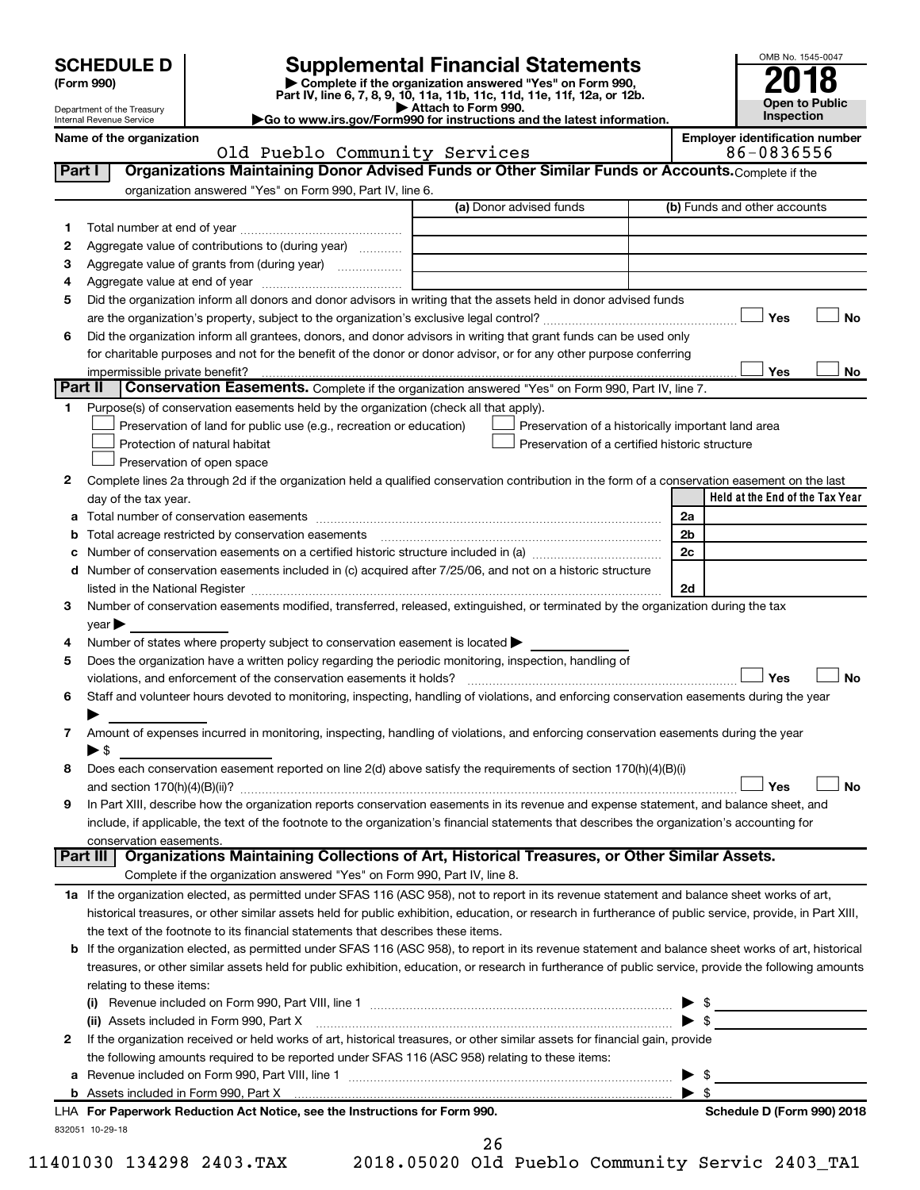**SCHEDULE D (Form 990)**

Department of the Treasury
Internal Revenue Service

# Supplemental Financial Statements

▶ Complete if the organization answered "Yes" on Form 990, Part IV, line 6, 7, 8, 9, 10, 11a, 11b, 11c, 11d, 11e, 11f, 12a, or 12b.
▶ Attach to Form 990.
▶Go to www.irs.gov/Form990 for instructions and the latest information.

OMB No. 1545-0047
**2018**
**Open to Public Inspection**

**Name of the organization**
Old Pueblo Community Services

**Employer identification number**
86-0836556

## Part I | Organizations Maintaining Donor Advised Funds or Other Similar Funds or Accounts. Complete if the organization answered "Yes" on Form 990, Part IV, line 6.

| | | (a) Donor advised funds | (b) Funds and other accounts |
|---|---|---|---|
| 1 | Total number at end of year | | |
| 2 | Aggregate value of contributions to (during year) | | |
| 3 | Aggregate value of grants from (during year) | | |
| 4 | Aggregate value at end of year | | |

5 Did the organization inform all donors and donor advisors in writing that the assets held in donor advised funds are the organization's property, subject to the organization's exclusive legal control? ☐ Yes ☐ No

6 Did the organization inform all grantees, donors, and donor advisors in writing that grant funds can be used only for charitable purposes and not for the benefit of the donor or donor advisor, or for any other purpose conferring impermissible private benefit? ☐ Yes ☐ No

## Part II | Conservation Easements. Complete if the organization answered "Yes" on Form 990, Part IV, line 7.

1 Purpose(s) of conservation easements held by the organization (check all that apply).

☐ Preservation of land for public use (e.g., recreation or education)
☐ Protection of natural habitat
☐ Preservation of open space
☐ Preservation of a historically important land area
☐ Preservation of a certified historic structure

2 Complete lines 2a through 2d if the organization held a qualified conservation contribution in the form of a conservation easement on the last day of the tax year.

| | | | Held at the End of the Tax Year |
|---|---|---|---|
| a | Total number of conservation easements | 2a | |
| b | Total acreage restricted by conservation easements | 2b | |
| c | Number of conservation easements on a certified historic structure included in (a) | 2c | |
| d | Number of conservation easements included in (c) acquired after 7/25/06, and not on a historic structure listed in the National Register | 2d | |

3 Number of conservation easements modified, transferred, released, extinguished, or terminated by the organization during the tax year ▶

4 Number of states where property subject to conservation easement is located ▶

5 Does the organization have a written policy regarding the periodic monitoring, inspection, handling of violations, and enforcement of the conservation easements it holds? ☐ Yes ☐ No

6 Staff and volunteer hours devoted to monitoring, inspecting, handling of violations, and enforcing conservation easements during the year ▶

7 Amount of expenses incurred in monitoring, inspecting, handling of violations, and enforcing conservation easements during the year ▶ $

8 Does each conservation easement reported on line 2(d) above satisfy the requirements of section 170(h)(4)(B)(i) and section 170(h)(4)(B)(ii)? ☐ Yes ☐ No

9 In Part XIII, describe how the organization reports conservation easements in its revenue and expense statement, and balance sheet, and include, if applicable, the text of the footnote to the organization's financial statements that describes the organization's accounting for conservation easements.

## Part III | Organizations Maintaining Collections of Art, Historical Treasures, or Other Similar Assets. Complete if the organization answered "Yes" on Form 990, Part IV, line 8.

1a If the organization elected, as permitted under SFAS 116 (ASC 958), not to report in its revenue statement and balance sheet works of art, historical treasures, or other similar assets held for public exhibition, education, or research in furtherance of public service, provide, in Part XIII, the text of the footnote to its financial statements that describes these items.

b If the organization elected, as permitted under SFAS 116 (ASC 958), to report in its revenue statement and balance sheet works of art, historical treasures, or other similar assets held for public exhibition, education, or research in furtherance of public service, provide the following amounts relating to these items:

(i) Revenue included on Form 990, Part VIII, line 1 ▶ $

(ii) Assets included in Form 990, Part X ▶ $

2 If the organization received or held works of art, historical treasures, or other similar assets for financial gain, provide the following amounts required to be reported under SFAS 116 (ASC 958) relating to these items:

a Revenue included on Form 990, Part VIII, line 1 ▶ $

b Assets included in Form 990, Part X ▶ $

**LHA For Paperwork Reduction Act Notice, see the Instructions for Form 990.** **Schedule D (Form 990) 2018**

832051 10-29-18

11401030 134298 2403.TAX 2018.05020 Old Pueblo Community Servic 2403_TA1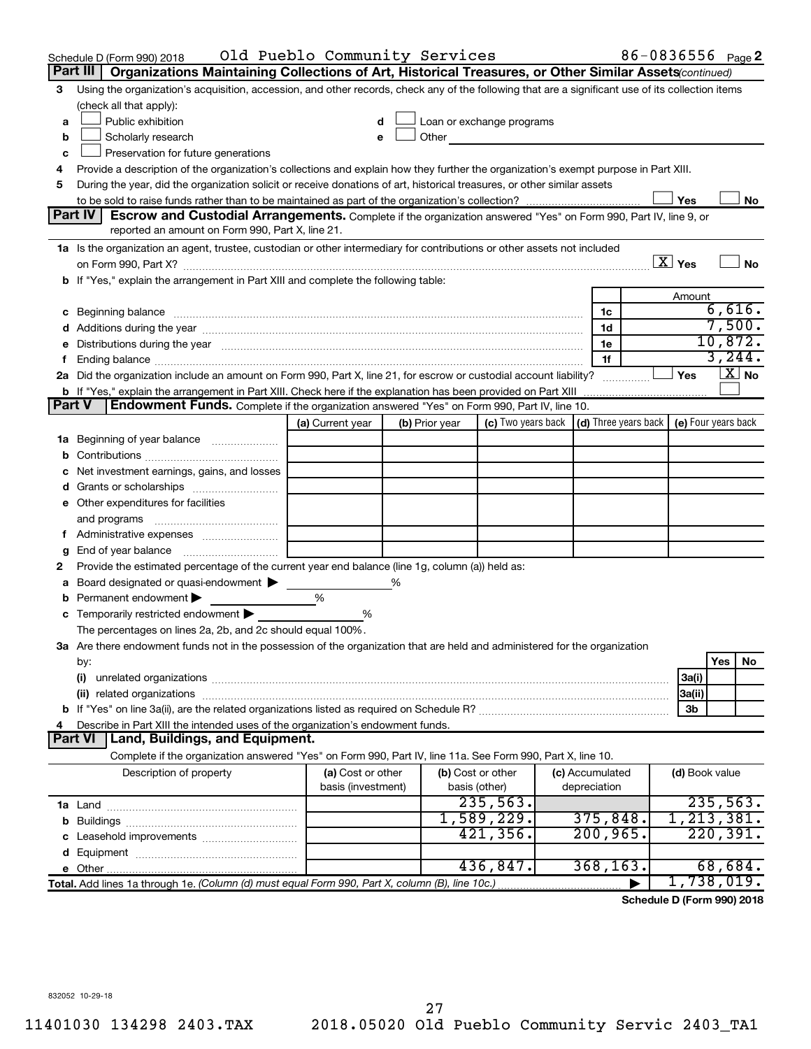Schedule D (Form 990) 2018 Old Pueblo Community Services 86-0836556 Page 2

## Part III Organizations Maintaining Collections of Art, Historical Treasures, or Other Similar Assets *(continued)*

3 Using the organization's acquisition, accession, and other records, check any of the following that are a significant use of its collection items (check all that apply):

- a ☐ Public exhibition
- b ☐ Scholarly research
- c ☐ Preservation for future generations
- d ☐ Loan or exchange programs
- e ☐ Other

4 Provide a description of the organization's collections and explain how they further the organization's exempt purpose in Part XIII.

5 During the year, did the organization solicit or receive donations of art, historical treasures, or other similar assets to be sold to raise funds rather than to be maintained as part of the organization's collection? ☐ Yes ☐ No

## Part IV Escrow and Custodial Arrangements.

Complete if the organization answered "Yes" on Form 990, Part IV, line 9, or reported an amount on Form 990, Part X, line 21.

1a Is the organization an agent, trustee, custodian or other intermediary for contributions or other assets not included on Form 990, Part X? ☒ Yes ☐ No

b If "Yes," explain the arrangement in Part XIII and complete the following table:

| | | | Amount |
|---|---|---|---|
| c | Beginning balance | 1c | 6,616. |
| d | Additions during the year | 1d | 7,500. |
| e | Distributions during the year | 1e | 10,872. |
| f | Ending balance | 1f | 3,244. |

2a Did the organization include an amount on Form 990, Part X, line 21, for escrow or custodial account liability? ☐ Yes ☒ No

b If "Yes," explain the arrangement in Part XIII. Check here if the explanation has been provided on Part XIII ☐

## Part V Endowment Funds.

Complete if the organization answered "Yes" on Form 990, Part IV, line 10.

| | (a) Current year | (b) Prior year | (c) Two years back | (d) Three years back | (e) Four years back |
|---|---|---|---|---|---|
| 1a Beginning of year balance | | | | | |
| b Contributions | | | | | |
| c Net investment earnings, gains, and losses | | | | | |
| d Grants or scholarships | | | | | |
| e Other expenditures for facilities and programs | | | | | |
| f Administrative expenses | | | | | |
| g End of year balance | | | | | |

2 Provide the estimated percentage of the current year end balance (line 1g, column (a)) held as:

- a Board designated or quasi-endowment ▶ ______ %
- b Permanent endowment ▶ ______ %
- c Temporarily restricted endowment ▶ ______ %

The percentages on lines 2a, 2b, and 2c should equal 100%.

3a Are there endowment funds not in the possession of the organization that are held and administered for the organization by:

| | | Yes | No |
|---|---|---|---|
| (i) unrelated organizations | 3a(i) | | |
| (ii) related organizations | 3a(ii) | | |
| b If "Yes" on line 3a(ii), are the related organizations listed as required on Schedule R? | 3b | | |

4 Describe in Part XIII the intended uses of the organization's endowment funds.

## Part VI Land, Buildings, and Equipment.

Complete if the organization answered "Yes" on Form 990, Part IV, line 11a. See Form 990, Part X, line 10.

| Description of property | (a) Cost or other basis (investment) | (b) Cost or other basis (other) | (c) Accumulated depreciation | (d) Book value |
|---|---|---|---|---|
| 1a Land | | 235,563. | | 235,563. |
| b Buildings | | 1,589,229. | 375,848. | 1,213,381. |
| c Leasehold improvements | | 421,356. | 200,965. | 220,391. |
| d Equipment | | | | |
| e Other | | 436,847. | 368,163. | 68,684. |
| **Total.** Add lines 1a through 1e. *(Column (d) must equal Form 990, Part X, column (B), line 10c.)* ▶ | | | | 1,738,019. |

**Schedule D (Form 990) 2018**

832052 10-29-18

11401030 134298 2403.TAX 2018.05020 Old Pueblo Community Servic 2403_TA1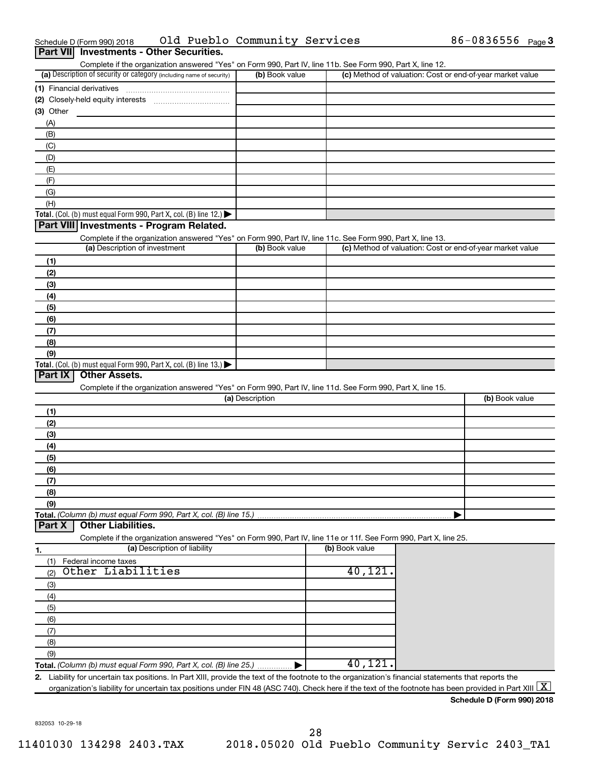Schedule D (Form 990) 2018 Old Pueblo Community Services 86-0836556 Page 3

## Part VII Investments - Other Securities.

Complete if the organization answered "Yes" on Form 990, Part IV, line 11b. See Form 990, Part X, line 12.

| (a) Description of security or category (including name of security) | (b) Book value | (c) Method of valuation: Cost or end-of-year market value |
|---|---|---|
| (1) Financial derivatives | | |
| (2) Closely-held equity interests | | |
| (3) Other | | |
| (A) | | |
| (B) | | |
| (C) | | |
| (D) | | |
| (E) | | |
| (F) | | |
| (G) | | |
| (H) | | |
| **Total.** (Col. (b) must equal Form 990, Part X, col. (B) line 12.) ▶ | | |

## Part VIII Investments - Program Related.

Complete if the organization answered "Yes" on Form 990, Part IV, line 11c. See Form 990, Part X, line 13.

| (a) Description of investment | (b) Book value | (c) Method of valuation: Cost or end-of-year market value |
|---|---|---|
| (1) | | |
| (2) | | |
| (3) | | |
| (4) | | |
| (5) | | |
| (6) | | |
| (7) | | |
| (8) | | |
| (9) | | |
| **Total.** (Col. (b) must equal Form 990, Part X, col. (B) line 13.) ▶ | | |

## Part IX Other Assets.

Complete if the organization answered "Yes" on Form 990, Part IV, line 11d. See Form 990, Part X, line 15.

| (a) Description | (b) Book value |
|---|---|
| (1) | |
| (2) | |
| (3) | |
| (4) | |
| (5) | |
| (6) | |
| (7) | |
| (8) | |
| (9) | |
| **Total.** *(Column (b) must equal Form 990, Part X, col. (B) line 15.)* ▶ | |

## Part X Other Liabilities.

Complete if the organization answered "Yes" on Form 990, Part IV, line 11e or 11f. See Form 990, Part X, line 25.

| 1. (a) Description of liability | (b) Book value |
|---|---|
| (1) Federal income taxes | |
| (2) Other Liabilities | 40,121. |
| (3) | |
| (4) | |
| (5) | |
| (6) | |
| (7) | |
| (8) | |
| (9) | |
| **Total.** *(Column (b) must equal Form 990, Part X, col. (B) line 25.)* ▶ | 40,121. |

2. Liability for uncertain tax positions. In Part XIII, provide the text of the footnote to the organization's financial statements that reports the organization's liability for uncertain tax positions under FIN 48 (ASC 740). Check here if the text of the footnote has been provided in Part XIII [X]

**Schedule D (Form 990) 2018**

832053 10-29-18

11401030 134298 2403.TAX 2018.05020 Old Pueblo Community Servic 2403_TA1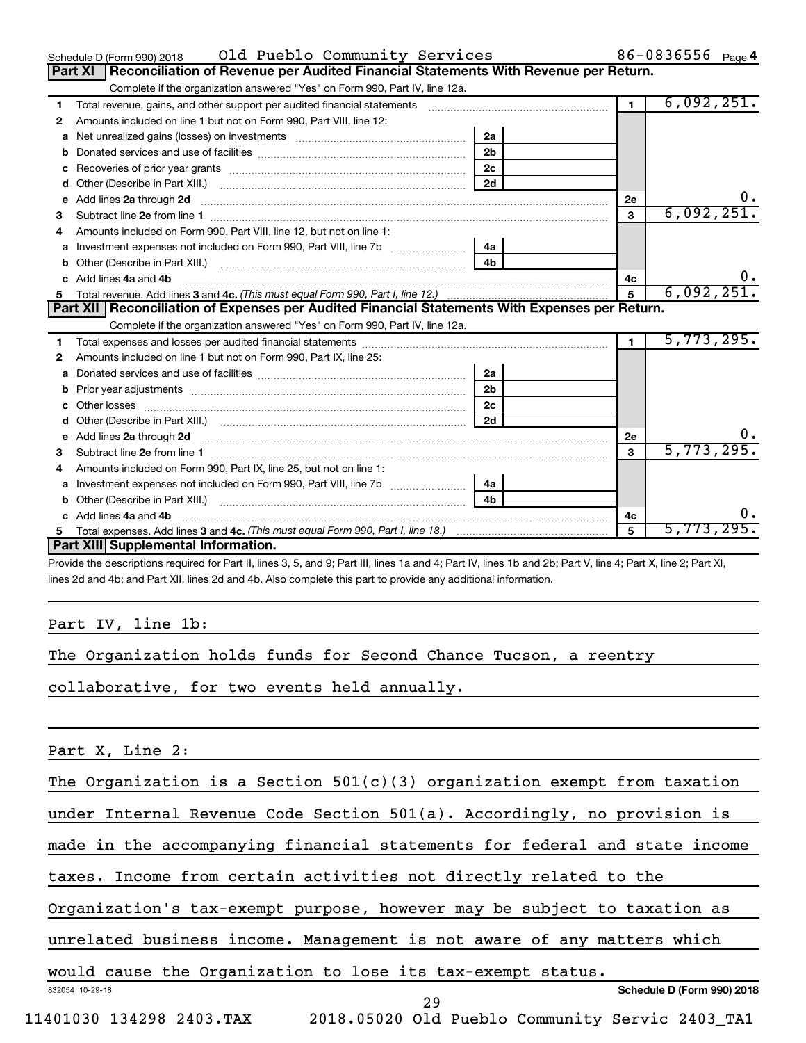Schedule D (Form 990) 2018 Old Pueblo Community Services 86-0836556 Page 4

## Part XI Reconciliation of Revenue per Audited Financial Statements With Revenue per Return.

Complete if the organization answered "Yes" on Form 990, Part IV, line 12a.

| | | | | | |
|---|---|---|---|---|---|
| 1 | Total revenue, gains, and other support per audited financial statements | | | 1 | 6,092,251. |
| 2 | Amounts included on line 1 but not on Form 990, Part VIII, line 12: | | | | |
| a | Net unrealized gains (losses) on investments | 2a | | | |
| b | Donated services and use of facilities | 2b | | | |
| c | Recoveries of prior year grants | 2c | | | |
| d | Other (Describe in Part XIII.) | 2d | | | |
| e | Add lines **2a** through **2d** | | | 2e | 0. |
| 3 | Subtract line **2e** from line **1** | | | 3 | 6,092,251. |
| 4 | Amounts included on Form 990, Part VIII, line 12, but not on line 1: | | | | |
| a | Investment expenses not included on Form 990, Part VIII, line 7b | 4a | | | |
| b | Other (Describe in Part XIII.) | 4b | | | |
| c | Add lines **4a** and **4b** | | | 4c | 0. |
| 5 | Total revenue. Add lines **3** and **4c.** *(This must equal Form 990, Part I, line 12.)* | | | 5 | 6,092,251. |

## Part XII Reconciliation of Expenses per Audited Financial Statements With Expenses per Return.

Complete if the organization answered "Yes" on Form 990, Part IV, line 12a.

| | | | | | |
|---|---|---|---|---|---|
| 1 | Total expenses and losses per audited financial statements | | | 1 | 5,773,295. |
| 2 | Amounts included on line 1 but not on Form 990, Part IX, line 25: | | | | |
| a | Donated services and use of facilities | 2a | | | |
| b | Prior year adjustments | 2b | | | |
| c | Other losses | 2c | | | |
| d | Other (Describe in Part XIII.) | 2d | | | |
| e | Add lines **2a** through **2d** | | | 2e | 0. |
| 3 | Subtract line **2e** from line **1** | | | 3 | 5,773,295. |
| 4 | Amounts included on Form 990, Part IX, line 25, but not on line 1: | | | | |
| a | Investment expenses not included on Form 990, Part VIII, line 7b | 4a | | | |
| b | Other (Describe in Part XIII.) | 4b | | | |
| c | Add lines **4a** and **4b** | | | 4c | 0. |
| 5 | Total expenses. Add lines **3** and **4c.** *(This must equal Form 990, Part I, line 18.)* | | | 5 | 5,773,295. |

## Part XIII Supplemental Information.

Provide the descriptions required for Part II, lines 3, 5, and 9; Part III, lines 1a and 4; Part IV, lines 1b and 2b; Part V, line 4; Part X, line 2; Part XI, lines 2d and 4b; and Part XII, lines 2d and 4b. Also complete this part to provide any additional information.

Part IV, line 1b:

The Organization holds funds for Second Chance Tucson, a reentry collaborative, for two events held annually.

Part X, Line 2:

The Organization is a Section 501(c)(3) organization exempt from taxation under Internal Revenue Code Section 501(a). Accordingly, no provision is made in the accompanying financial statements for federal and state income taxes. Income from certain activities not directly related to the Organization's tax-exempt purpose, however may be subject to taxation as unrelated business income. Management is not aware of any matters which would cause the Organization to lose its tax-exempt status.

832054 10-29-18 Schedule D (Form 990) 2018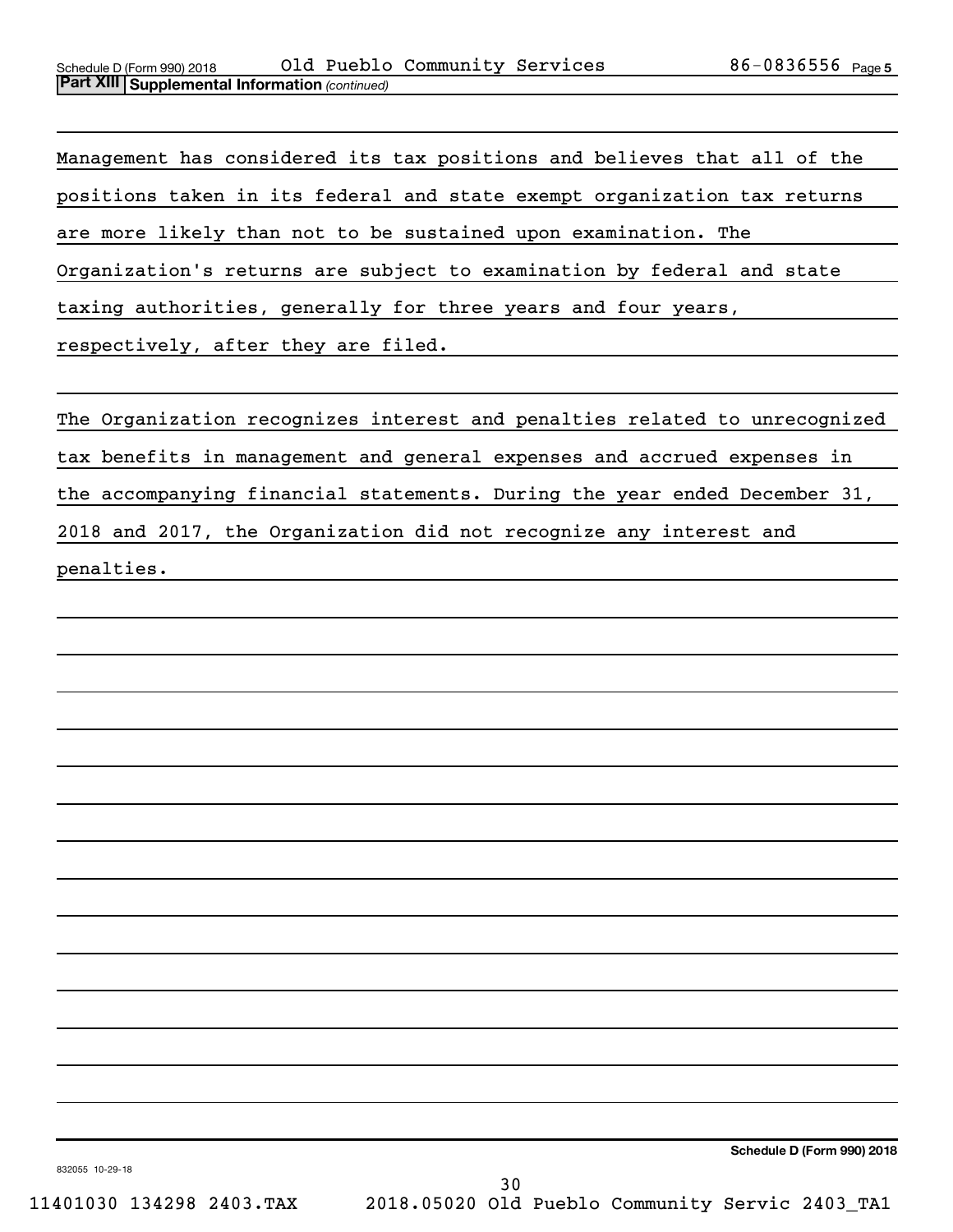**Part XIII Supplemental Information** *(continued)*

Management has considered its tax positions and believes that all of the positions taken in its federal and state exempt organization tax returns are more likely than not to be sustained upon examination. The Organization's returns are subject to examination by federal and state taxing authorities, generally for three years and four years, respectively, after they are filed.

The Organization recognizes interest and penalties related to unrecognized tax benefits in management and general expenses and accrued expenses in the accompanying financial statements. During the year ended December 31, 2018 and 2017, the Organization did not recognize any interest and penalties.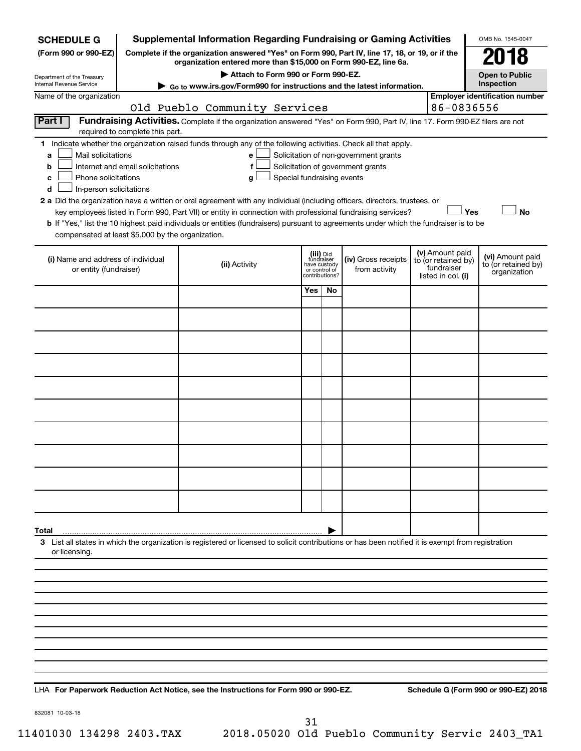**SCHEDULE G** (Form 990 or 990-EZ)

Department of the Treasury
Internal Revenue Service

# Supplemental Information Regarding Fundraising or Gaming Activities

**Complete if the organization answered "Yes" on Form 990, Part IV, line 17, 18, or 19, or if the organization entered more than $15,000 on Form 990-EZ, line 6a.**

**▶ Attach to Form 990 or Form 990-EZ.**

**▶ Go to www.irs.gov/Form990 for instructions and the latest information.**

OMB No. 1545-0047

**2018**

**Open to Public Inspection**

Name of the organization: Old Pueblo Community Services

**Employer identification number**: 86-0836556

**Part I** **Fundraising Activities.** Complete if the organization answered "Yes" on Form 990, Part IV, line 17. Form 990-EZ filers are not required to complete this part.

**1** Indicate whether the organization raised funds through any of the following activities. Check all that apply.

- **a** ☐ Mail solicitations
- **b** ☐ Internet and email solicitations
- **c** ☐ Phone solicitations
- **d** ☐ In-person solicitations
- **e** ☐ Solicitation of non-government grants
- **f** ☐ Solicitation of government grants
- **g** ☐ Special fundraising events

**2 a** Did the organization have a written or oral agreement with any individual (including officers, directors, trustees, or key employees listed in Form 990, Part VII) or entity in connection with professional fundraising services? ☐ **Yes** ☐ **No**

**b** If "Yes," list the 10 highest paid individuals or entities (fundraisers) pursuant to agreements under which the fundraiser is to be compensated at least $5,000 by the organization.

| (i) Name and address of individual or entity (fundraiser) | (ii) Activity | (iii) Did fundraiser have custody or control of contributions? | | (iv) Gross receipts from activity | (v) Amount paid to (or retained by) fundraiser listed in col. (i) | (vi) Amount paid to (or retained by) organization |
|---|---|---|---|---|---|---|
| | | Yes | No | | | |
| | | | | | | |
| | | | | | | |
| | | | | | | |
| | | | | | | |
| | | | | | | |
| | | | | | | |
| | | | | | | |
| | | | | | | |
| | | | | | | |
| | | | | | | |
| **Total** ▶ | | | | | | |

**3** List all states in which the organization is registered or licensed to solicit contributions or has been notified it is exempt from registration or licensing.

LHA **For Paperwork Reduction Act Notice, see the Instructions for Form 990 or 990-EZ.** **Schedule G (Form 990 or 990-EZ) 2018**

832081 10-03-18

11401030 134298 2403.TAX 2018.05020 Old Pueblo Community Servic 2403_TA1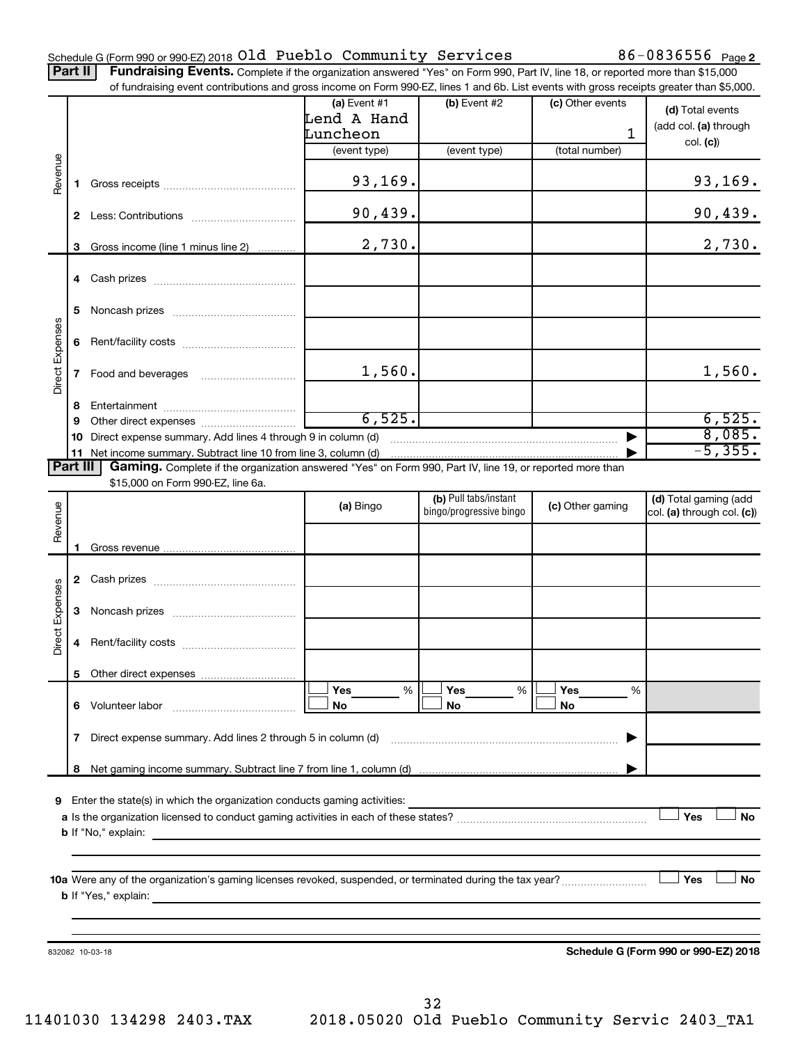Schedule G (Form 990 or 990-EZ) 2018 Old Pueblo Community Services 86-0836556 Page 2

**Part II** **Fundraising Events.** Complete if the organization answered "Yes" on Form 990, Part IV, line 18, or reported more than $15,000 of fundraising event contributions and gross income on Form 990-EZ, lines 1 and 6b. List events with gross receipts greater than $5,000.

| | | (a) Event #1 | (b) Event #2 | (c) Other events | (d) Total events (add col. (a) through col. (c)) |
|---|---|---|---|---|---|
| | | Lend A Hand Luncheon | | 1 | |
| | | (event type) | (event type) | (total number) | |
| Revenue | 1 Gross receipts | 93,169. | | | 93,169. |
| | 2 Less: Contributions | 90,439. | | | 90,439. |
| | 3 Gross income (line 1 minus line 2) | 2,730. | | | 2,730. |
| Direct Expenses | 4 Cash prizes | | | | |
| | 5 Noncash prizes | | | | |
| | 6 Rent/facility costs | | | | |
| | 7 Food and beverages | 1,560. | | | 1,560. |
| | 8 Entertainment | | | | |
| | 9 Other direct expenses | 6,525. | | | 6,525. |
| | 10 Direct expense summary. Add lines 4 through 9 in column (d) | | | ▶ | 8,085. |
| | 11 Net income summary. Subtract line 10 from line 3, column (d) | | | ▶ | -5,355. |

**Part III** **Gaming.** Complete if the organization answered "Yes" on Form 990, Part IV, line 19, or reported more than $15,000 on Form 990-EZ, line 6a.

| | | (a) Bingo | (b) Pull tabs/instant bingo/progressive bingo | (c) Other gaming | (d) Total gaming (add col. (a) through col. (c)) |
|---|---|---|---|---|---|
| Revenue | 1 Gross revenue | | | | |
| Direct Expenses | 2 Cash prizes | | | | |
| | 3 Noncash prizes | | | | |
| | 4 Rent/facility costs | | | | |
| | 5 Other direct expenses | | | | |
| | 6 Volunteer labor | ☐ Yes ___% ☐ No | ☐ Yes ___% ☐ No | ☐ Yes ___% ☐ No | |
| | 7 Direct expense summary. Add lines 2 through 5 in column (d) | | | ▶ | |
| | 8 Net gaming income summary. Subtract line 7 from line 1, column (d) | | | ▶ | |

9 Enter the state(s) in which the organization conducts gaming activities:

a Is the organization licensed to conduct gaming activities in each of these states? ☐ Yes ☐ No

b If "No," explain:

10a Were any of the organization's gaming licenses revoked, suspended, or terminated during the tax year? ☐ Yes ☐ No

b If "Yes," explain:

832082 10-03-18 **Schedule G (Form 990 or 990-EZ) 2018**

11401030 134298 2403.TAX 2018.05020 Old Pueblo Community Servic 2403_TA1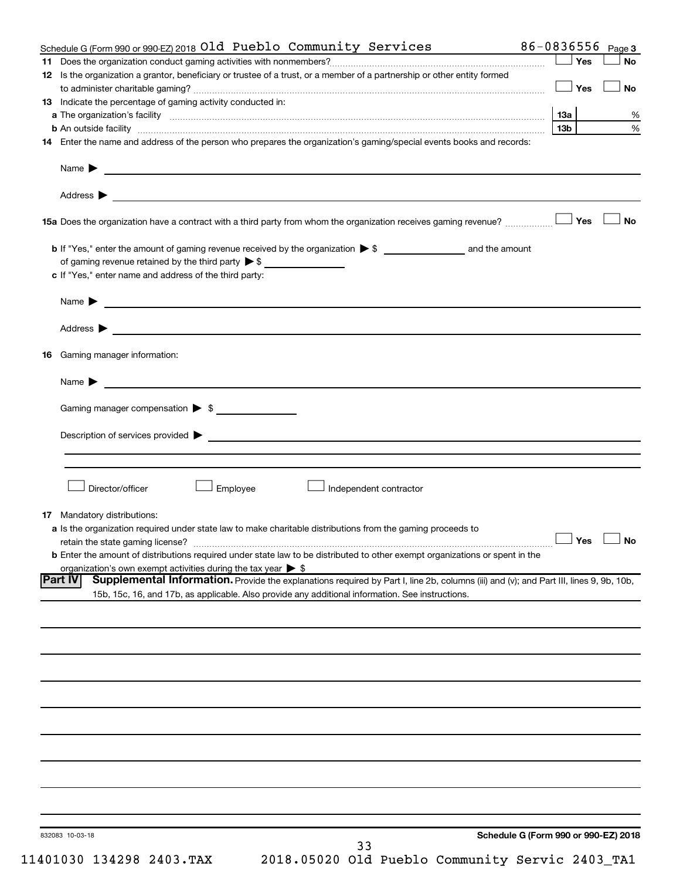Schedule G (Form 990 or 990-EZ) 2018 Old Pueblo Community Services 86-0836556 Page 3

**11** Does the organization conduct gaming activities with nonmembers? ☐ Yes ☐ No

**12** Is the organization a grantor, beneficiary or trustee of a trust, or a member of a partnership or other entity formed to administer charitable gaming? ☐ Yes ☐ No

**13** Indicate the percentage of gaming activity conducted in:

**a** The organization's facility **13a** %

**b** An outside facility **13b** %

**14** Enter the name and address of the person who prepares the organization's gaming/special events books and records:

Name ▶

Address ▶

**15a** Does the organization have a contract with a third party from whom the organization receives gaming revenue? ☐ Yes ☐ No

**b** If "Yes," enter the amount of gaming revenue received by the organization ▶ $ ______ and the amount of gaming revenue retained by the third party ▶ $ ______

**c** If "Yes," enter name and address of the third party:

Name ▶

Address ▶

**16** Gaming manager information:

Name ▶

Gaming manager compensation ▶ $

Description of services provided ▶

☐ Director/officer ☐ Employee ☐ Independent contractor

**17** Mandatory distributions:

**a** Is the organization required under state law to make charitable distributions from the gaming proceeds to retain the state gaming license? ☐ Yes ☐ No

**b** Enter the amount of distributions required under state law to be distributed to other exempt organizations or spent in the organization's own exempt activities during the tax year ▶ $

**Part IV** **Supplemental Information.** Provide the explanations required by Part I, line 2b, columns (iii) and (v); and Part III, lines 9, 9b, 10b, 15b, 15c, 16, and 17b, as applicable. Also provide any additional information. See instructions.

832083 10-03-18

**Schedule G (Form 990 or 990-EZ) 2018**

11401030 134298 2403.TAX 2018.05020 Old Pueblo Community Servic 2403_TA1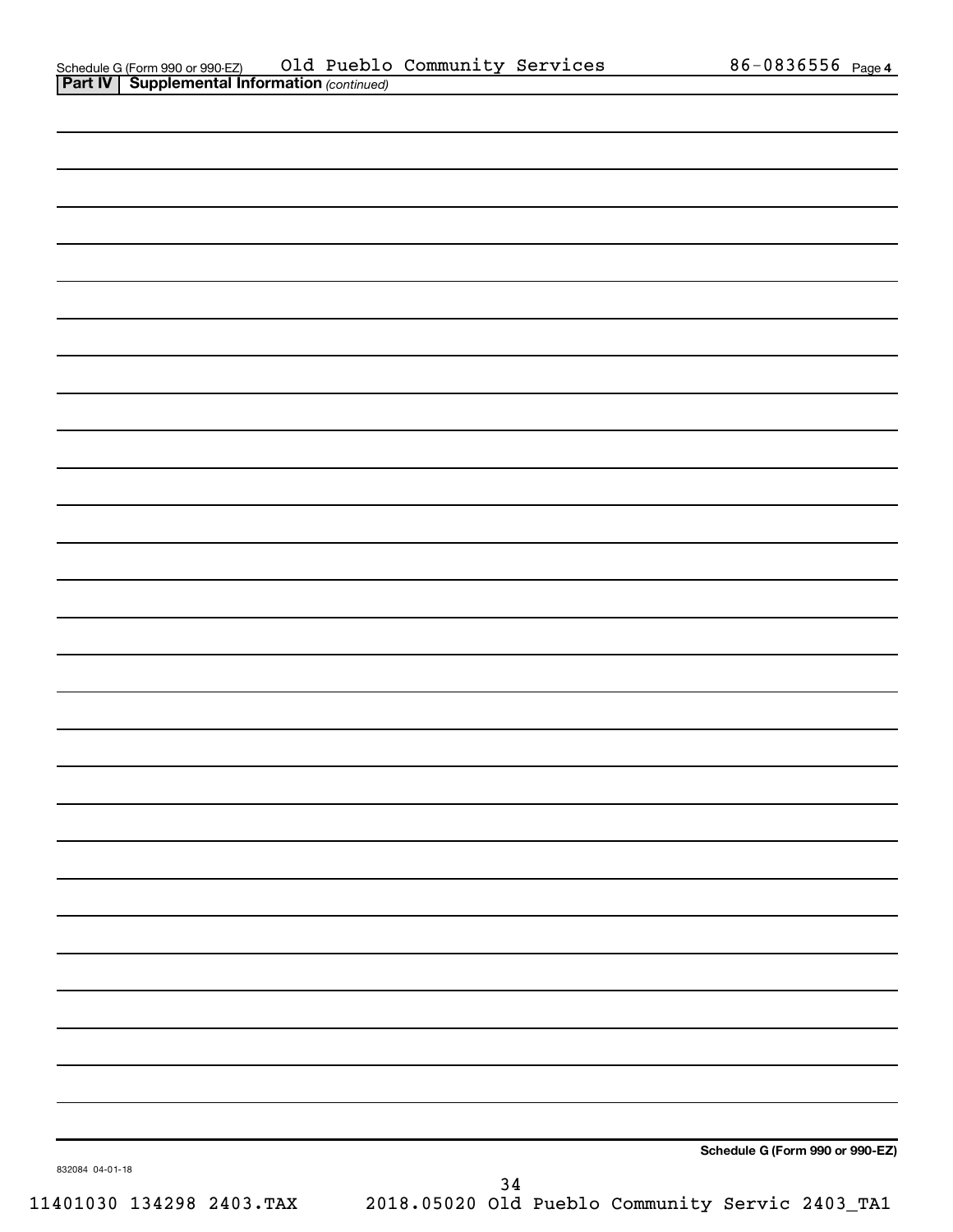Schedule G (Form 990 or 990-EZ) Old Pueblo Community Services 86-0836556 Page 4

**Part IV | Supplemental Information** *(continued)*

**Schedule G (Form 990 or 990-EZ)**

832084 04-01-18

11401030 134298 2403.TAX 2018.05020 Old Pueblo Community Servic 2403_TA1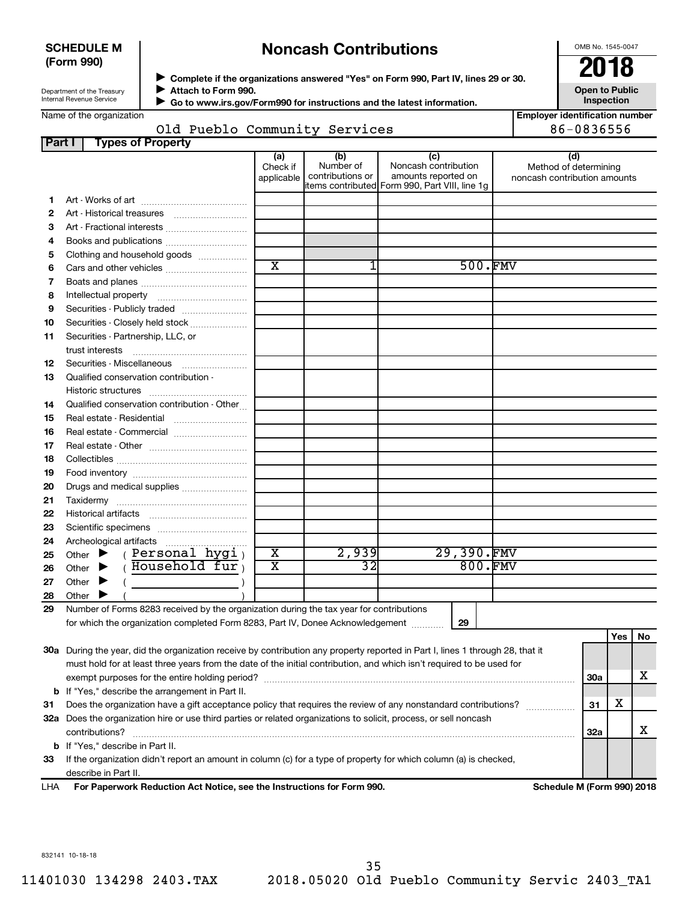**SCHEDULE M (Form 990)**

Department of the Treasury
Internal Revenue Service

# Noncash Contributions

▶ **Complete if the organizations answered "Yes" on Form 990, Part IV, lines 29 or 30.**
▶ **Attach to Form 990.**
▶ **Go to www.irs.gov/Form990 for instructions and the latest information.**

OMB No. 1545-0047

**2018**

**Open to Public Inspection**

Name of the organization: Old Pueblo Community Services

Employer identification number: 86-0836556

**Part I Types of Property**

| | | (a) Check if applicable | (b) Number of contributions or items contributed | (c) Noncash contribution amounts reported on Form 990, Part VIII, line 1g | (d) Method of determining noncash contribution amounts |
|---|---|---|---|---|---|
| 1 | Art - Works of art | | | | |
| 2 | Art - Historical treasures | | | | |
| 3 | Art - Fractional interests | | | | |
| 4 | Books and publications | | | | |
| 5 | Clothing and household goods | | | | |
| 6 | Cars and other vehicles | X | 1 | 500. | FMV |
| 7 | Boats and planes | | | | |
| 8 | Intellectual property | | | | |
| 9 | Securities - Publicly traded | | | | |
| 10 | Securities - Closely held stock | | | | |
| 11 | Securities - Partnership, LLC, or trust interests | | | | |
| 12 | Securities - Miscellaneous | | | | |
| 13 | Qualified conservation contribution - Historic structures | | | | |
| 14 | Qualified conservation contribution - Other | | | | |
| 15 | Real estate - Residential | | | | |
| 16 | Real estate - Commercial | | | | |
| 17 | Real estate - Other | | | | |
| 18 | Collectibles | | | | |
| 19 | Food inventory | | | | |
| 20 | Drugs and medical supplies | | | | |
| 21 | Taxidermy | | | | |
| 22 | Historical artifacts | | | | |
| 23 | Scientific specimens | | | | |
| 24 | Archeological artifacts | | | | |
| 25 | Other ▶ ( Personal hygi ) | X | 2,939 | 29,390. | FMV |
| 26 | Other ▶ ( Household fur ) | X | 32 | 800. | FMV |
| 27 | Other ▶ ( ) | | | | |
| 28 | Other ▶ ( ) | | | | |

29 Number of Forms 8283 received by the organization during the tax year for contributions for which the organization completed Form 8283, Part IV, Donee Acknowledgement ........ **29**

| | | | Yes | No |
|---|---|---|---|---|
| 30a | During the year, did the organization receive by contribution any property reported in Part I, lines 1 through 28, that it must hold for at least three years from the date of the initial contribution, and which isn't required to be used for exempt purposes for the entire holding period? | 30a | | X |
| b | If "Yes," describe the arrangement in Part II. | | | |
| 31 | Does the organization have a gift acceptance policy that requires the review of any nonstandard contributions? | 31 | X | |
| 32a | Does the organization hire or use third parties or related organizations to solicit, process, or sell noncash contributions? | 32a | | X |
| b | If "Yes," describe in Part II. | | | |
| 33 | If the organization didn't report an amount in column (c) for a type of property for which column (a) is checked, describe in Part II. | | | |

LHA **For Paperwork Reduction Act Notice, see the Instructions for Form 990.** **Schedule M (Form 990) 2018**

832141 10-18-18

11401030 134298 2403.TAX 2018.05020 Old Pueblo Community Servic 2403_TA1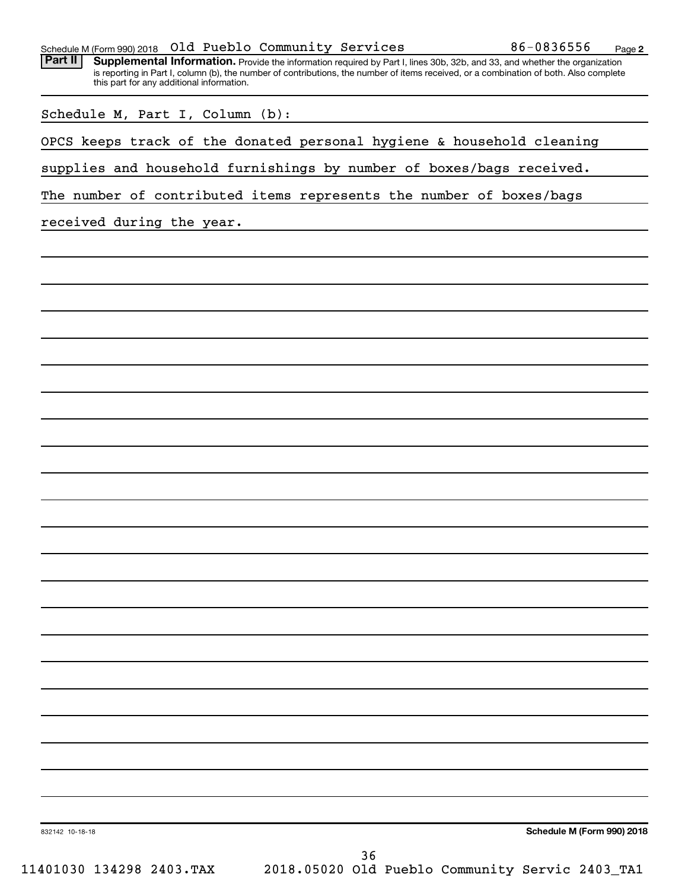Schedule M (Form 990) 2018 Old Pueblo Community Services 86-0836556

**Part II** **Supplemental Information.** Provide the information required by Part I, lines 30b, 32b, and 33, and whether the organization is reporting in Part I, column (b), the number of contributions, the number of items received, or a combination of both. Also complete this part for any additional information.

Schedule M, Part I, Column (b):

OPCS keeps track of the donated personal hygiene & household cleaning supplies and household furnishings by number of boxes/bags received. The number of contributed items represents the number of boxes/bags received during the year.

832142 10-18-18

**Schedule M (Form 990) 2018**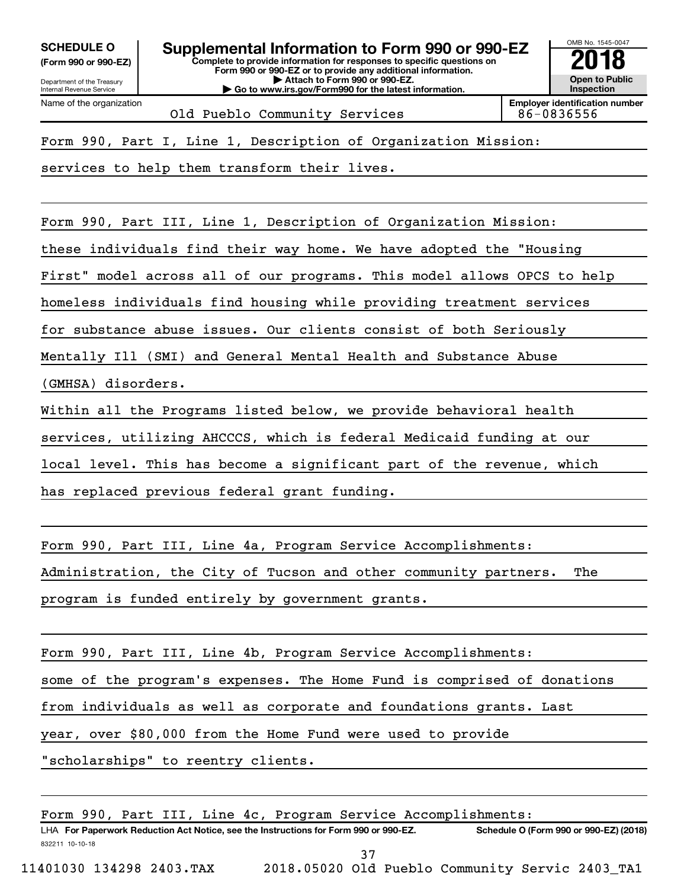**SCHEDULE O**
**(Form 990 or 990-EZ)**

Department of the Treasury
Internal Revenue Service

# Supplemental Information to Form 990 or 990-EZ

**Complete to provide information for responses to specific questions on Form 990 or 990-EZ or to provide any additional information.**
**▶ Attach to Form 990 or 990-EZ.**
**▶ Go to www.irs.gov/Form990 for the latest information.**

OMB No. 1545-0047
**2018**
**Open to Public Inspection**

| Name of the organization | Employer identification number |
|---|---|
| Old Pueblo Community Services | 86-0836556 |

Form 990, Part I, Line 1, Description of Organization Mission:

services to help them transform their lives.

Form 990, Part III, Line 1, Description of Organization Mission:

these individuals find their way home. We have adopted the "Housing First" model across all of our programs. This model allows OPCS to help homeless individuals find housing while providing treatment services for substance abuse issues. Our clients consist of both Seriously Mentally Ill (SMI) and General Mental Health and Substance Abuse (GMHSA) disorders.

Within all the Programs listed below, we provide behavioral health services, utilizing AHCCCS, which is federal Medicaid funding at our local level. This has become a significant part of the revenue, which has replaced previous federal grant funding.

Form 990, Part III, Line 4a, Program Service Accomplishments:

Administration, the City of Tucson and other community partners. The program is funded entirely by government grants.

Form 990, Part III, Line 4b, Program Service Accomplishments:

some of the program's expenses. The Home Fund is comprised of donations from individuals as well as corporate and foundations grants. Last year, over $80,000 from the Home Fund were used to provide "scholarships" to reentry clients.

Form 990, Part III, Line 4c, Program Service Accomplishments:

LHA **For Paperwork Reduction Act Notice, see the Instructions for Form 990 or 990-EZ.** **Schedule O (Form 990 or 990-EZ) (2018)**
832211 10-10-18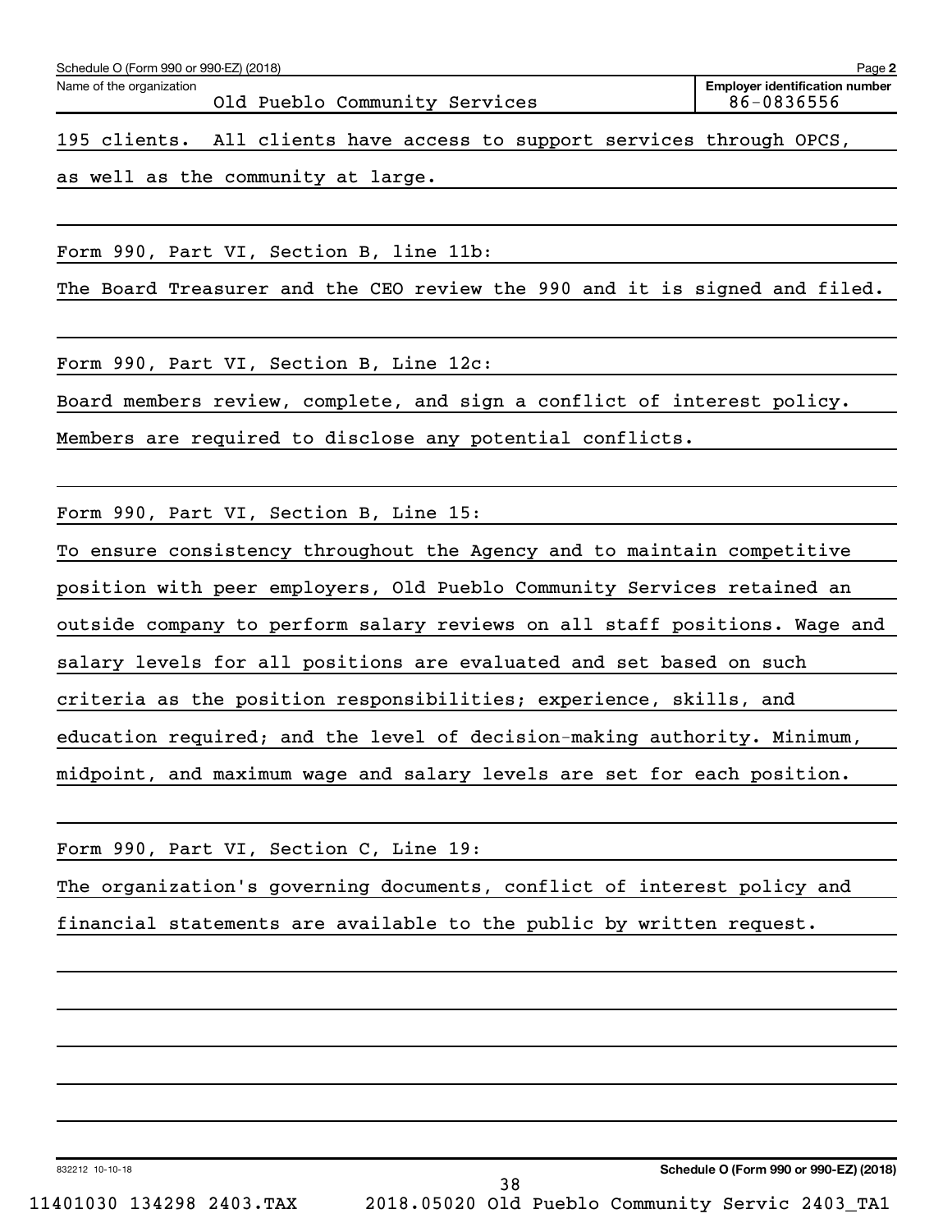Schedule O (Form 990 or 990-EZ) (2018)

Name of the organization: Old Pueblo Community Services

Employer identification number: 86-0836556

195 clients. All clients have access to support services through OPCS, as well as the community at large.

Form 990, Part VI, Section B, line 11b:

The Board Treasurer and the CEO review the 990 and it is signed and filed.

Form 990, Part VI, Section B, Line 12c:

Board members review, complete, and sign a conflict of interest policy. Members are required to disclose any potential conflicts.

Form 990, Part VI, Section B, Line 15:

To ensure consistency throughout the Agency and to maintain competitive position with peer employers, Old Pueblo Community Services retained an outside company to perform salary reviews on all staff positions. Wage and salary levels for all positions are evaluated and set based on such criteria as the position responsibilities; experience, skills, and education required; and the level of decision-making authority. Minimum, midpoint, and maximum wage and salary levels are set for each position.

Form 990, Part VI, Section C, Line 19:

The organization's governing documents, conflict of interest policy and financial statements are available to the public by written request.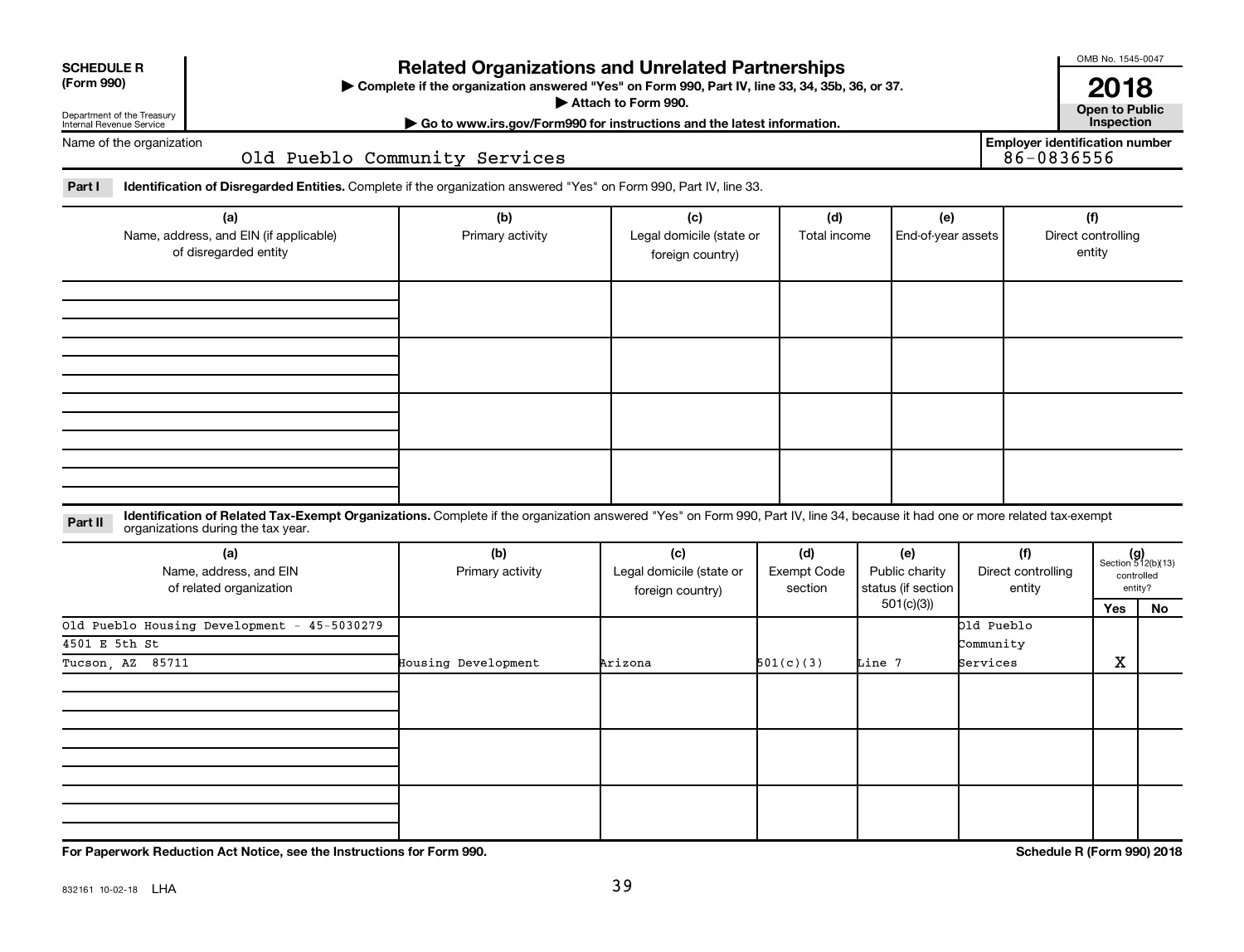**SCHEDULE R (Form 990)**

Department of the Treasury
Internal Revenue Service

# Related Organizations and Unrelated Partnerships

▶ Complete if the organization answered "Yes" on Form 990, Part IV, line 33, 34, 35b, 36, or 37.
▶ Attach to Form 990.
▶ Go to www.irs.gov/Form990 for instructions and the latest information.

OMB No. 1545-0047

**2018**

**Open to Public Inspection**

Name of the organization: Old Pueblo Community Services

Employer identification number: 86-0836556

**Part I** **Identification of Disregarded Entities.** Complete if the organization answered "Yes" on Form 990, Part IV, line 33.

| (a) Name, address, and EIN (if applicable) of disregarded entity | (b) Primary activity | (c) Legal domicile (state or foreign country) | (d) Total income | (e) End-of-year assets | (f) Direct controlling entity |
|---|---|---|---|---|---|
| | | | | | |
| | | | | | |
| | | | | | |
| | | | | | |

**Part II** **Identification of Related Tax-Exempt Organizations.** Complete if the organization answered "Yes" on Form 990, Part IV, line 34, because it had one or more related tax-exempt organizations during the tax year.

| (a) Name, address, and EIN of related organization | (b) Primary activity | (c) Legal domicile (state or foreign country) | (d) Exempt Code section | (e) Public charity status (if section 501(c)(3)) | (f) Direct controlling entity | (g) Section 512(b)(13) controlled entity? Yes | No |
|---|---|---|---|---|---|---|---|
| Old Pueblo Housing Development - 45-5030279<br>4501 E 5th St<br>Tucson, AZ 85711 | Housing Development | Arizona | 501(c)(3) | Line 7 | Old Pueblo Community Services | X | |
| | | | | | | | |
| | | | | | | | |
| | | | | | | | |

**For Paperwork Reduction Act Notice, see the Instructions for Form 990.**

**Schedule R (Form 990) 2018**

832161 10-02-18 LHA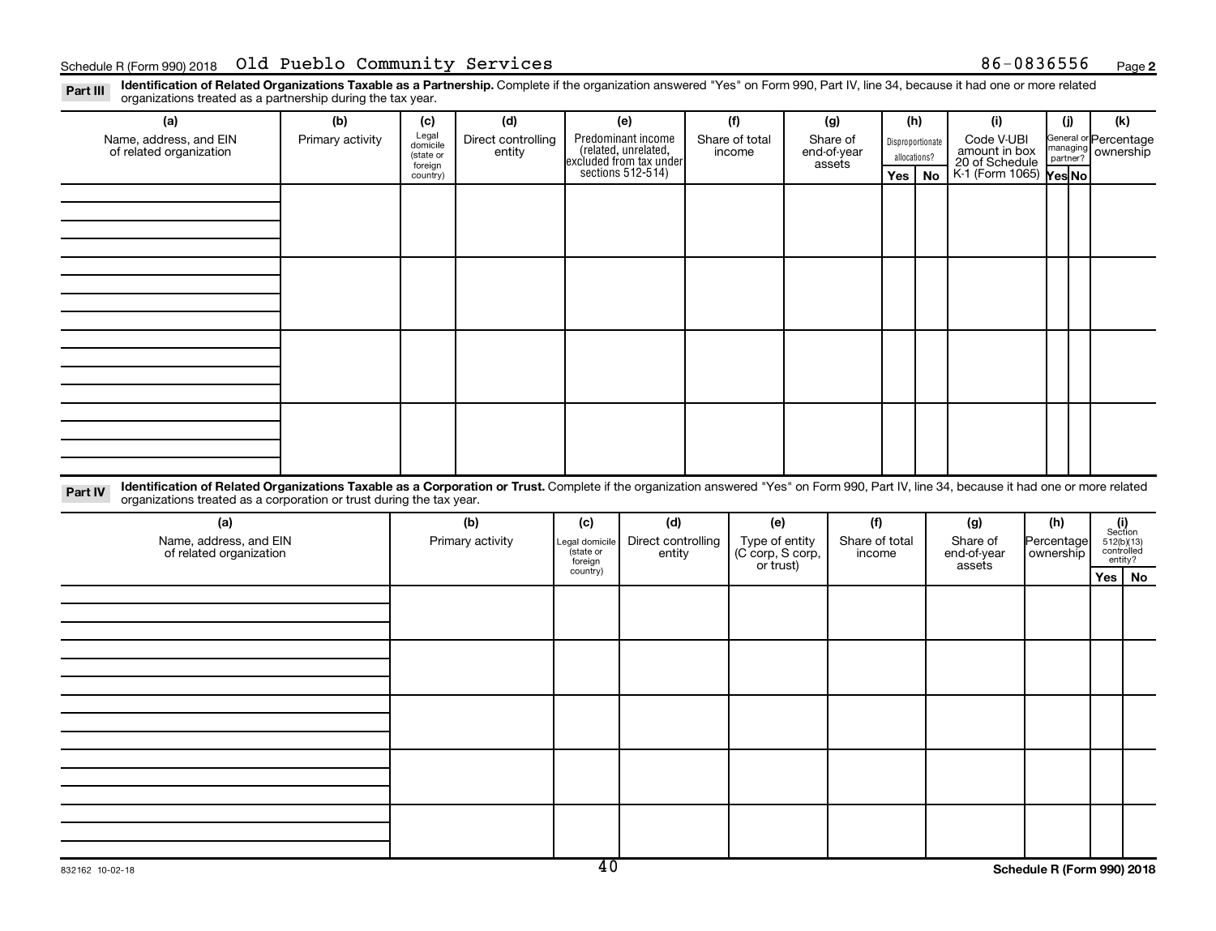Schedule R (Form 990) 2018 Old Pueblo Community Services 86-0836556 Page 2

**Part III** **Identification of Related Organizations Taxable as a Partnership.** Complete if the organization answered "Yes" on Form 990, Part IV, line 34, because it had one or more related organizations treated as a partnership during the tax year.

| (a) Name, address, and EIN of related organization | (b) Primary activity | (c) Legal domicile (state or foreign country) | (d) Direct controlling entity | (e) Predominant income (related, unrelated, excluded from tax under sections 512-514) | (f) Share of total income | (g) Share of end-of-year assets | (h) Disproportionate allocations? Yes | No | (i) Code V-UBI amount in box 20 of Schedule K-1 (Form 1065) | (j) General or managing partner? Yes | No | (k) Percentage ownership |
|---|---|---|---|---|---|---|---|---|---|---|---|---|
| | | | | | | | | | | | | |
| | | | | | | | | | | | | |
| | | | | | | | | | | | | |
| | | | | | | | | | | | | |

**Part IV** **Identification of Related Organizations Taxable as a Corporation or Trust.** Complete if the organization answered "Yes" on Form 990, Part IV, line 34, because it had one or more related organizations treated as a corporation or trust during the tax year.

| (a) Name, address, and EIN of related organization | (b) Primary activity | (c) Legal domicile (state or foreign country) | (d) Direct controlling entity | (e) Type of entity (C corp, S corp, or trust) | (f) Share of total income | (g) Share of end-of-year assets | (h) Percentage ownership | (i) Section 512(b)(13) controlled entity? Yes | No |
|---|---|---|---|---|---|---|---|---|---|
| | | | | | | | | | |
| | | | | | | | | | |
| | | | | | | | | | |
| | | | | | | | | | |
| | | | | | | | | | |

832162 10-02-18 Schedule R (Form 990) 2018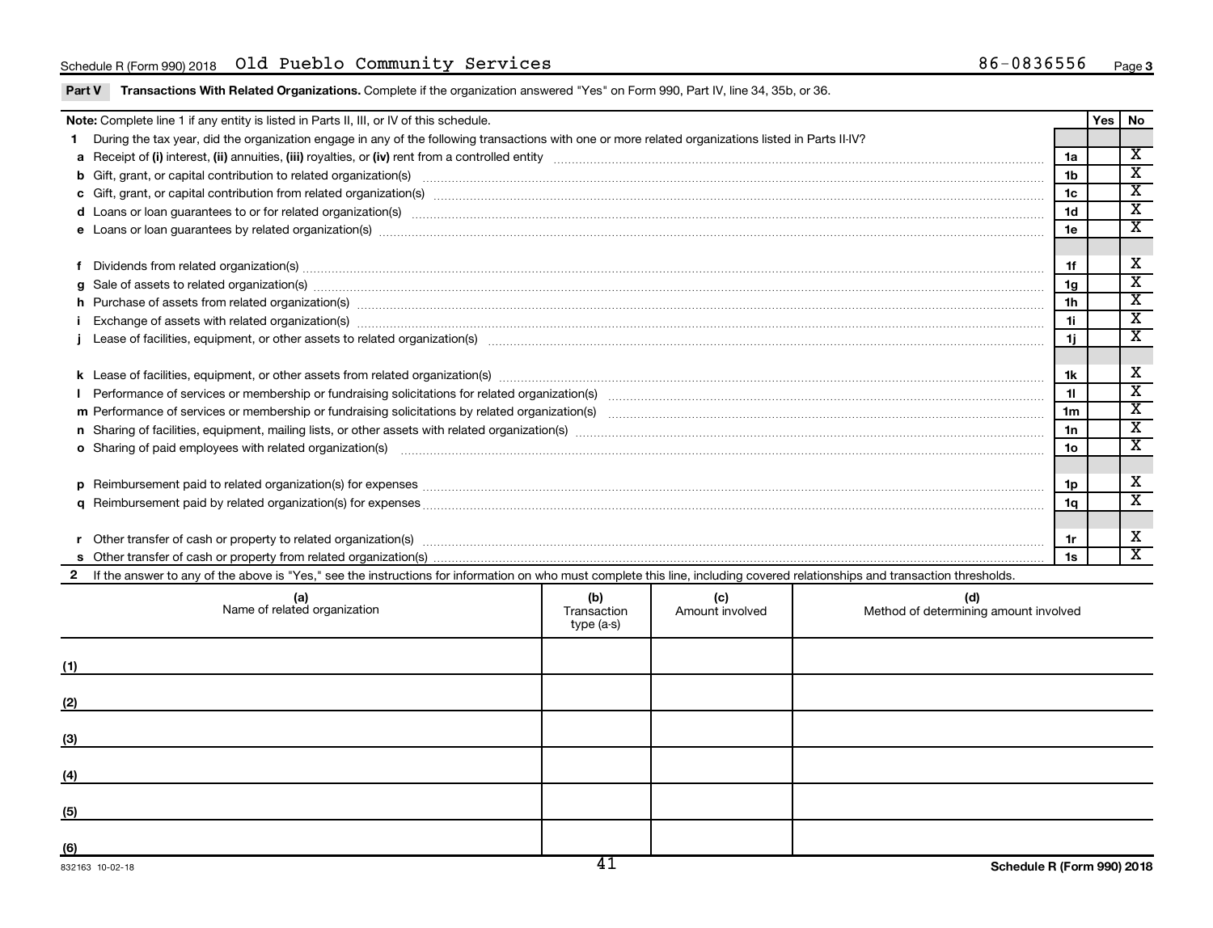Schedule R (Form 990) 2018 Old Pueblo Community Services 86-0836556

**Part V Transactions With Related Organizations.** Complete if the organization answered "Yes" on Form 990, Part IV, line 34, 35b, or 36.

| **Note:** Complete line 1 if any entity is listed in Parts II, III, or IV of this schedule. | | Yes | No |
|---|---|---|---|
| **1** During the tax year, did the organization engage in any of the following transactions with one or more related organizations listed in Parts II-IV? | | | |
| **a** Receipt of **(i)** interest, **(ii)** annuities, **(iii)** royalties, or **(iv)** rent from a controlled entity | 1a | | X |
| **b** Gift, grant, or capital contribution to related organization(s) | 1b | | X |
| **c** Gift, grant, or capital contribution from related organization(s) | 1c | | X |
| **d** Loans or loan guarantees to or for related organization(s) | 1d | | X |
| **e** Loans or loan guarantees by related organization(s) | 1e | | X |
| **f** Dividends from related organization(s) | 1f | | X |
| **g** Sale of assets to related organization(s) | 1g | | X |
| **h** Purchase of assets from related organization(s) | 1h | | X |
| **i** Exchange of assets with related organization(s) | 1i | | X |
| **j** Lease of facilities, equipment, or other assets to related organization(s) | 1j | | X |
| **k** Lease of facilities, equipment, or other assets from related organization(s) | 1k | | X |
| **l** Performance of services or membership or fundraising solicitations for related organization(s) | 1l | | X |
| **m** Performance of services or membership or fundraising solicitations by related organization(s) | 1m | | X |
| **n** Sharing of facilities, equipment, mailing lists, or other assets with related organization(s) | 1n | | X |
| **o** Sharing of paid employees with related organization(s) | 1o | | X |
| **p** Reimbursement paid to related organization(s) for expenses | 1p | | X |
| **q** Reimbursement paid by related organization(s) for expenses | 1q | | X |
| **r** Other transfer of cash or property to related organization(s) | 1r | | X |
| **s** Other transfer of cash or property from related organization(s) | 1s | | X |

**2** If the answer to any of the above is "Yes," see the instructions for information on who must complete this line, including covered relationships and transaction thresholds.

| (a) Name of related organization | (b) Transaction type (a-s) | (c) Amount involved | (d) Method of determining amount involved |
|---|---|---|---|
| (1) | | | |
| (2) | | | |
| (3) | | | |
| (4) | | | |
| (5) | | | |
| (6) | | | |

832163 10-02-18 **Schedule R (Form 990) 2018**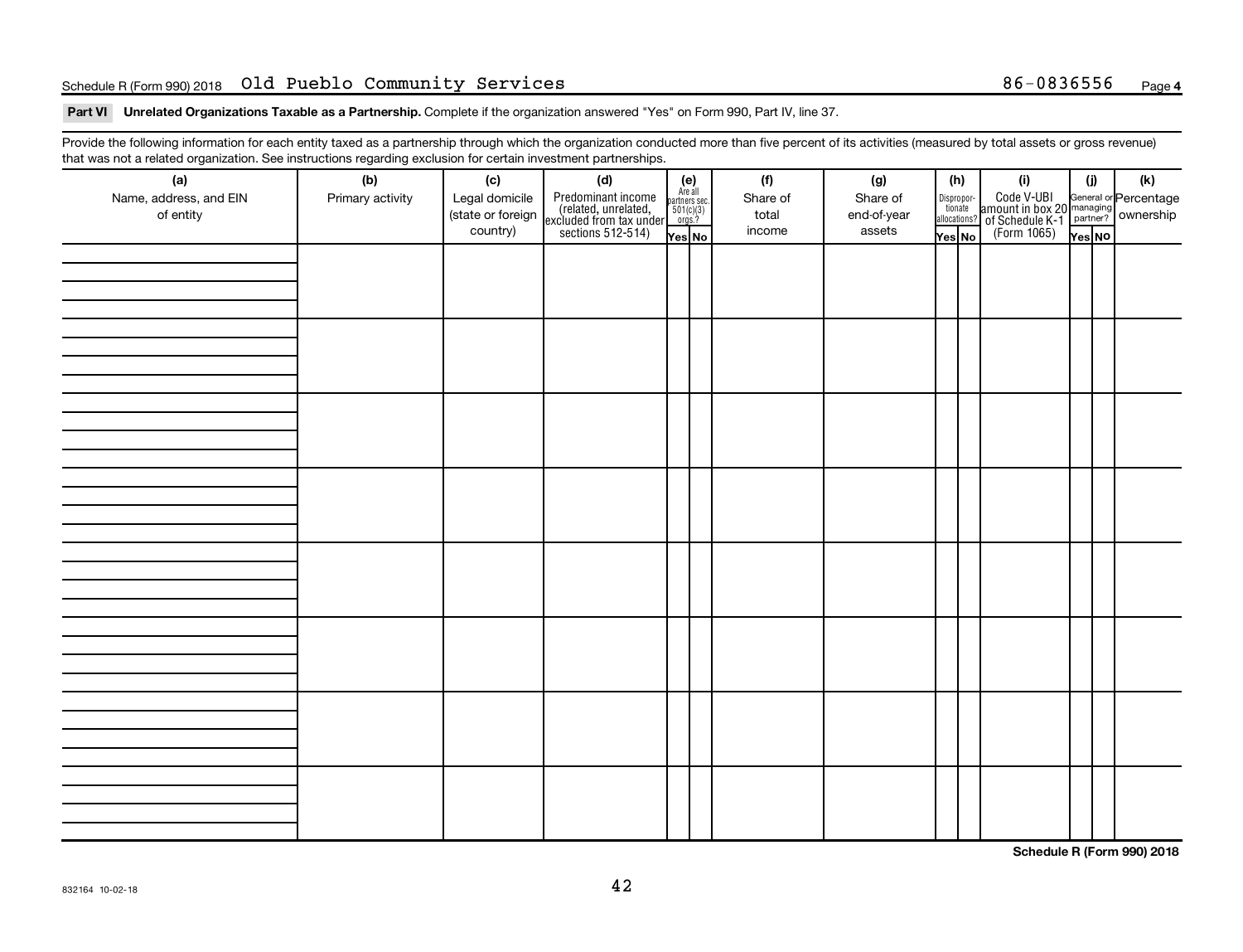Schedule R (Form 990) 2018 Old Pueblo Community Services 86-0836556

## Part VI Unrelated Organizations Taxable as a Partnership. Complete if the organization answered "Yes" on Form 990, Part IV, line 37.

Provide the following information for each entity taxed as a partnership through which the organization conducted more than five percent of its activities (measured by total assets or gross revenue) that was not a related organization. See instructions regarding exclusion for certain investment partnerships.

| (a) Name, address, and EIN of entity | (b) Primary activity | (c) Legal domicile (state or foreign country) | (d) Predominant income (related, unrelated, excluded from tax under sections 512-514) | (e) Are all partners sec. 501(c)(3) orgs.? | | (f) Share of total income | (g) Share of end-of-year assets | (h) Disproportionate allocations? | | (i) Code V-UBI amount in box 20 of Schedule K-1 (Form 1065) | (j) General or managing partner? | | (k) Percentage ownership |
|---|---|---|---|---|---|---|---|---|---|---|---|---|---|
| | | | | Yes | No | | | Yes | No | | Yes | No | |
| | | | | | | | | | | | | | |
| | | | | | | | | | | | | | |
| | | | | | | | | | | | | | |
| | | | | | | | | | | | | | |
| | | | | | | | | | | | | | |
| | | | | | | | | | | | | | |
| | | | | | | | | | | | | | |
| | | | | | | | | | | | | | |

Schedule R (Form 990) 2018

832164 10-02-18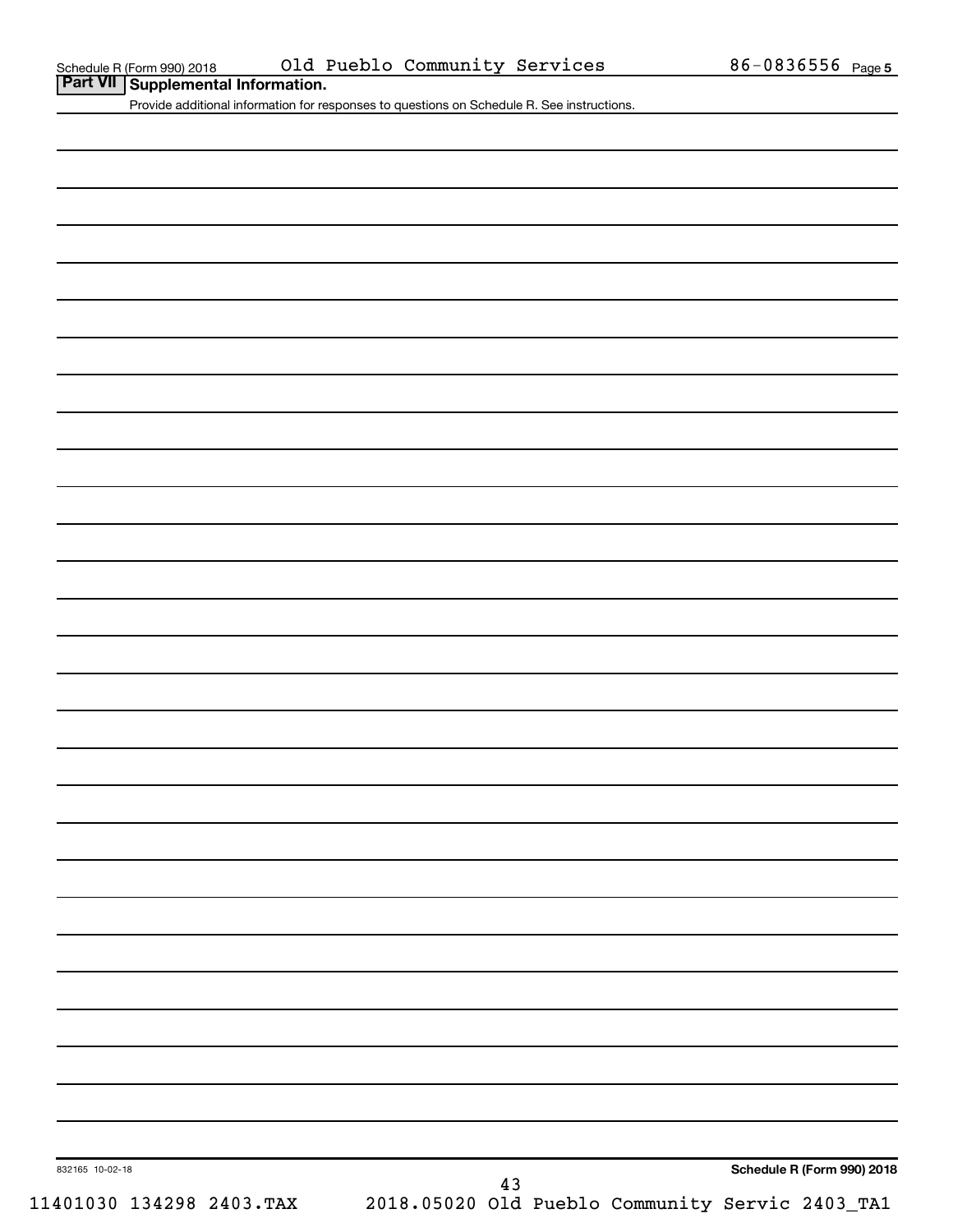## Part VII Supplemental Information.

Provide additional information for responses to questions on Schedule R. See instructions.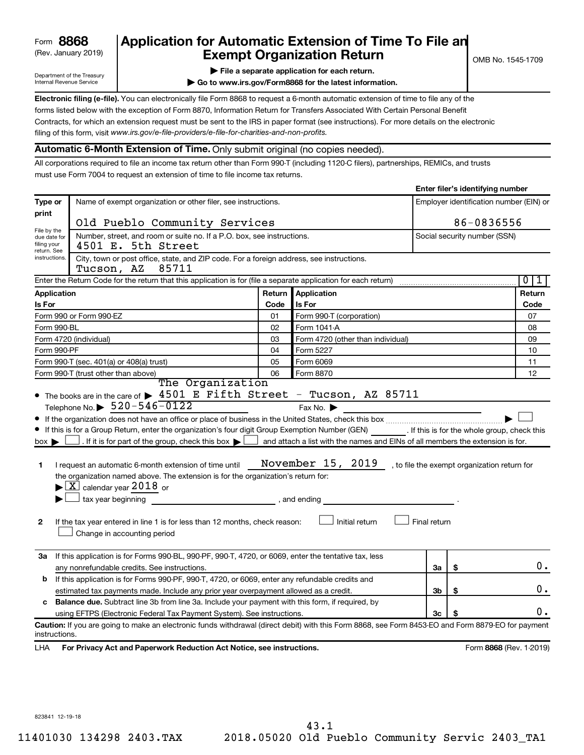Form **8868**
(Rev. January 2019)

Department of the Treasury
Internal Revenue Service

# Application for Automatic Extension of Time To File an Exempt Organization Return

▶ **File a separate application for each return.**

▶ **Go to www.irs.gov/Form8868 for the latest information.**

OMB No. 1545-1709

**Electronic filing (e-file).** You can electronically file Form 8868 to request a 6-month automatic extension of time to file any of the forms listed below with the exception of Form 8870, Information Return for Transfers Associated With Certain Personal Benefit Contracts, for which an extension request must be sent to the IRS in paper format (see instructions). For more details on the electronic filing of this form, visit *www.irs.gov/e-file-providers/e-file-for-charities-and-non-profits.*

**Automatic 6-Month Extension of Time.** Only submit original (no copies needed).

All corporations required to file an income tax return other than Form 990-T (including 1120-C filers), partnerships, REMICs, and trusts must use Form 7004 to request an extension of time to file income tax returns.

**Enter filer's identifying number**

| | | |
|---|---|---|
| **Type or print** | Name of exempt organization or other filer, see instructions.<br>Old Pueblo Community Services | Employer identification number (EIN) or<br>86-0836556 |
| File by the due date for filing your return. See instructions. | Number, street, and room or suite no. If a P.O. box, see instructions.<br>4501 E. 5th Street | Social security number (SSN) |
| | City, town or post office, state, and ZIP code. For a foreign address, see instructions.<br>Tucson, AZ 85711 | |

Enter the Return Code for the return that this application is for (file a separate application for each return) ..... 0 1

| Application Is For | Return Code | Application Is For | Return Code |
|---|---|---|---|
| Form 990 or Form 990-EZ | 01 | Form 990-T (corporation) | 07 |
| Form 990-BL | 02 | Form 1041-A | 08 |
| Form 4720 (individual) | 03 | Form 4720 (other than individual) | 09 |
| Form 990-PF | 04 | Form 5227 | 10 |
| Form 990-T (sec. 401(a) or 408(a) trust) | 05 | Form 6069 | 11 |
| Form 990-T (trust other than above) | 06 | Form 8870 | 12 |

- The books are in the care of ▶ The Organization 4501 E Fifth Street - Tucson, AZ 85711
  Telephone No. ▶ 520-546-0122 Fax No. ▶
- If the organization does not have an office or place of business in the United States, check this box ..... ▶ ☐
- If this is for a Group Return, enter the organization's four digit Group Exemption Number (GEN) ______. If this is for the whole group, check this box ▶ ☐. If it is for part of the group, check this box ▶ ☐ and attach a list with the names and EINs of all members the extension is for.

**1** I request an automatic 6-month extension of time until November 15, 2019 , to file the exempt organization return for the organization named above. The extension is for the organization's return for:
▶ ☒ calendar year 2018 or
▶ ☐ tax year beginning ______________, and ending ______________.

**2** If the tax year entered in line 1 is for less than 12 months, check reason: ☐ Initial return ☐ Final return
☐ Change in accounting period

| | | | |
|---|---|---|---|
| **3a** | If this application is for Forms 990-BL, 990-PF, 990-T, 4720, or 6069, enter the tentative tax, less any nonrefundable credits. See instructions. | 3a | $ 0. |
| **b** | If this application is for Forms 990-PF, 990-T, 4720, or 6069, enter any refundable credits and estimated tax payments made. Include any prior year overpayment allowed as a credit. | 3b | $ 0. |
| **c** | **Balance due.** Subtract line 3b from line 3a. Include your payment with this form, if required, by using EFTPS (Electronic Federal Tax Payment System). See instructions. | 3c | $ 0. |

**Caution:** If you are going to make an electronic funds withdrawal (direct debit) with this Form 8868, see Form 8453-EO and Form 8879-EO for payment instructions.

LHA **For Privacy Act and Paperwork Reduction Act Notice, see instructions.** Form **8868** (Rev. 1-2019)

823841 12-19-18

43.1
11401030 134298 2403.TAX 2018.05020 Old Pueblo Community Servic 2403_TA1